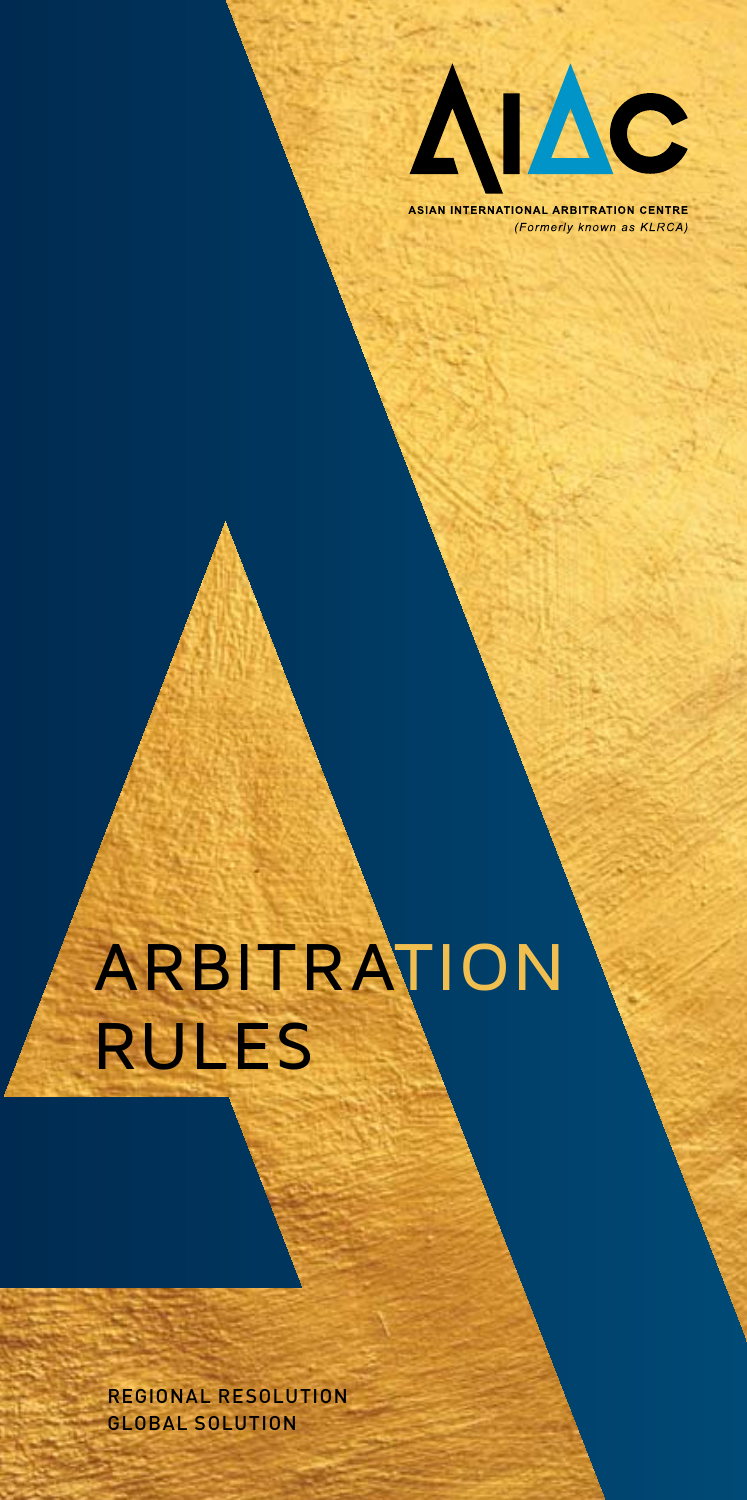AIAC

ASIAN INTERNATIONAL ARBITRATION CENTRE

*(Formerly known as KLRCA)*

# ARBITRATION RULES

REGIONAL RESOLUTION
GLOBAL SOLUTION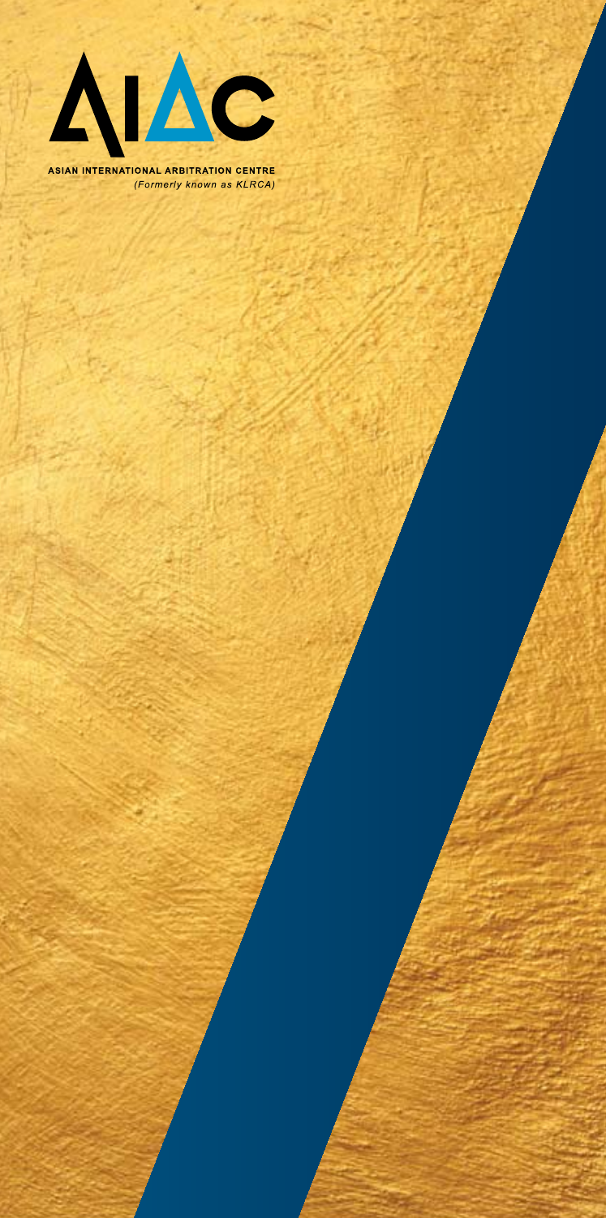AIAC

ASIAN INTERNATIONAL ARBITRATION CENTRE

*(Formerly known as KLRCA)*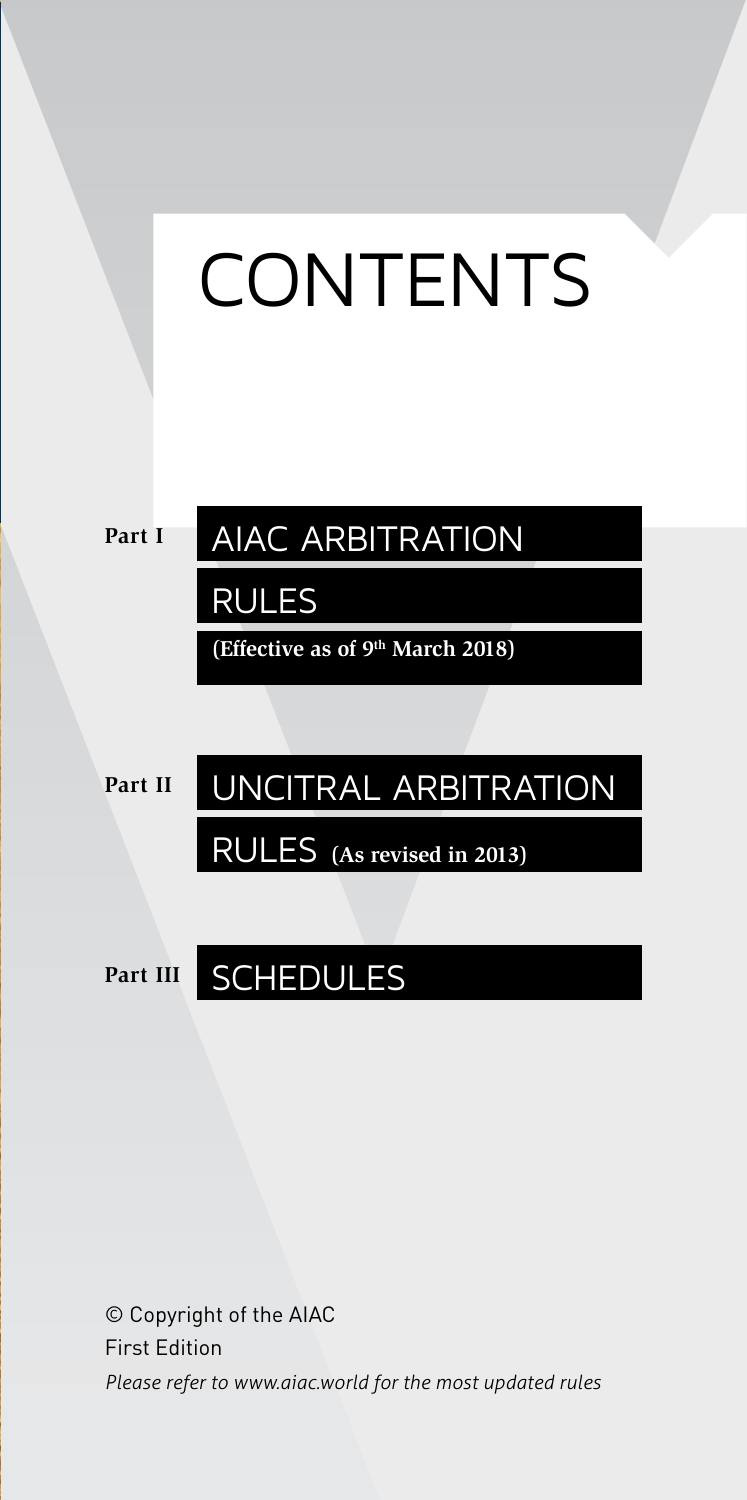# CONTENTS

**Part I** AIAC ARBITRATION RULES

**(Effective as of 9th March 2018)**

**Part II** UNCITRAL ARBITRATION RULES **(As revised in 2013)**

**Part III** SCHEDULES

© Copyright of the AIAC

First Edition

*Please refer to www.aiac.world for the most updated rules*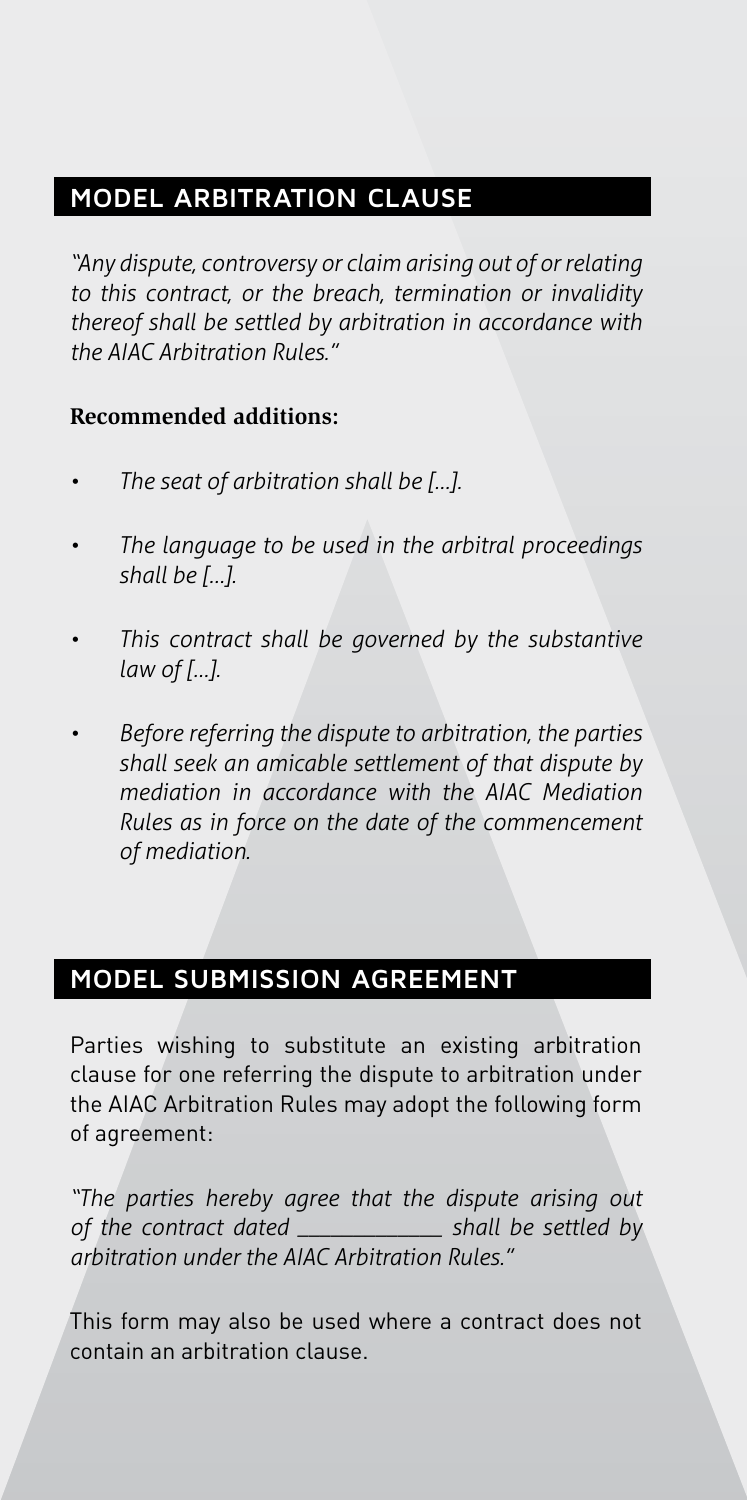## MODEL ARBITRATION CLAUSE

*"Any dispute, controversy or claim arising out of or relating to this contract, or the breach, termination or invalidity thereof shall be settled by arbitration in accordance with the AIAC Arbitration Rules."*

**Recommended additions:**

- *The seat of arbitration shall be [...].*
- *The language to be used in the arbitral proceedings shall be [...].*
- *This contract shall be governed by the substantive law of [...].*
- *Before referring the dispute to arbitration, the parties shall seek an amicable settlement of that dispute by mediation in accordance with the AIAC Mediation Rules as in force on the date of the commencement of mediation.*

## MODEL SUBMISSION AGREEMENT

Parties wishing to substitute an existing arbitration clause for one referring the dispute to arbitration under the AIAC Arbitration Rules may adopt the following form of agreement:

*"The parties hereby agree that the dispute arising out of the contract dated _____________ shall be settled by arbitration under the AIAC Arbitration Rules."*

This form may also be used where a contract does not contain an arbitration clause.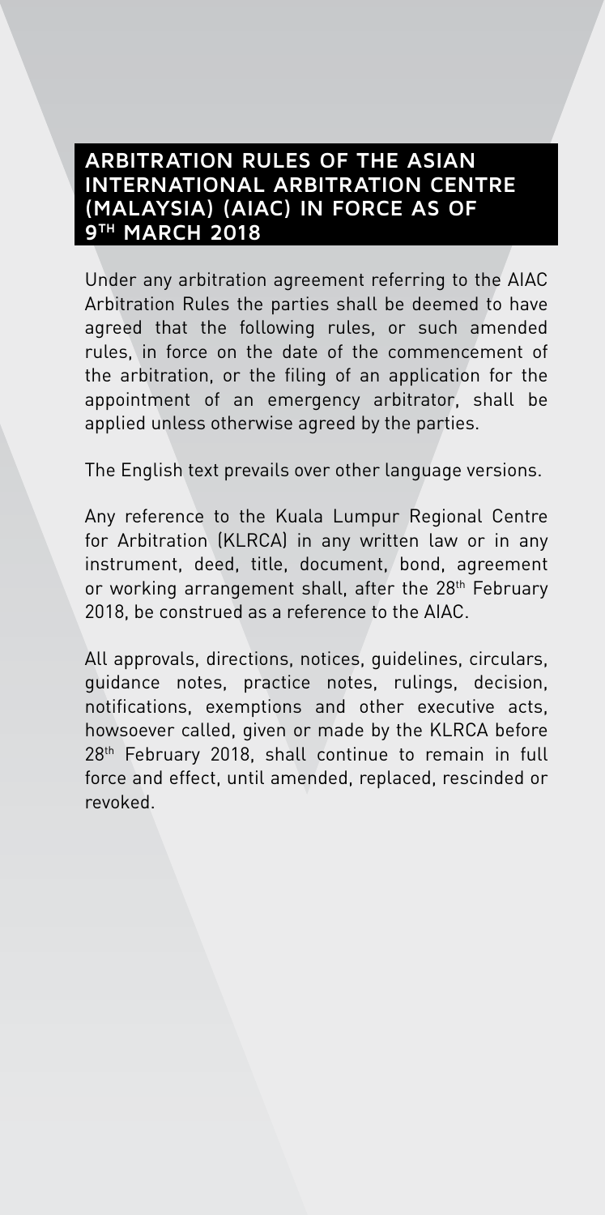## ARBITRATION RULES OF THE ASIAN INTERNATIONAL ARBITRATION CENTRE (MALAYSIA) (AIAC) IN FORCE AS OF 9TH MARCH 2018

Under any arbitration agreement referring to the AIAC Arbitration Rules the parties shall be deemed to have agreed that the following rules, or such amended rules, in force on the date of the commencement of the arbitration, or the filing of an application for the appointment of an emergency arbitrator, shall be applied unless otherwise agreed by the parties.

The English text prevails over other language versions.

Any reference to the Kuala Lumpur Regional Centre for Arbitration (KLRCA) in any written law or in any instrument, deed, title, document, bond, agreement or working arrangement shall, after the 28th February 2018, be construed as a reference to the AIAC.

All approvals, directions, notices, guidelines, circulars, guidance notes, practice notes, rulings, decision, notifications, exemptions and other executive acts, howsoever called, given or made by the KLRCA before 28th February 2018, shall continue to remain in full force and effect, until amended, replaced, rescinded or revoked.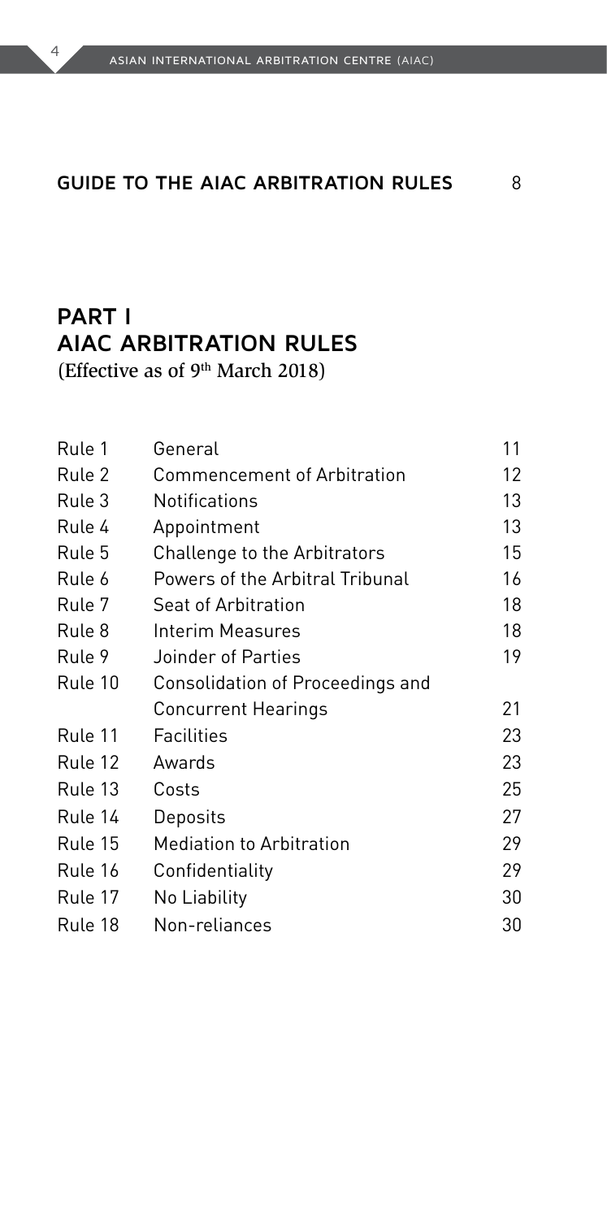**GUIDE TO THE AIAC ARBITRATION RULES** 8

## PART I
## AIAC ARBITRATION RULES

(Effective as of 9th March 2018)

| | | |
|---|---|---|
| Rule 1 | General | 11 |
| Rule 2 | Commencement of Arbitration | 12 |
| Rule 3 | Notifications | 13 |
| Rule 4 | Appointment | 13 |
| Rule 5 | Challenge to the Arbitrators | 15 |
| Rule 6 | Powers of the Arbitral Tribunal | 16 |
| Rule 7 | Seat of Arbitration | 18 |
| Rule 8 | Interim Measures | 18 |
| Rule 9 | Joinder of Parties | 19 |
| Rule 10 | Consolidation of Proceedings and Concurrent Hearings | 21 |
| Rule 11 | Facilities | 23 |
| Rule 12 | Awards | 23 |
| Rule 13 | Costs | 25 |
| Rule 14 | Deposits | 27 |
| Rule 15 | Mediation to Arbitration | 29 |
| Rule 16 | Confidentiality | 29 |
| Rule 17 | No Liability | 30 |
| Rule 18 | Non-reliances | 30 |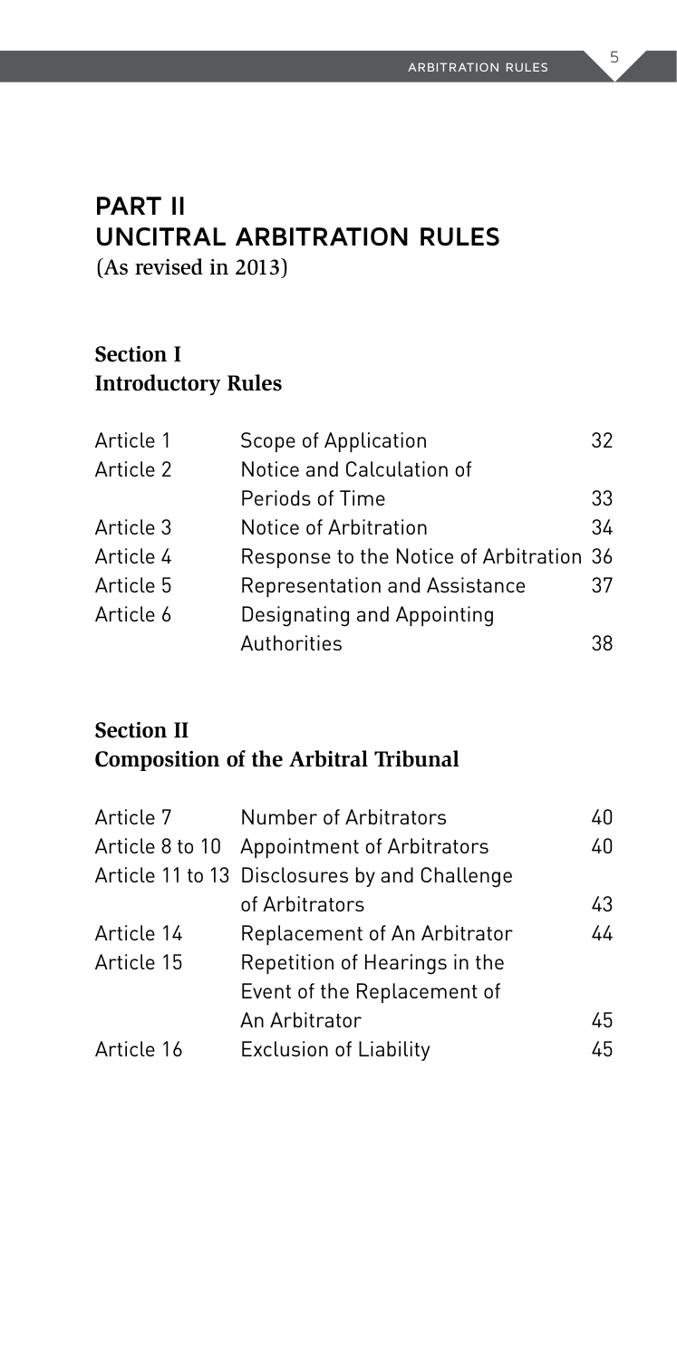# PART II
# UNCITRAL ARBITRATION RULES

(As revised in 2013)

## Section I
## Introductory Rules

| | | |
|---|---|---|
| Article 1 | Scope of Application | 32 |
| Article 2 | Notice and Calculation of Periods of Time | 33 |
| Article 3 | Notice of Arbitration | 34 |
| Article 4 | Response to the Notice of Arbitration | 36 |
| Article 5 | Representation and Assistance | 37 |
| Article 6 | Designating and Appointing Authorities | 38 |

## Section II
## Composition of the Arbitral Tribunal

| | | |
|---|---|---|
| Article 7 | Number of Arbitrators | 40 |
| Article 8 to 10 | Appointment of Arbitrators | 40 |
| Article 11 to 13 | Disclosures by and Challenge of Arbitrators | 43 |
| Article 14 | Replacement of An Arbitrator | 44 |
| Article 15 | Repetition of Hearings in the Event of the Replacement of An Arbitrator | 45 |
| Article 16 | Exclusion of Liability | 45 |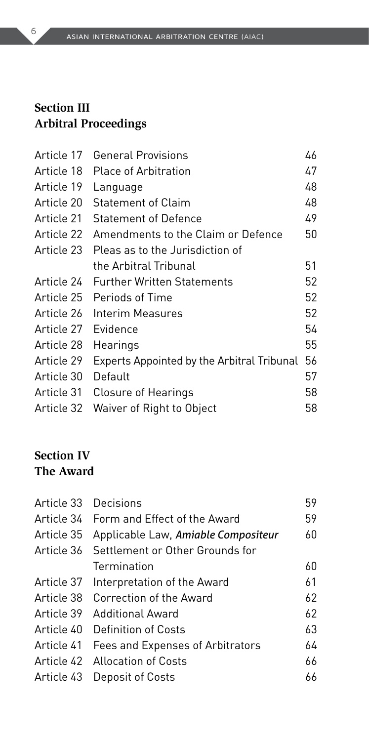## Section III
## Arbitral Proceedings

| | | |
|---|---|---|
| Article 17 | General Provisions | 46 |
| Article 18 | Place of Arbitration | 47 |
| Article 19 | Language | 48 |
| Article 20 | Statement of Claim | 48 |
| Article 21 | Statement of Defence | 49 |
| Article 22 | Amendments to the Claim or Defence | 50 |
| Article 23 | Pleas as to the Jurisdiction of the Arbitral Tribunal | 51 |
| Article 24 | Further Written Statements | 52 |
| Article 25 | Periods of Time | 52 |
| Article 26 | Interim Measures | 52 |
| Article 27 | Evidence | 54 |
| Article 28 | Hearings | 55 |
| Article 29 | Experts Appointed by the Arbitral Tribunal | 56 |
| Article 30 | Default | 57 |
| Article 31 | Closure of Hearings | 58 |
| Article 32 | Waiver of Right to Object | 58 |

## Section IV
## The Award

| | | |
|---|---|---|
| Article 33 | Decisions | 59 |
| Article 34 | Form and Effect of the Award | 59 |
| Article 35 | Applicable Law, *Amiable Compositeur* | 60 |
| Article 36 | Settlement or Other Grounds for Termination | 60 |
| Article 37 | Interpretation of the Award | 61 |
| Article 38 | Correction of the Award | 62 |
| Article 39 | Additional Award | 62 |
| Article 40 | Definition of Costs | 63 |
| Article 41 | Fees and Expenses of Arbitrators | 64 |
| Article 42 | Allocation of Costs | 66 |
| Article 43 | Deposit of Costs | 66 |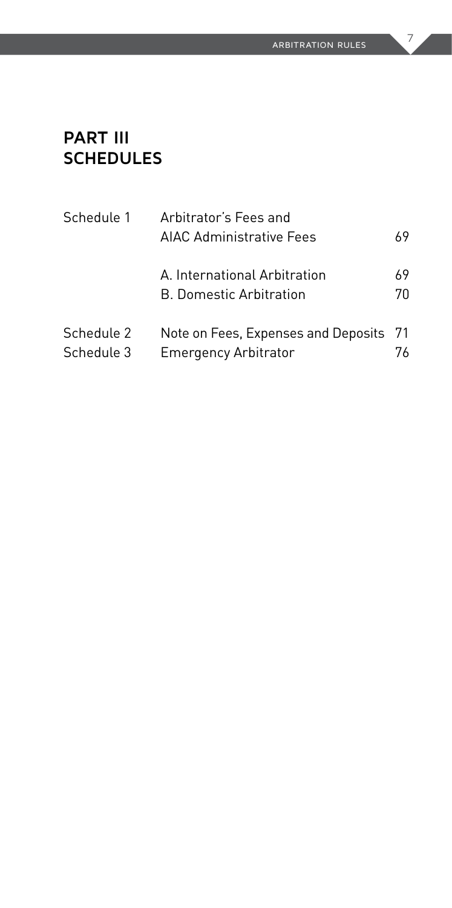# PART III SCHEDULES

| | | |
|---|---|---|
| Schedule 1 | Arbitrator's Fees and AIAC Administrative Fees | 69 |
| | A. International Arbitration | 69 |
| | B. Domestic Arbitration | 70 |
| Schedule 2 | Note on Fees, Expenses and Deposits | 71 |
| Schedule 3 | Emergency Arbitrator | 76 |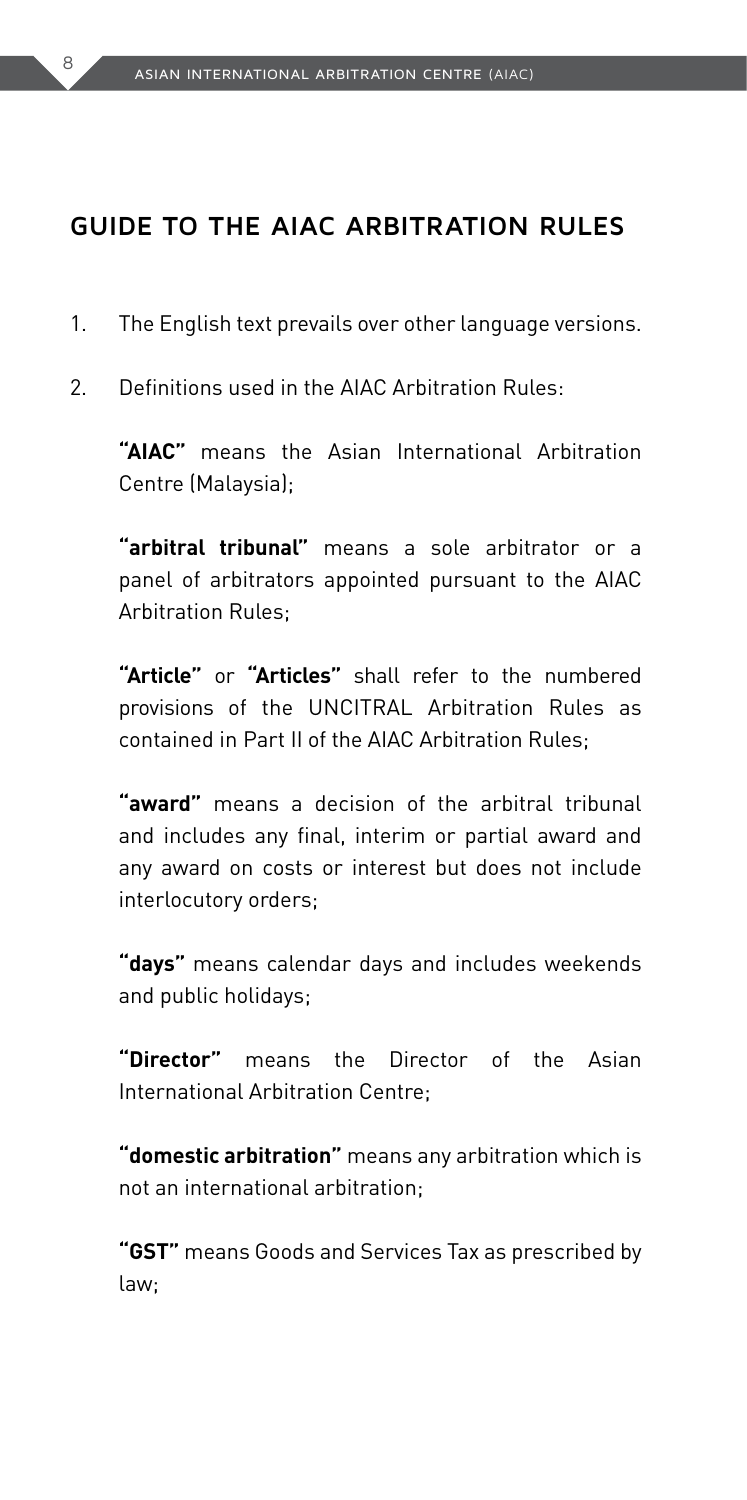## GUIDE TO THE AIAC ARBITRATION RULES

1. The English text prevails over other language versions.

2. Definitions used in the AIAC Arbitration Rules:

   **"AIAC"** means the Asian International Arbitration Centre (Malaysia);

   **"arbitral tribunal"** means a sole arbitrator or a panel of arbitrators appointed pursuant to the AIAC Arbitration Rules;

   **"Article"** or **"Articles"** shall refer to the numbered provisions of the UNCITRAL Arbitration Rules as contained in Part II of the AIAC Arbitration Rules;

   **"award"** means a decision of the arbitral tribunal and includes any final, interim or partial award and any award on costs or interest but does not include interlocutory orders;

   **"days"** means calendar days and includes weekends and public holidays;

   **"Director"** means the Director of the Asian International Arbitration Centre;

   **"domestic arbitration"** means any arbitration which is not an international arbitration;

   **"GST"** means Goods and Services Tax as prescribed by law;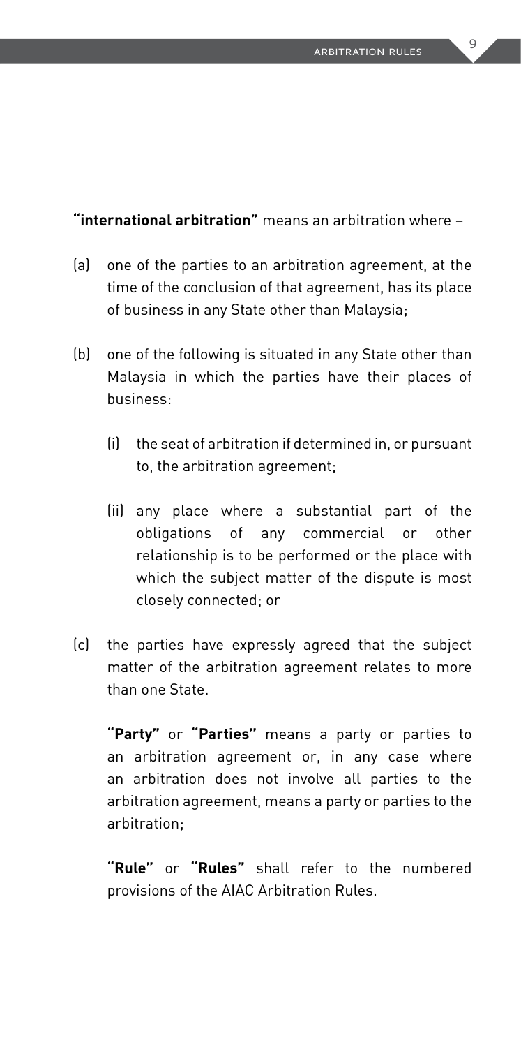**"international arbitration"** means an arbitration where –

(a) one of the parties to an arbitration agreement, at the time of the conclusion of that agreement, has its place of business in any State other than Malaysia;

(b) one of the following is situated in any State other than Malaysia in which the parties have their places of business:

   (i) the seat of arbitration if determined in, or pursuant to, the arbitration agreement;

   (ii) any place where a substantial part of the obligations of any commercial or other relationship is to be performed or the place with which the subject matter of the dispute is most closely connected; or

(c) the parties have expressly agreed that the subject matter of the arbitration agreement relates to more than one State.

**"Party"** or **"Parties"** means a party or parties to an arbitration agreement or, in any case where an arbitration does not involve all parties to the arbitration agreement, means a party or parties to the arbitration;

**"Rule"** or **"Rules"** shall refer to the numbered provisions of the AIAC Arbitration Rules.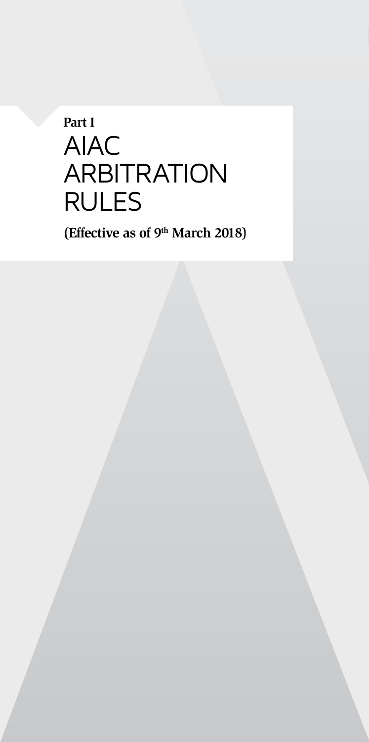**Part I**

# AIAC ARBITRATION RULES

**(Effective as of 9th March 2018)**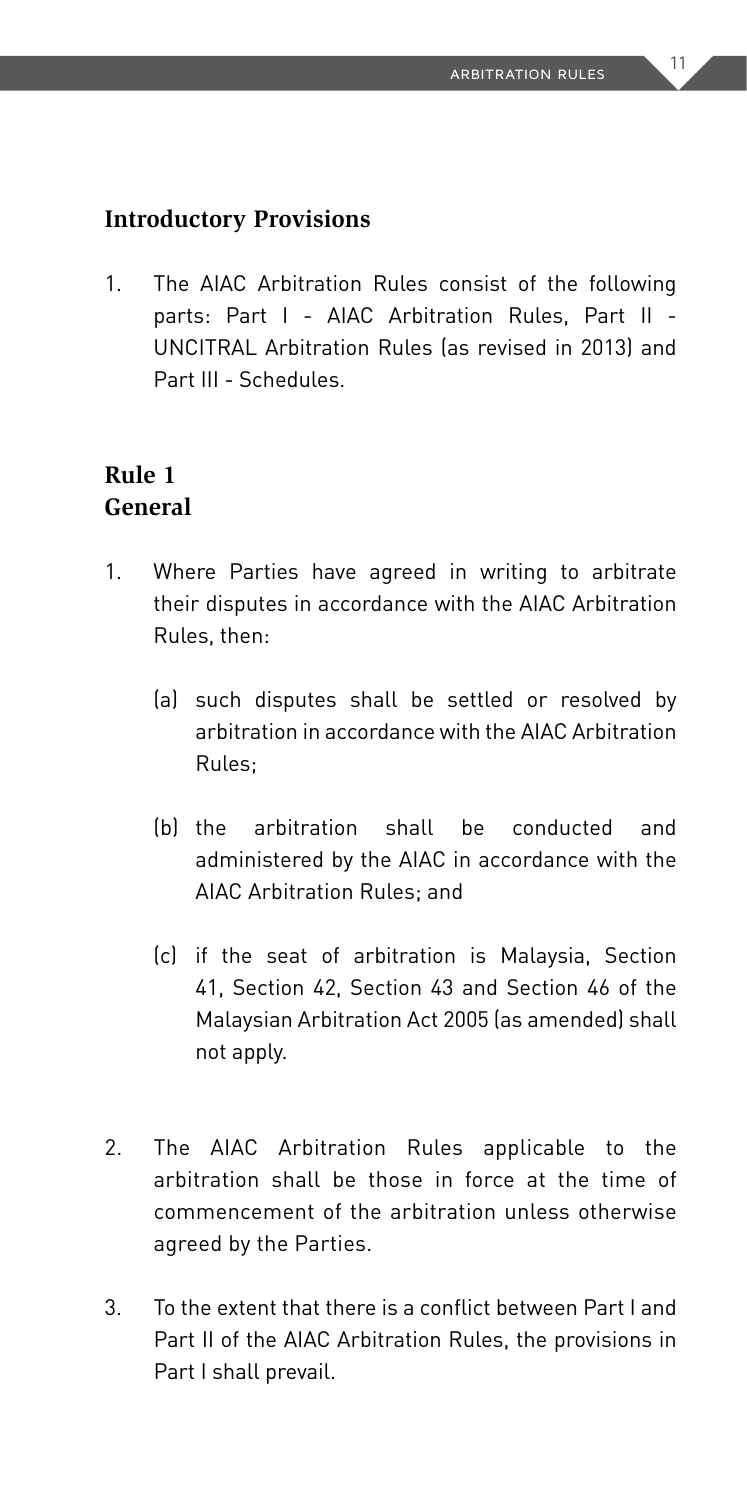## Introductory Provisions

1. The AIAC Arbitration Rules consist of the following parts: Part I - AIAC Arbitration Rules, Part II - UNCITRAL Arbitration Rules (as revised in 2013) and Part III - Schedules.

## Rule 1
## General

1. Where Parties have agreed in writing to arbitrate their disputes in accordance with the AIAC Arbitration Rules, then:

   (a) such disputes shall be settled or resolved by arbitration in accordance with the AIAC Arbitration Rules;

   (b) the arbitration shall be conducted and administered by the AIAC in accordance with the AIAC Arbitration Rules; and

   (c) if the seat of arbitration is Malaysia, Section 41, Section 42, Section 43 and Section 46 of the Malaysian Arbitration Act 2005 (as amended) shall not apply.

2. The AIAC Arbitration Rules applicable to the arbitration shall be those in force at the time of commencement of the arbitration unless otherwise agreed by the Parties.

3. To the extent that there is a conflict between Part I and Part II of the AIAC Arbitration Rules, the provisions in Part I shall prevail.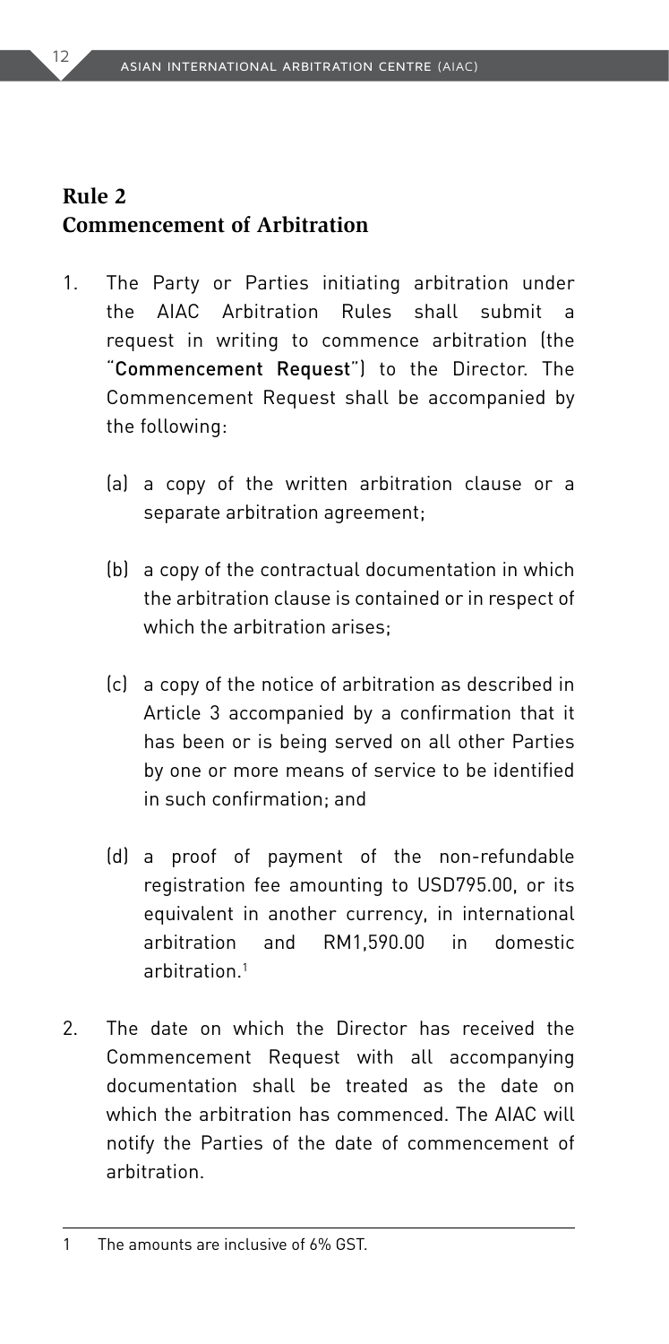## Rule 2
## Commencement of Arbitration

1. The Party or Parties initiating arbitration under the AIAC Arbitration Rules shall submit a request in writing to commence arbitration (the "**Commencement Request**") to the Director. The Commencement Request shall be accompanied by the following:

   (a) a copy of the written arbitration clause or a separate arbitration agreement;

   (b) a copy of the contractual documentation in which the arbitration clause is contained or in respect of which the arbitration arises;

   (c) a copy of the notice of arbitration as described in Article 3 accompanied by a confirmation that it has been or is being served on all other Parties by one or more means of service to be identified in such confirmation; and

   (d) a proof of payment of the non-refundable registration fee amounting to USD795.00, or its equivalent in another currency, in international arbitration and RM1,590.00 in domestic arbitration.[1]

2. The date on which the Director has received the Commencement Request with all accompanying documentation shall be treated as the date on which the arbitration has commenced. The AIAC will notify the Parties of the date of commencement of arbitration.

---

[1] The amounts are inclusive of 6% GST.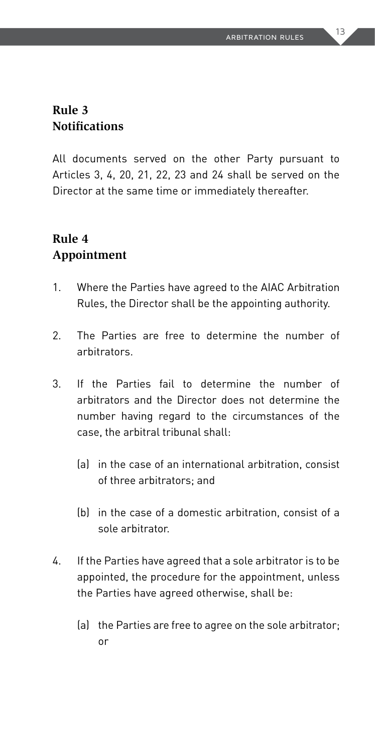## Rule 3
## Notifications

All documents served on the other Party pursuant to Articles 3, 4, 20, 21, 22, 23 and 24 shall be served on the Director at the same time or immediately thereafter.

## Rule 4
## Appointment

1. Where the Parties have agreed to the AIAC Arbitration Rules, the Director shall be the appointing authority.

2. The Parties are free to determine the number of arbitrators.

3. If the Parties fail to determine the number of arbitrators and the Director does not determine the number having regard to the circumstances of the case, the arbitral tribunal shall:

   (a) in the case of an international arbitration, consist of three arbitrators; and

   (b) in the case of a domestic arbitration, consist of a sole arbitrator.

4. If the Parties have agreed that a sole arbitrator is to be appointed, the procedure for the appointment, unless the Parties have agreed otherwise, shall be:

   (a) the Parties are free to agree on the sole arbitrator; or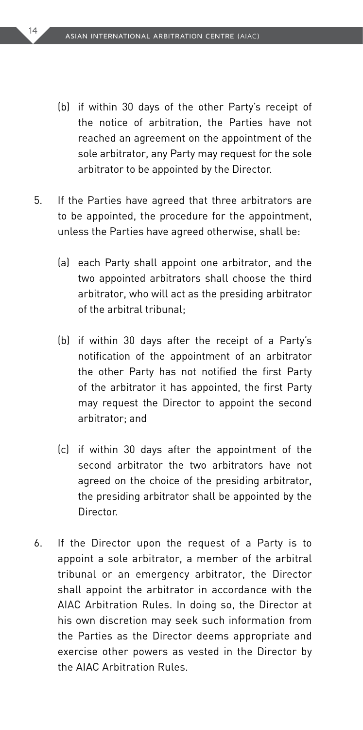(b) if within 30 days of the other Party's receipt of the notice of arbitration, the Parties have not reached an agreement on the appointment of the sole arbitrator, any Party may request for the sole arbitrator to be appointed by the Director.

5. If the Parties have agreed that three arbitrators are to be appointed, the procedure for the appointment, unless the Parties have agreed otherwise, shall be:

   (a) each Party shall appoint one arbitrator, and the two appointed arbitrators shall choose the third arbitrator, who will act as the presiding arbitrator of the arbitral tribunal;

   (b) if within 30 days after the receipt of a Party's notification of the appointment of an arbitrator the other Party has not notified the first Party of the arbitrator it has appointed, the first Party may request the Director to appoint the second arbitrator; and

   (c) if within 30 days after the appointment of the second arbitrator the two arbitrators have not agreed on the choice of the presiding arbitrator, the presiding arbitrator shall be appointed by the Director.

6. If the Director upon the request of a Party is to appoint a sole arbitrator, a member of the arbitral tribunal or an emergency arbitrator, the Director shall appoint the arbitrator in accordance with the AIAC Arbitration Rules. In doing so, the Director at his own discretion may seek such information from the Parties as the Director deems appropriate and exercise other powers as vested in the Director by the AIAC Arbitration Rules.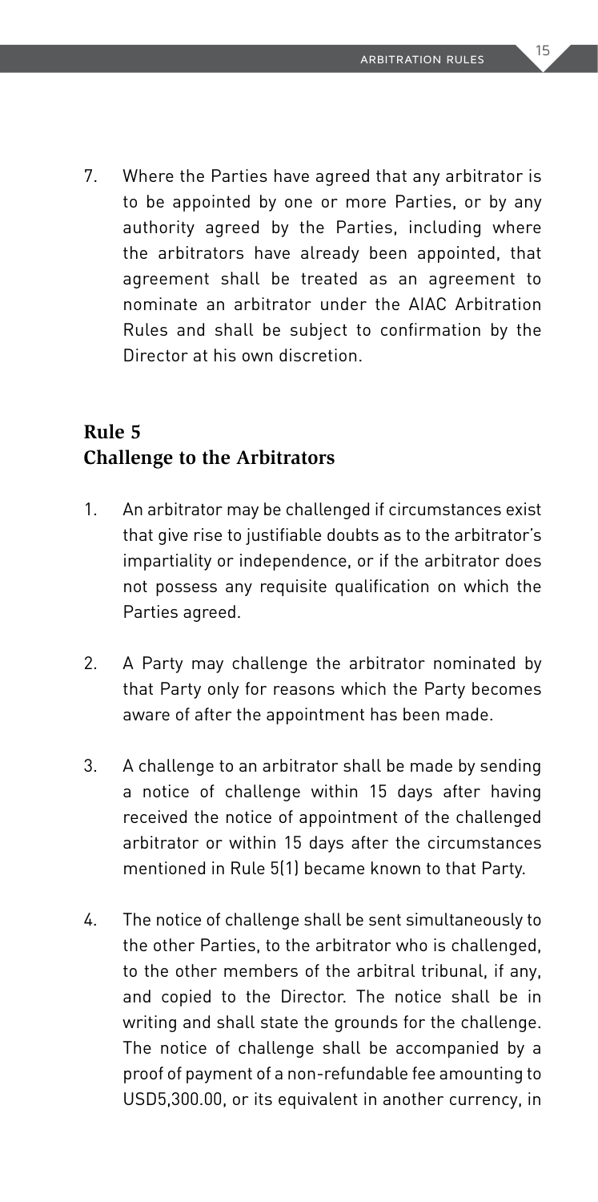7. Where the Parties have agreed that any arbitrator is to be appointed by one or more Parties, or by any authority agreed by the Parties, including where the arbitrators have already been appointed, that agreement shall be treated as an agreement to nominate an arbitrator under the AIAC Arbitration Rules and shall be subject to confirmation by the Director at his own discretion.

## Rule 5
## Challenge to the Arbitrators

1. An arbitrator may be challenged if circumstances exist that give rise to justifiable doubts as to the arbitrator's impartiality or independence, or if the arbitrator does not possess any requisite qualification on which the Parties agreed.

2. A Party may challenge the arbitrator nominated by that Party only for reasons which the Party becomes aware of after the appointment has been made.

3. A challenge to an arbitrator shall be made by sending a notice of challenge within 15 days after having received the notice of appointment of the challenged arbitrator or within 15 days after the circumstances mentioned in Rule 5(1) became known to that Party.

4. The notice of challenge shall be sent simultaneously to the other Parties, to the arbitrator who is challenged, to the other members of the arbitral tribunal, if any, and copied to the Director. The notice shall be in writing and shall state the grounds for the challenge. The notice of challenge shall be accompanied by a proof of payment of a non-refundable fee amounting to USD5,300.00, or its equivalent in another currency, in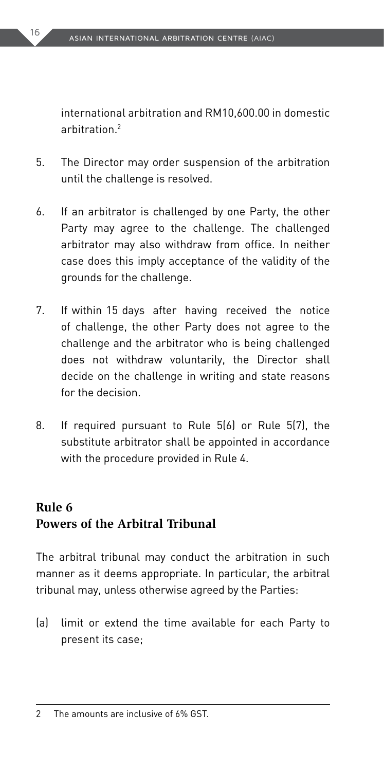international arbitration and RM10,600.00 in domestic arbitration.[2]

5. The Director may order suspension of the arbitration until the challenge is resolved.

6. If an arbitrator is challenged by one Party, the other Party may agree to the challenge. The challenged arbitrator may also withdraw from office. In neither case does this imply acceptance of the validity of the grounds for the challenge.

7. If within 15 days after having received the notice of challenge, the other Party does not agree to the challenge and the arbitrator who is being challenged does not withdraw voluntarily, the Director shall decide on the challenge in writing and state reasons for the decision.

8. If required pursuant to Rule 5(6) or Rule 5(7), the substitute arbitrator shall be appointed in accordance with the procedure provided in Rule 4.

## Rule 6
## Powers of the Arbitral Tribunal

The arbitral tribunal may conduct the arbitration in such manner as it deems appropriate. In particular, the arbitral tribunal may, unless otherwise agreed by the Parties:

(a) limit or extend the time available for each Party to present its case;

---

2 The amounts are inclusive of 6% GST.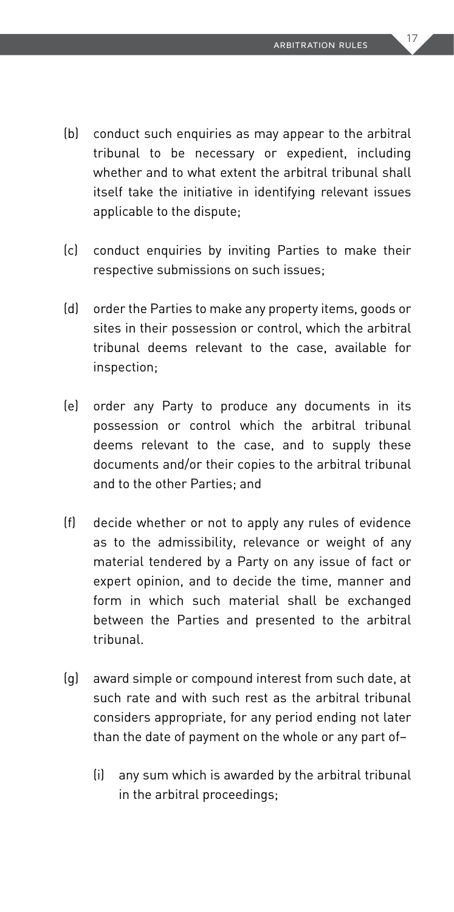(b) conduct such enquiries as may appear to the arbitral tribunal to be necessary or expedient, including whether and to what extent the arbitral tribunal shall itself take the initiative in identifying relevant issues applicable to the dispute;

(c) conduct enquiries by inviting Parties to make their respective submissions on such issues;

(d) order the Parties to make any property items, goods or sites in their possession or control, which the arbitral tribunal deems relevant to the case, available for inspection;

(e) order any Party to produce any documents in its possession or control which the arbitral tribunal deems relevant to the case, and to supply these documents and/or their copies to the arbitral tribunal and to the other Parties; and

(f) decide whether or not to apply any rules of evidence as to the admissibility, relevance or weight of any material tendered by a Party on any issue of fact or expert opinion, and to decide the time, manner and form in which such material shall be exchanged between the Parties and presented to the arbitral tribunal.

(g) award simple or compound interest from such date, at such rate and with such rest as the arbitral tribunal considers appropriate, for any period ending not later than the date of payment on the whole or any part of–

   (i) any sum which is awarded by the arbitral tribunal in the arbitral proceedings;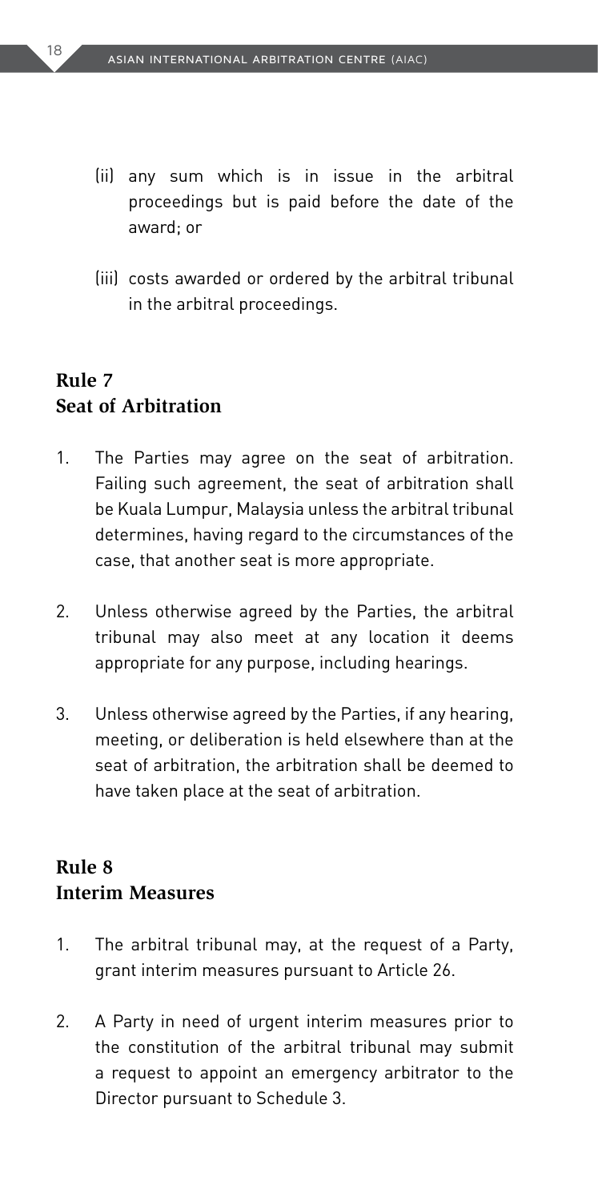(ii) any sum which is in issue in the arbitral proceedings but is paid before the date of the award; or

(iii) costs awarded or ordered by the arbitral tribunal in the arbitral proceedings.

## Rule 7
## Seat of Arbitration

1. The Parties may agree on the seat of arbitration. Failing such agreement, the seat of arbitration shall be Kuala Lumpur, Malaysia unless the arbitral tribunal determines, having regard to the circumstances of the case, that another seat is more appropriate.

2. Unless otherwise agreed by the Parties, the arbitral tribunal may also meet at any location it deems appropriate for any purpose, including hearings.

3. Unless otherwise agreed by the Parties, if any hearing, meeting, or deliberation is held elsewhere than at the seat of arbitration, the arbitration shall be deemed to have taken place at the seat of arbitration.

## Rule 8
## Interim Measures

1. The arbitral tribunal may, at the request of a Party, grant interim measures pursuant to Article 26.

2. A Party in need of urgent interim measures prior to the constitution of the arbitral tribunal may submit a request to appoint an emergency arbitrator to the Director pursuant to Schedule 3.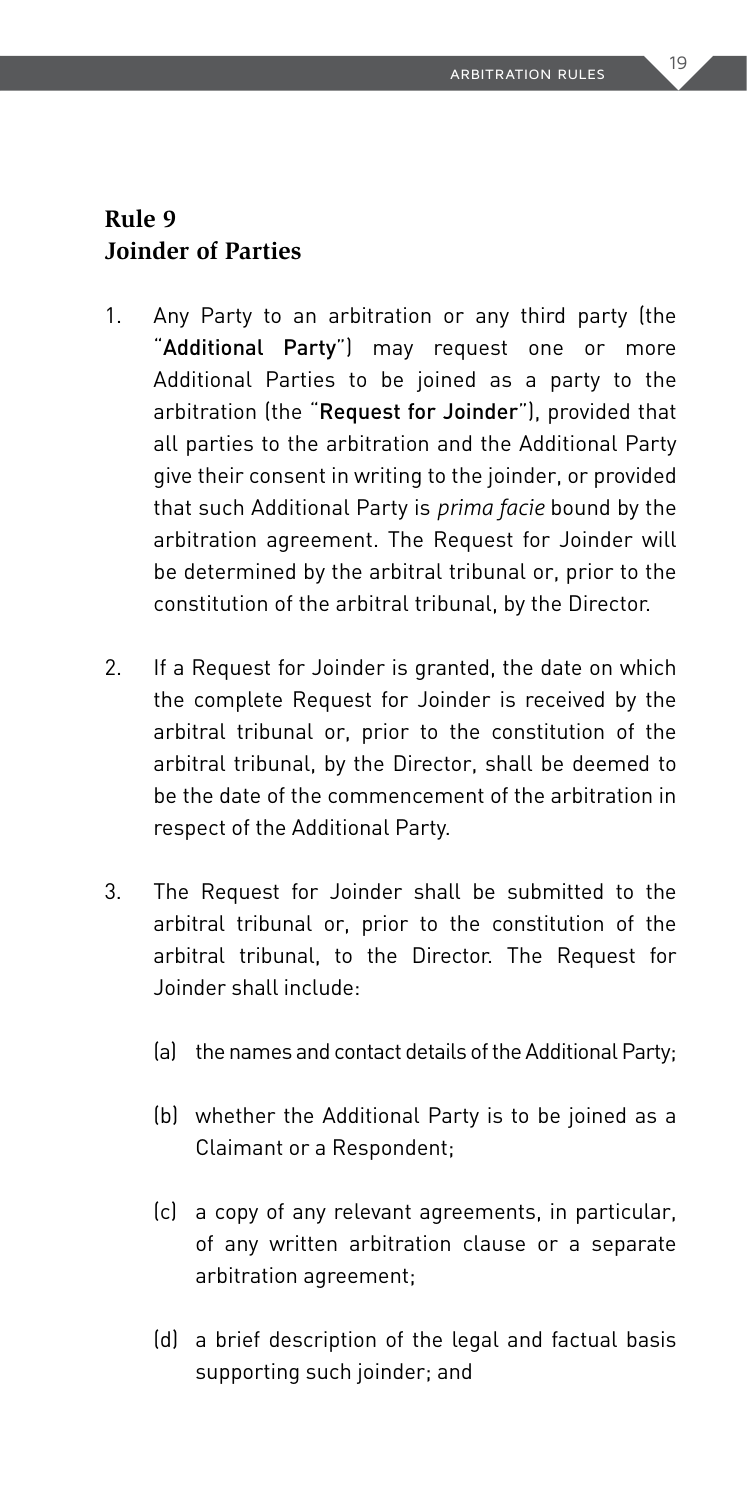## Rule 9
## Joinder of Parties

1. Any Party to an arbitration or any third party (the "**Additional Party**") may request one or more Additional Parties to be joined as a party to the arbitration (the "**Request for Joinder**"), provided that all parties to the arbitration and the Additional Party give their consent in writing to the joinder, or provided that such Additional Party is *prima facie* bound by the arbitration agreement. The Request for Joinder will be determined by the arbitral tribunal or, prior to the constitution of the arbitral tribunal, by the Director.

2. If a Request for Joinder is granted, the date on which the complete Request for Joinder is received by the arbitral tribunal or, prior to the constitution of the arbitral tribunal, by the Director, shall be deemed to be the date of the commencement of the arbitration in respect of the Additional Party.

3. The Request for Joinder shall be submitted to the arbitral tribunal or, prior to the constitution of the arbitral tribunal, to the Director. The Request for Joinder shall include:

   (a) the names and contact details of the Additional Party;

   (b) whether the Additional Party is to be joined as a Claimant or a Respondent;

   (c) a copy of any relevant agreements, in particular, of any written arbitration clause or a separate arbitration agreement;

   (d) a brief description of the legal and factual basis supporting such joinder; and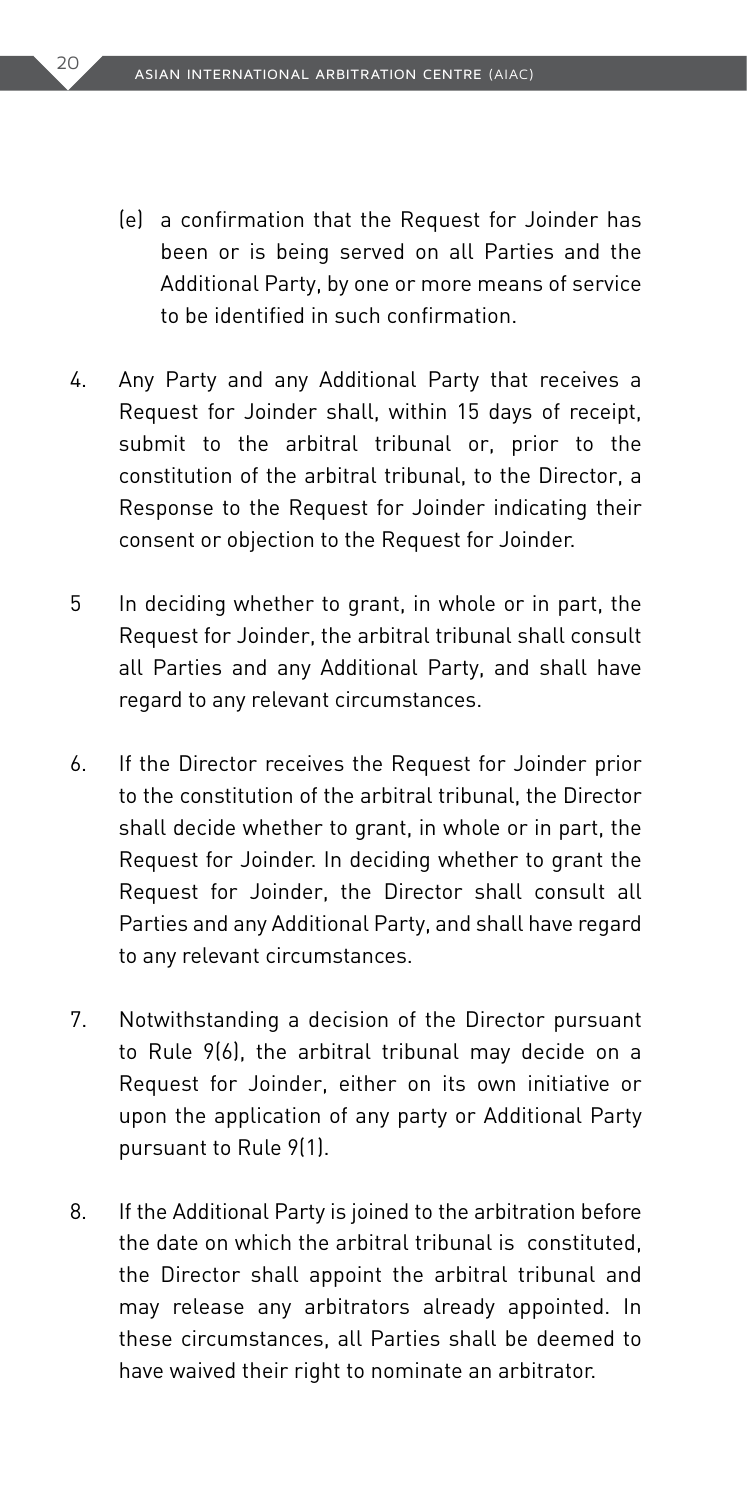(e) a confirmation that the Request for Joinder has been or is being served on all Parties and the Additional Party, by one or more means of service to be identified in such confirmation.

4. Any Party and any Additional Party that receives a Request for Joinder shall, within 15 days of receipt, submit to the arbitral tribunal or, prior to the constitution of the arbitral tribunal, to the Director, a Response to the Request for Joinder indicating their consent or objection to the Request for Joinder.

5 In deciding whether to grant, in whole or in part, the Request for Joinder, the arbitral tribunal shall consult all Parties and any Additional Party, and shall have regard to any relevant circumstances.

6. If the Director receives the Request for Joinder prior to the constitution of the arbitral tribunal, the Director shall decide whether to grant, in whole or in part, the Request for Joinder. In deciding whether to grant the Request for Joinder, the Director shall consult all Parties and any Additional Party, and shall have regard to any relevant circumstances.

7. Notwithstanding a decision of the Director pursuant to Rule 9(6), the arbitral tribunal may decide on a Request for Joinder, either on its own initiative or upon the application of any party or Additional Party pursuant to Rule 9(1).

8. If the Additional Party is joined to the arbitration before the date on which the arbitral tribunal is constituted, the Director shall appoint the arbitral tribunal and may release any arbitrators already appointed. In these circumstances, all Parties shall be deemed to have waived their right to nominate an arbitrator.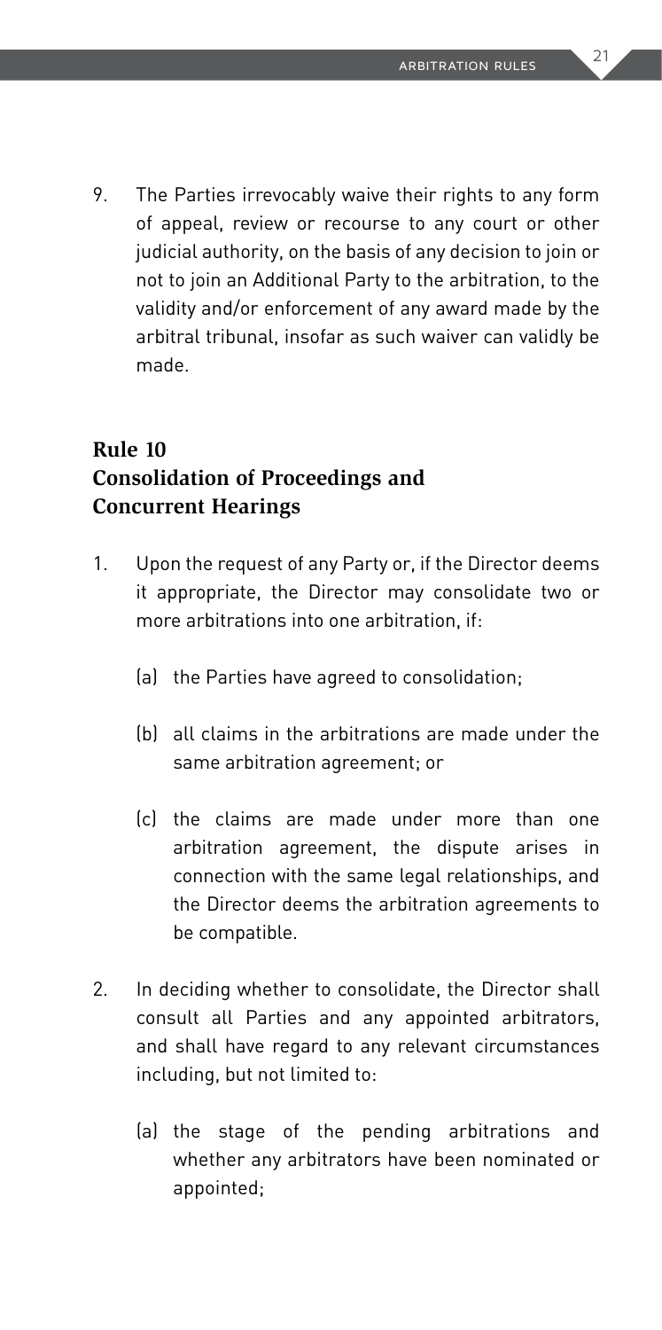9. The Parties irrevocably waive their rights to any form of appeal, review or recourse to any court or other judicial authority, on the basis of any decision to join or not to join an Additional Party to the arbitration, to the validity and/or enforcement of any award made by the arbitral tribunal, insofar as such waiver can validly be made.

## Rule 10
## Consolidation of Proceedings and Concurrent Hearings

1. Upon the request of any Party or, if the Director deems it appropriate, the Director may consolidate two or more arbitrations into one arbitration, if:

   (a) the Parties have agreed to consolidation;

   (b) all claims in the arbitrations are made under the same arbitration agreement; or

   (c) the claims are made under more than one arbitration agreement, the dispute arises in connection with the same legal relationships, and the Director deems the arbitration agreements to be compatible.

2. In deciding whether to consolidate, the Director shall consult all Parties and any appointed arbitrators, and shall have regard to any relevant circumstances including, but not limited to:

   (a) the stage of the pending arbitrations and whether any arbitrators have been nominated or appointed;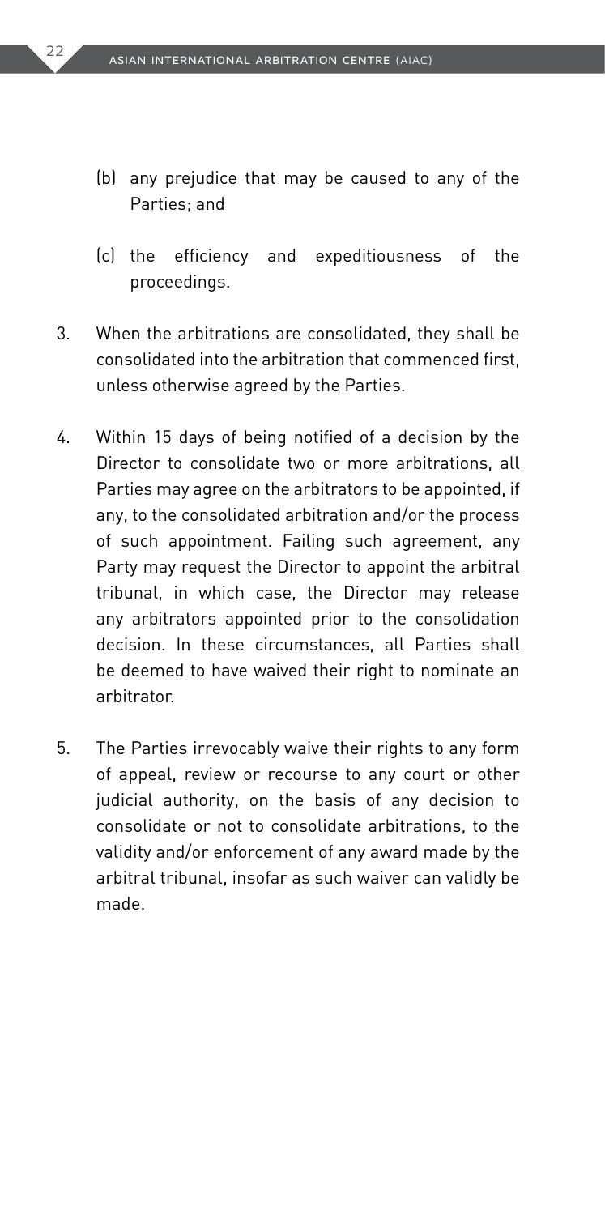(b) any prejudice that may be caused to any of the Parties; and

(c) the efficiency and expeditiousness of the proceedings.

3. When the arbitrations are consolidated, they shall be consolidated into the arbitration that commenced first, unless otherwise agreed by the Parties.

4. Within 15 days of being notified of a decision by the Director to consolidate two or more arbitrations, all Parties may agree on the arbitrators to be appointed, if any, to the consolidated arbitration and/or the process of such appointment. Failing such agreement, any Party may request the Director to appoint the arbitral tribunal, in which case, the Director may release any arbitrators appointed prior to the consolidation decision. In these circumstances, all Parties shall be deemed to have waived their right to nominate an arbitrator.

5. The Parties irrevocably waive their rights to any form of appeal, review or recourse to any court or other judicial authority, on the basis of any decision to consolidate or not to consolidate arbitrations, to the validity and/or enforcement of any award made by the arbitral tribunal, insofar as such waiver can validly be made.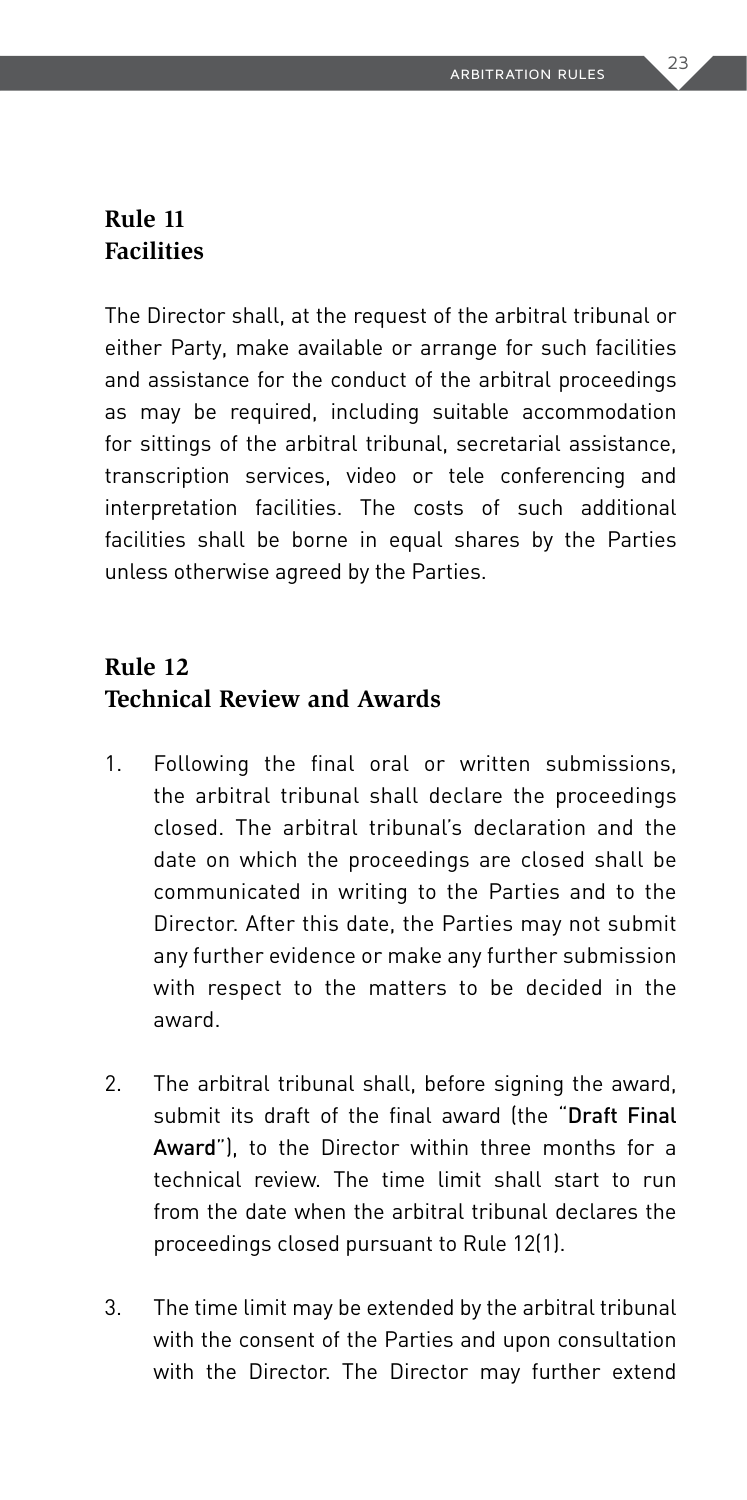## Rule 11
## Facilities

The Director shall, at the request of the arbitral tribunal or either Party, make available or arrange for such facilities and assistance for the conduct of the arbitral proceedings as may be required, including suitable accommodation for sittings of the arbitral tribunal, secretarial assistance, transcription services, video or tele conferencing and interpretation facilities. The costs of such additional facilities shall be borne in equal shares by the Parties unless otherwise agreed by the Parties.

## Rule 12
## Technical Review and Awards

1. Following the final oral or written submissions, the arbitral tribunal shall declare the proceedings closed. The arbitral tribunal's declaration and the date on which the proceedings are closed shall be communicated in writing to the Parties and to the Director. After this date, the Parties may not submit any further evidence or make any further submission with respect to the matters to be decided in the award.

2. The arbitral tribunal shall, before signing the award, submit its draft of the final award (the "**Draft Final Award**"), to the Director within three months for a technical review. The time limit shall start to run from the date when the arbitral tribunal declares the proceedings closed pursuant to Rule 12(1).

3. The time limit may be extended by the arbitral tribunal with the consent of the Parties and upon consultation with the Director. The Director may further extend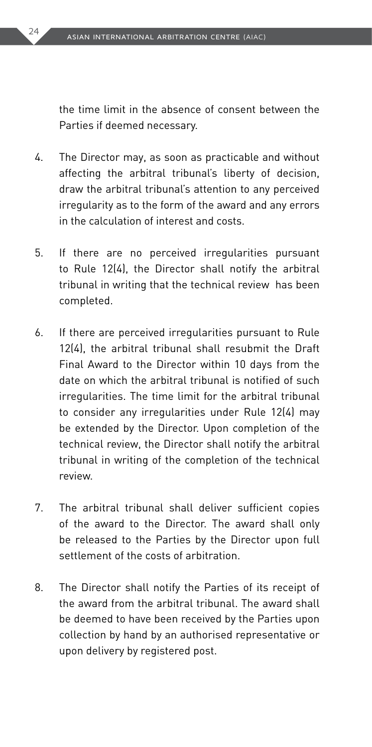the time limit in the absence of consent between the Parties if deemed necessary.

4. The Director may, as soon as practicable and without affecting the arbitral tribunal's liberty of decision, draw the arbitral tribunal's attention to any perceived irregularity as to the form of the award and any errors in the calculation of interest and costs.

5. If there are no perceived irregularities pursuant to Rule 12(4), the Director shall notify the arbitral tribunal in writing that the technical review has been completed.

6. If there are perceived irregularities pursuant to Rule 12(4), the arbitral tribunal shall resubmit the Draft Final Award to the Director within 10 days from the date on which the arbitral tribunal is notified of such irregularities. The time limit for the arbitral tribunal to consider any irregularities under Rule 12(4) may be extended by the Director. Upon completion of the technical review, the Director shall notify the arbitral tribunal in writing of the completion of the technical review.

7. The arbitral tribunal shall deliver sufficient copies of the award to the Director. The award shall only be released to the Parties by the Director upon full settlement of the costs of arbitration.

8. The Director shall notify the Parties of its receipt of the award from the arbitral tribunal. The award shall be deemed to have been received by the Parties upon collection by hand by an authorised representative or upon delivery by registered post.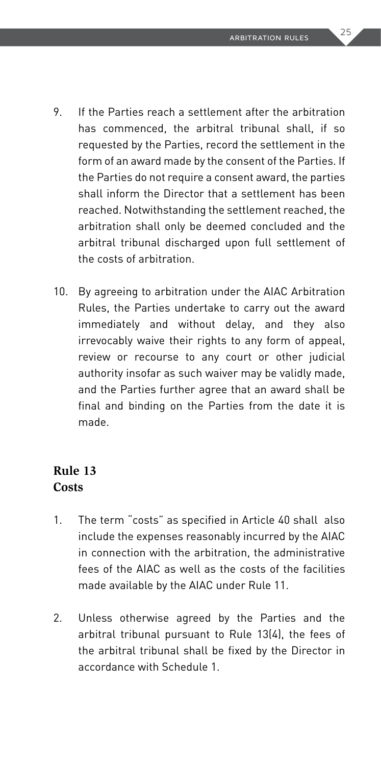9. If the Parties reach a settlement after the arbitration has commenced, the arbitral tribunal shall, if so requested by the Parties, record the settlement in the form of an award made by the consent of the Parties. If the Parties do not require a consent award, the parties shall inform the Director that a settlement has been reached. Notwithstanding the settlement reached, the arbitration shall only be deemed concluded and the arbitral tribunal discharged upon full settlement of the costs of arbitration.

10. By agreeing to arbitration under the AIAC Arbitration Rules, the Parties undertake to carry out the award immediately and without delay, and they also irrevocably waive their rights to any form of appeal, review or recourse to any court or other judicial authority insofar as such waiver may be validly made, and the Parties further agree that an award shall be final and binding on the Parties from the date it is made.

## Rule 13
## Costs

1. The term "costs" as specified in Article 40 shall also include the expenses reasonably incurred by the AIAC in connection with the arbitration, the administrative fees of the AIAC as well as the costs of the facilities made available by the AIAC under Rule 11.

2. Unless otherwise agreed by the Parties and the arbitral tribunal pursuant to Rule 13(4), the fees of the arbitral tribunal shall be fixed by the Director in accordance with Schedule 1.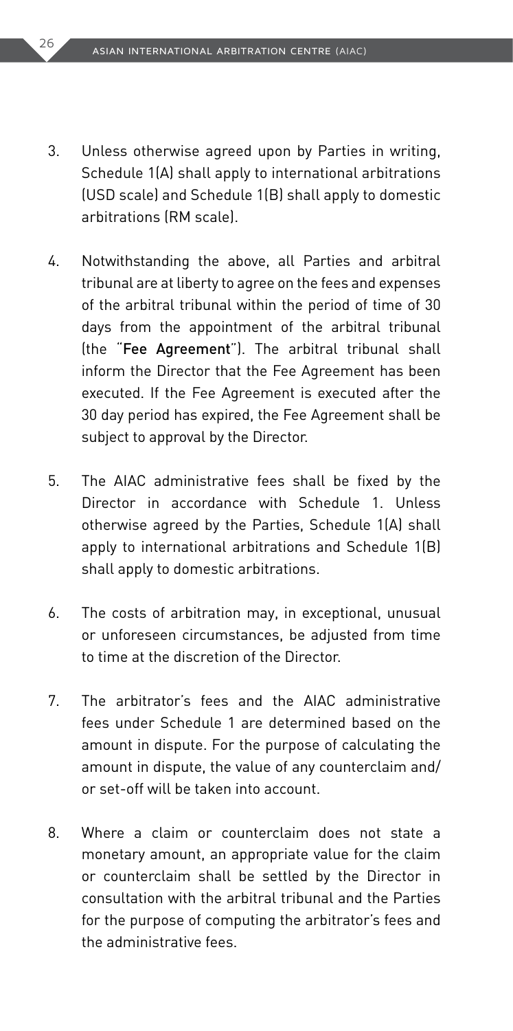3. Unless otherwise agreed upon by Parties in writing, Schedule 1(A) shall apply to international arbitrations (USD scale) and Schedule 1(B) shall apply to domestic arbitrations (RM scale).

4. Notwithstanding the above, all Parties and arbitral tribunal are at liberty to agree on the fees and expenses of the arbitral tribunal within the period of time of 30 days from the appointment of the arbitral tribunal (the "**Fee Agreement**"). The arbitral tribunal shall inform the Director that the Fee Agreement has been executed. If the Fee Agreement is executed after the 30 day period has expired, the Fee Agreement shall be subject to approval by the Director.

5. The AIAC administrative fees shall be fixed by the Director in accordance with Schedule 1. Unless otherwise agreed by the Parties, Schedule 1(A) shall apply to international arbitrations and Schedule 1(B) shall apply to domestic arbitrations.

6. The costs of arbitration may, in exceptional, unusual or unforeseen circumstances, be adjusted from time to time at the discretion of the Director.

7. The arbitrator's fees and the AIAC administrative fees under Schedule 1 are determined based on the amount in dispute. For the purpose of calculating the amount in dispute, the value of any counterclaim and/ or set-off will be taken into account.

8. Where a claim or counterclaim does not state a monetary amount, an appropriate value for the claim or counterclaim shall be settled by the Director in consultation with the arbitral tribunal and the Parties for the purpose of computing the arbitrator's fees and the administrative fees.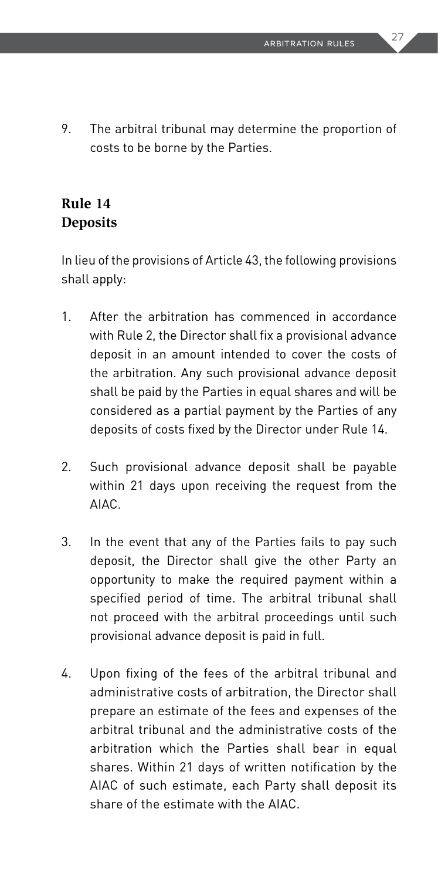9. The arbitral tribunal may determine the proportion of costs to be borne by the Parties.

## Rule 14
## Deposits

In lieu of the provisions of Article 43, the following provisions shall apply:

1. After the arbitration has commenced in accordance with Rule 2, the Director shall fix a provisional advance deposit in an amount intended to cover the costs of the arbitration. Any such provisional advance deposit shall be paid by the Parties in equal shares and will be considered as a partial payment by the Parties of any deposits of costs fixed by the Director under Rule 14.

2. Such provisional advance deposit shall be payable within 21 days upon receiving the request from the AIAC.

3. In the event that any of the Parties fails to pay such deposit, the Director shall give the other Party an opportunity to make the required payment within a specified period of time. The arbitral tribunal shall not proceed with the arbitral proceedings until such provisional advance deposit is paid in full.

4. Upon fixing of the fees of the arbitral tribunal and administrative costs of arbitration, the Director shall prepare an estimate of the fees and expenses of the arbitral tribunal and the administrative costs of the arbitration which the Parties shall bear in equal shares. Within 21 days of written notification by the AIAC of such estimate, each Party shall deposit its share of the estimate with the AIAC.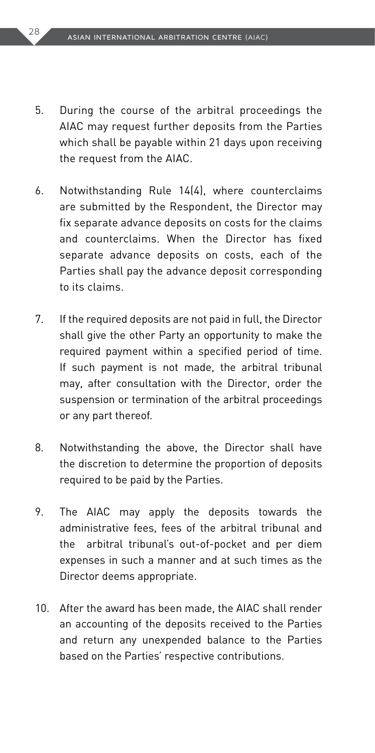5. During the course of the arbitral proceedings the AIAC may request further deposits from the Parties which shall be payable within 21 days upon receiving the request from the AIAC.

6. Notwithstanding Rule 14(4), where counterclaims are submitted by the Respondent, the Director may fix separate advance deposits on costs for the claims and counterclaims. When the Director has fixed separate advance deposits on costs, each of the Parties shall pay the advance deposit corresponding to its claims.

7. If the required deposits are not paid in full, the Director shall give the other Party an opportunity to make the required payment within a specified period of time. If such payment is not made, the arbitral tribunal may, after consultation with the Director, order the suspension or termination of the arbitral proceedings or any part thereof.

8. Notwithstanding the above, the Director shall have the discretion to determine the proportion of deposits required to be paid by the Parties.

9. The AIAC may apply the deposits towards the administrative fees, fees of the arbitral tribunal and the arbitral tribunal's out-of-pocket and per diem expenses in such a manner and at such times as the Director deems appropriate.

10. After the award has been made, the AIAC shall render an accounting of the deposits received to the Parties and return any unexpended balance to the Parties based on the Parties' respective contributions.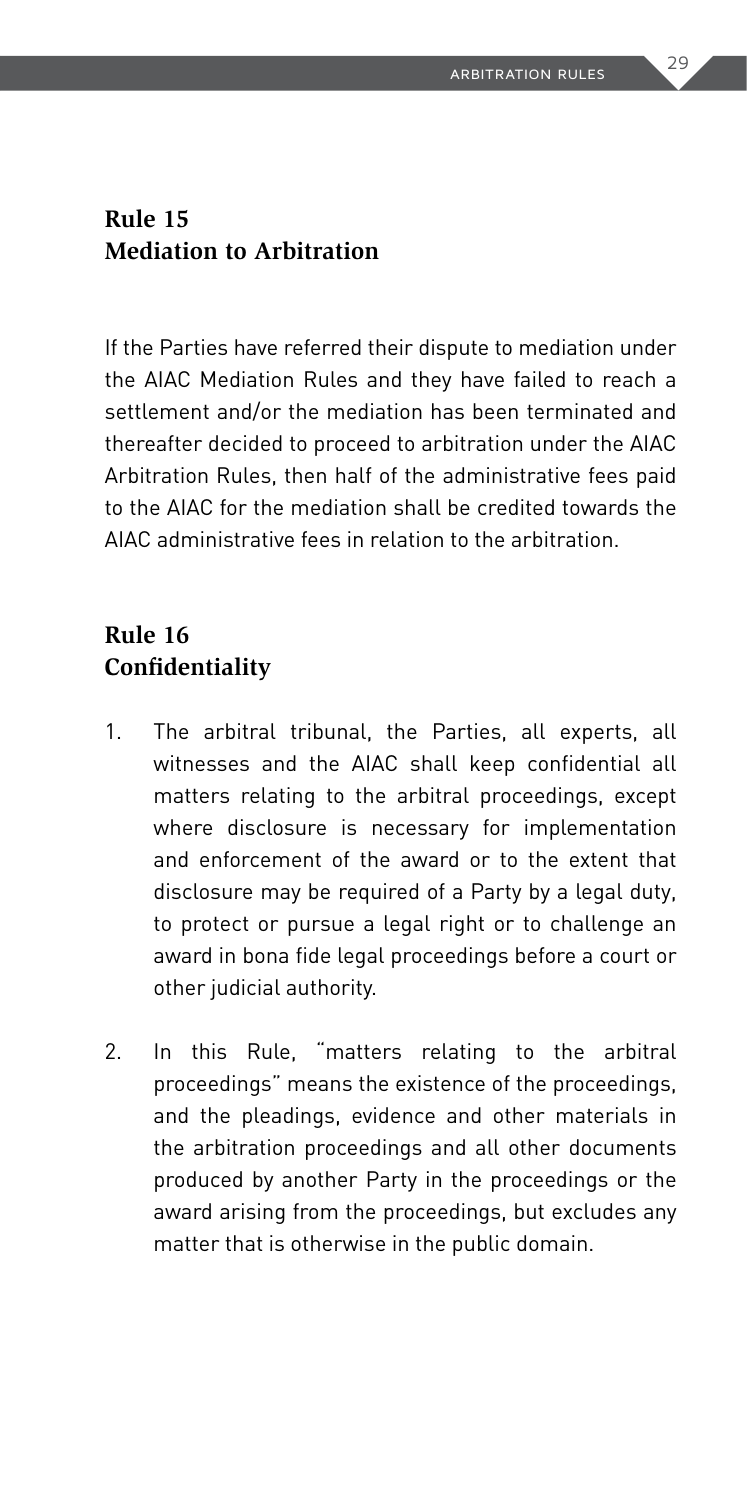## Rule 15
## Mediation to Arbitration

If the Parties have referred their dispute to mediation under the AIAC Mediation Rules and they have failed to reach a settlement and/or the mediation has been terminated and thereafter decided to proceed to arbitration under the AIAC Arbitration Rules, then half of the administrative fees paid to the AIAC for the mediation shall be credited towards the AIAC administrative fees in relation to the arbitration.

## Rule 16
## Confidentiality

1. The arbitral tribunal, the Parties, all experts, all witnesses and the AIAC shall keep confidential all matters relating to the arbitral proceedings, except where disclosure is necessary for implementation and enforcement of the award or to the extent that disclosure may be required of a Party by a legal duty, to protect or pursue a legal right or to challenge an award in bona fide legal proceedings before a court or other judicial authority.

2. In this Rule, "matters relating to the arbitral proceedings" means the existence of the proceedings, and the pleadings, evidence and other materials in the arbitration proceedings and all other documents produced by another Party in the proceedings or the award arising from the proceedings, but excludes any matter that is otherwise in the public domain.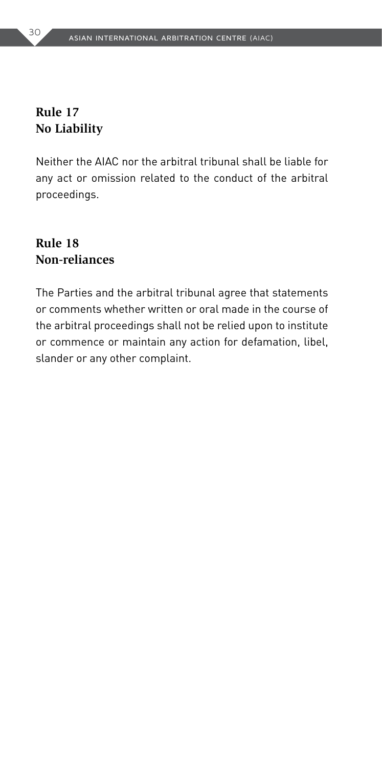## Rule 17
## No Liability

Neither the AIAC nor the arbitral tribunal shall be liable for any act or omission related to the conduct of the arbitral proceedings.

## Rule 18
## Non-reliances

The Parties and the arbitral tribunal agree that statements or comments whether written or oral made in the course of the arbitral proceedings shall not be relied upon to institute or commence or maintain any action for defamation, libel, slander or any other complaint.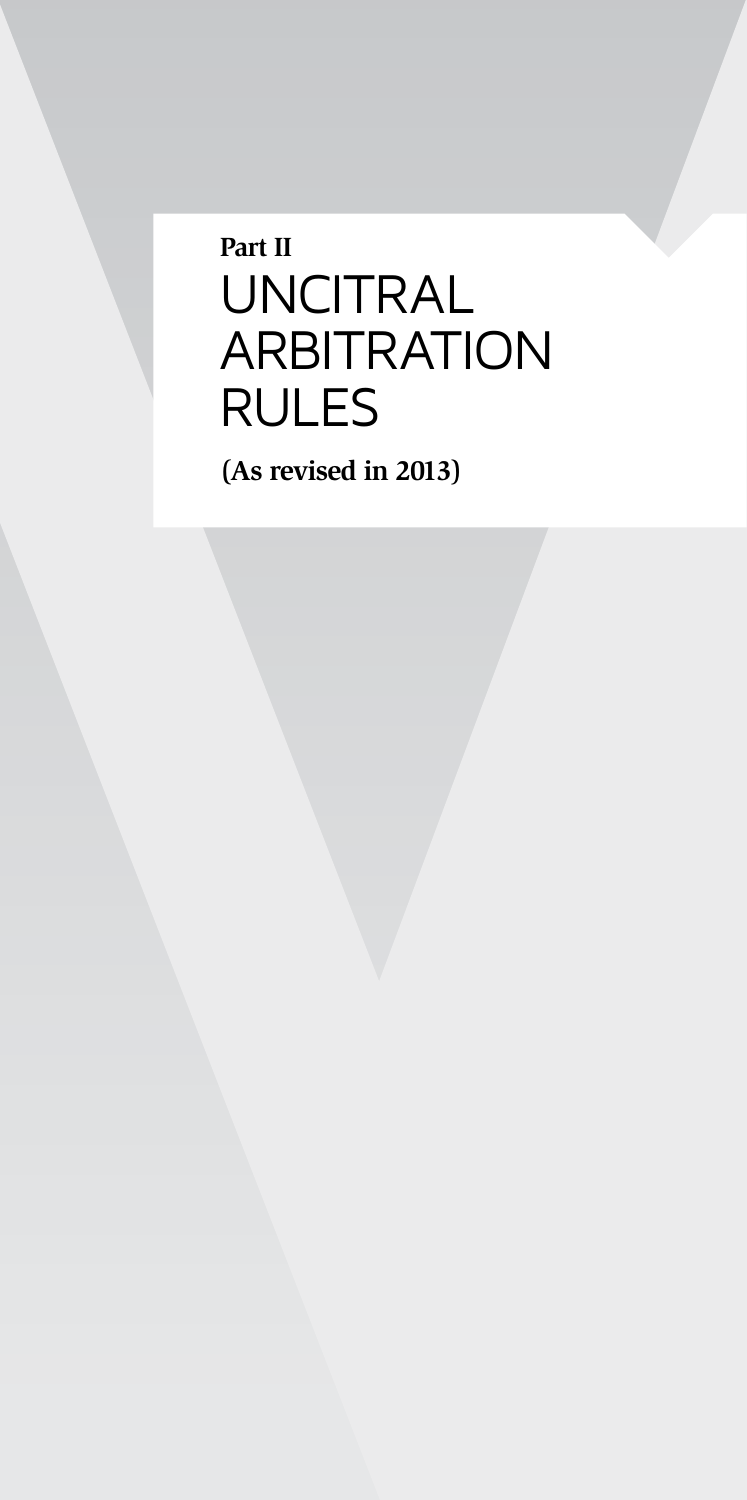**Part II**

# UNCITRAL ARBITRATION RULES

**(As revised in 2013)**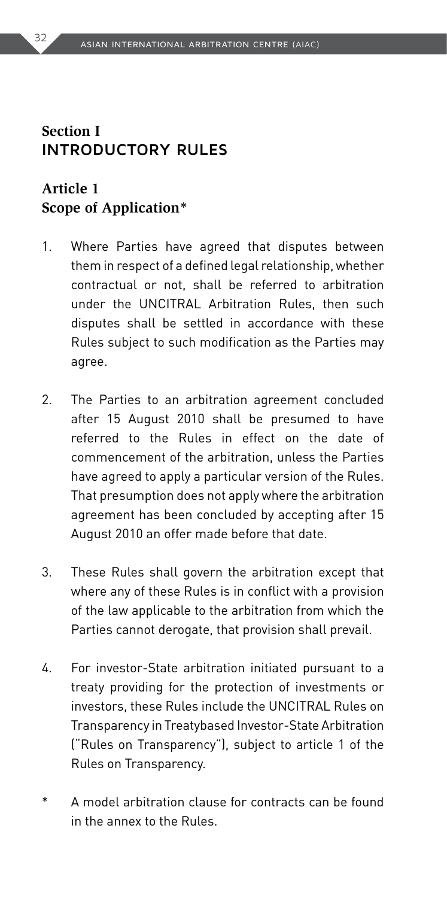## Section I
## INTRODUCTORY RULES

### Article 1
### Scope of Application*

1. Where Parties have agreed that disputes between them in respect of a defined legal relationship, whether contractual or not, shall be referred to arbitration under the UNCITRAL Arbitration Rules, then such disputes shall be settled in accordance with these Rules subject to such modification as the Parties may agree.

2. The Parties to an arbitration agreement concluded after 15 August 2010 shall be presumed to have referred to the Rules in effect on the date of commencement of the arbitration, unless the Parties have agreed to apply a particular version of the Rules. That presumption does not apply where the arbitration agreement has been concluded by accepting after 15 August 2010 an offer made before that date.

3. These Rules shall govern the arbitration except that where any of these Rules is in conflict with a provision of the law applicable to the arbitration from which the Parties cannot derogate, that provision shall prevail.

4. For investor-State arbitration initiated pursuant to a treaty providing for the protection of investments or investors, these Rules include the UNCITRAL Rules on Transparency in Treatybased Investor-State Arbitration ("Rules on Transparency"), subject to article 1 of the Rules on Transparency.

\* A model arbitration clause for contracts can be found in the annex to the Rules.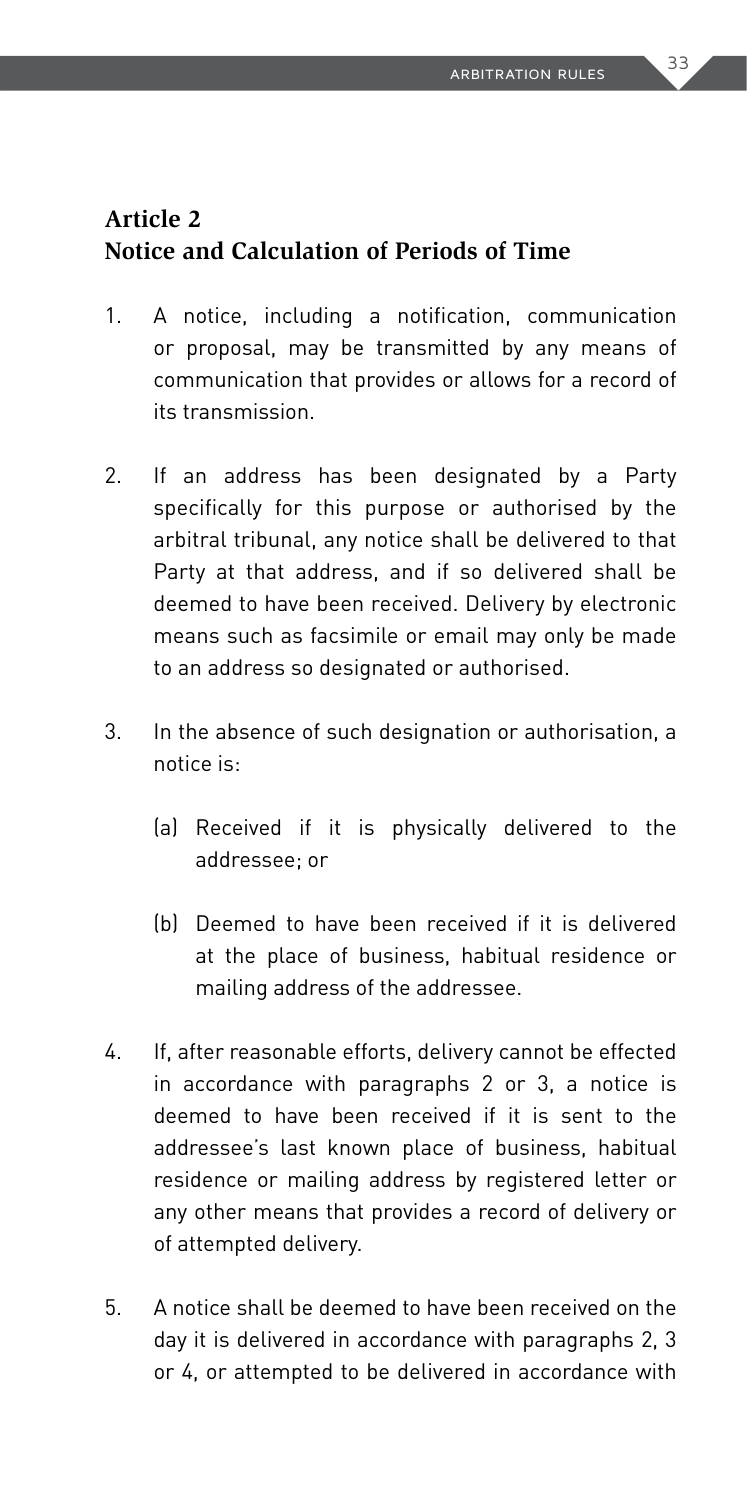## Article 2
## Notice and Calculation of Periods of Time

1. A notice, including a notification, communication or proposal, may be transmitted by any means of communication that provides or allows for a record of its transmission.

2. If an address has been designated by a Party specifically for this purpose or authorised by the arbitral tribunal, any notice shall be delivered to that Party at that address, and if so delivered shall be deemed to have been received. Delivery by electronic means such as facsimile or email may only be made to an address so designated or authorised.

3. In the absence of such designation or authorisation, a notice is:

   (a) Received if it is physically delivered to the addressee; or

   (b) Deemed to have been received if it is delivered at the place of business, habitual residence or mailing address of the addressee.

4. If, after reasonable efforts, delivery cannot be effected in accordance with paragraphs 2 or 3, a notice is deemed to have been received if it is sent to the addressee's last known place of business, habitual residence or mailing address by registered letter or any other means that provides a record of delivery or of attempted delivery.

5. A notice shall be deemed to have been received on the day it is delivered in accordance with paragraphs 2, 3 or 4, or attempted to be delivered in accordance with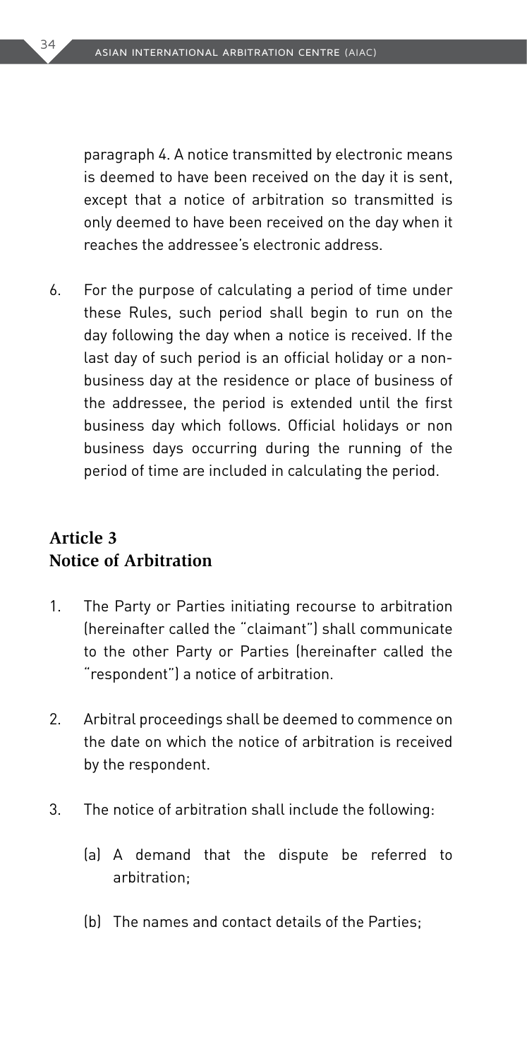paragraph 4. A notice transmitted by electronic means is deemed to have been received on the day it is sent, except that a notice of arbitration so transmitted is only deemed to have been received on the day when it reaches the addressee's electronic address.

6. For the purpose of calculating a period of time under these Rules, such period shall begin to run on the day following the day when a notice is received. If the last day of such period is an official holiday or a non-business day at the residence or place of business of the addressee, the period is extended until the first business day which follows. Official holidays or non business days occurring during the running of the period of time are included in calculating the period.

## Article 3
## Notice of Arbitration

1. The Party or Parties initiating recourse to arbitration (hereinafter called the "claimant") shall communicate to the other Party or Parties (hereinafter called the "respondent") a notice of arbitration.

2. Arbitral proceedings shall be deemed to commence on the date on which the notice of arbitration is received by the respondent.

3. The notice of arbitration shall include the following:

   (a) A demand that the dispute be referred to arbitration;

   (b) The names and contact details of the Parties;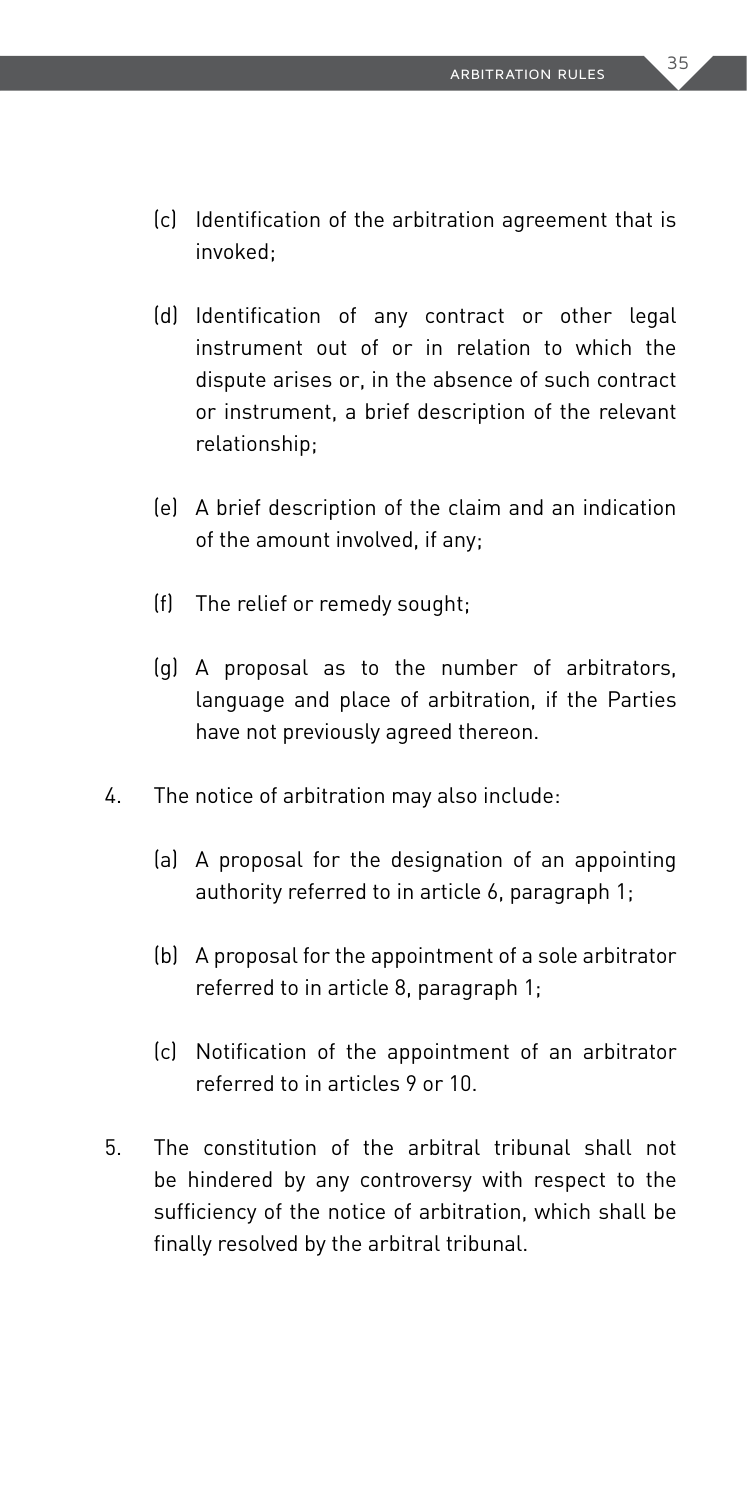(c) Identification of the arbitration agreement that is invoked;

(d) Identification of any contract or other legal instrument out of or in relation to which the dispute arises or, in the absence of such contract or instrument, a brief description of the relevant relationship;

(e) A brief description of the claim and an indication of the amount involved, if any;

(f) The relief or remedy sought;

(g) A proposal as to the number of arbitrators, language and place of arbitration, if the Parties have not previously agreed thereon.

4. The notice of arbitration may also include:

   (a) A proposal for the designation of an appointing authority referred to in article 6, paragraph 1;

   (b) A proposal for the appointment of a sole arbitrator referred to in article 8, paragraph 1;

   (c) Notification of the appointment of an arbitrator referred to in articles 9 or 10.

5. The constitution of the arbitral tribunal shall not be hindered by any controversy with respect to the sufficiency of the notice of arbitration, which shall be finally resolved by the arbitral tribunal.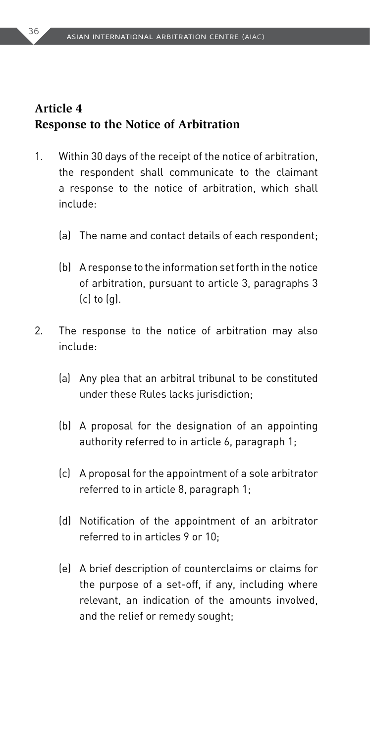## Article 4
## Response to the Notice of Arbitration

1. Within 30 days of the receipt of the notice of arbitration, the respondent shall communicate to the claimant a response to the notice of arbitration, which shall include:

   (a) The name and contact details of each respondent;

   (b) A response to the information set forth in the notice of arbitration, pursuant to article 3, paragraphs 3 (c) to (g).

2. The response to the notice of arbitration may also include:

   (a) Any plea that an arbitral tribunal to be constituted under these Rules lacks jurisdiction;

   (b) A proposal for the designation of an appointing authority referred to in article 6, paragraph 1;

   (c) A proposal for the appointment of a sole arbitrator referred to in article 8, paragraph 1;

   (d) Notification of the appointment of an arbitrator referred to in articles 9 or 10;

   (e) A brief description of counterclaims or claims for the purpose of a set-off, if any, including where relevant, an indication of the amounts involved, and the relief or remedy sought;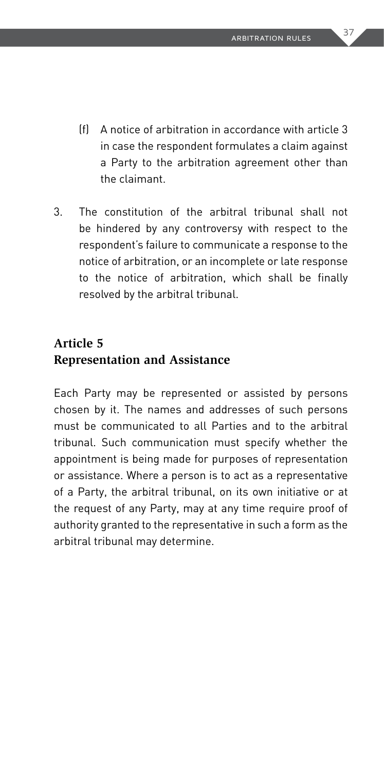(f) A notice of arbitration in accordance with article 3 in case the respondent formulates a claim against a Party to the arbitration agreement other than the claimant.

3. The constitution of the arbitral tribunal shall not be hindered by any controversy with respect to the respondent's failure to communicate a response to the notice of arbitration, or an incomplete or late response to the notice of arbitration, which shall be finally resolved by the arbitral tribunal.

## Article 5
## Representation and Assistance

Each Party may be represented or assisted by persons chosen by it. The names and addresses of such persons must be communicated to all Parties and to the arbitral tribunal. Such communication must specify whether the appointment is being made for purposes of representation or assistance. Where a person is to act as a representative of a Party, the arbitral tribunal, on its own initiative or at the request of any Party, may at any time require proof of authority granted to the representative in such a form as the arbitral tribunal may determine.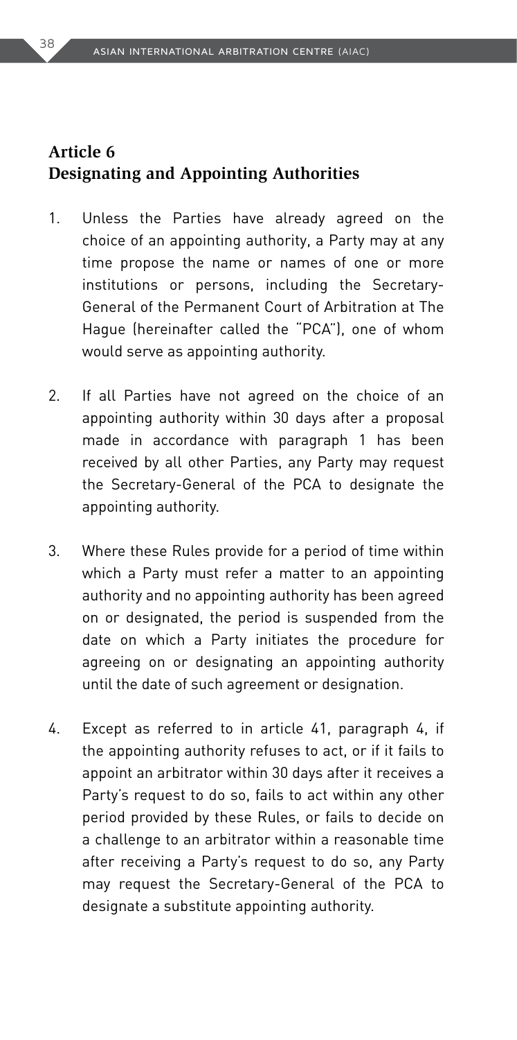## Article 6
## Designating and Appointing Authorities

1. Unless the Parties have already agreed on the choice of an appointing authority, a Party may at any time propose the name or names of one or more institutions or persons, including the Secretary-General of the Permanent Court of Arbitration at The Hague (hereinafter called the "PCA"), one of whom would serve as appointing authority.

2. If all Parties have not agreed on the choice of an appointing authority within 30 days after a proposal made in accordance with paragraph 1 has been received by all other Parties, any Party may request the Secretary-General of the PCA to designate the appointing authority.

3. Where these Rules provide for a period of time within which a Party must refer a matter to an appointing authority and no appointing authority has been agreed on or designated, the period is suspended from the date on which a Party initiates the procedure for agreeing on or designating an appointing authority until the date of such agreement or designation.

4. Except as referred to in article 41, paragraph 4, if the appointing authority refuses to act, or if it fails to appoint an arbitrator within 30 days after it receives a Party's request to do so, fails to act within any other period provided by these Rules, or fails to decide on a challenge to an arbitrator within a reasonable time after receiving a Party's request to do so, any Party may request the Secretary-General of the PCA to designate a substitute appointing authority.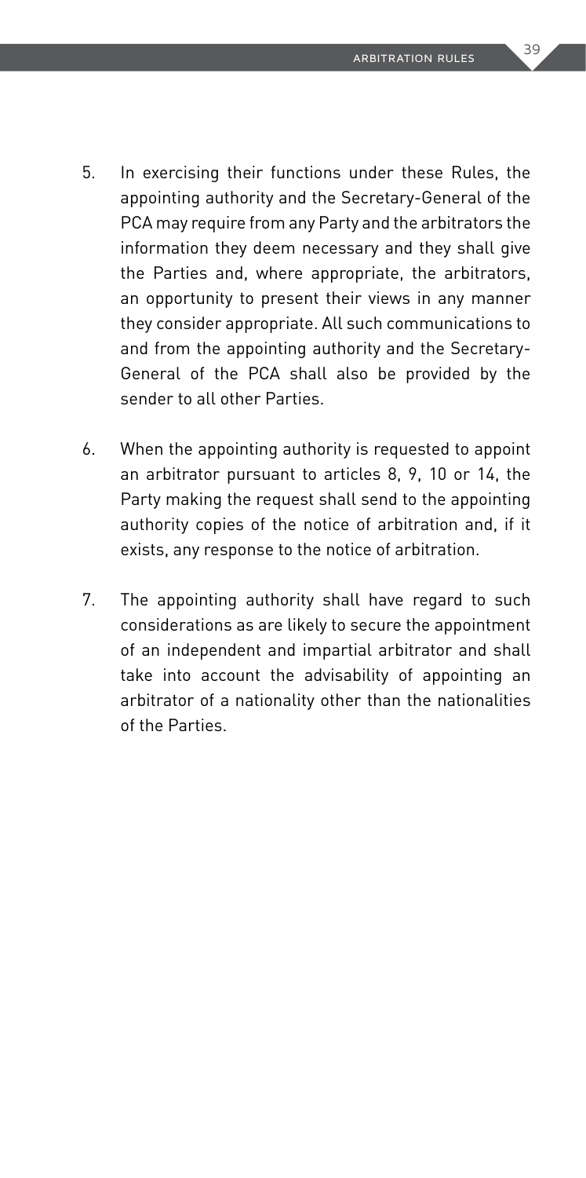5. In exercising their functions under these Rules, the appointing authority and the Secretary-General of the PCA may require from any Party and the arbitrators the information they deem necessary and they shall give the Parties and, where appropriate, the arbitrators, an opportunity to present their views in any manner they consider appropriate. All such communications to and from the appointing authority and the Secretary-General of the PCA shall also be provided by the sender to all other Parties.

6. When the appointing authority is requested to appoint an arbitrator pursuant to articles 8, 9, 10 or 14, the Party making the request shall send to the appointing authority copies of the notice of arbitration and, if it exists, any response to the notice of arbitration.

7. The appointing authority shall have regard to such considerations as are likely to secure the appointment of an independent and impartial arbitrator and shall take into account the advisability of appointing an arbitrator of a nationality other than the nationalities of the Parties.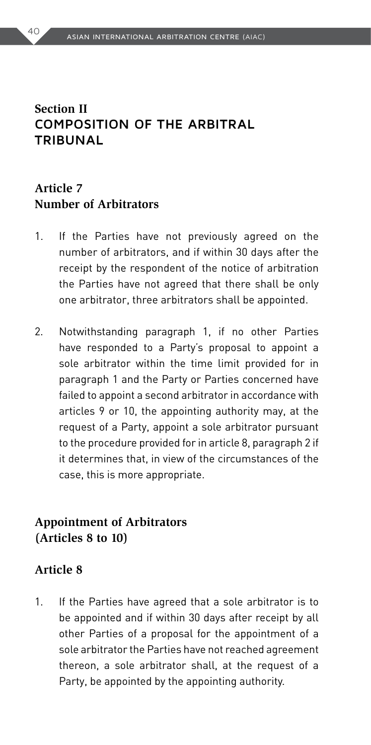## Section II
## COMPOSITION OF THE ARBITRAL TRIBUNAL

### Article 7
### Number of Arbitrators

1. If the Parties have not previously agreed on the number of arbitrators, and if within 30 days after the receipt by the respondent of the notice of arbitration the Parties have not agreed that there shall be only one arbitrator, three arbitrators shall be appointed.

2. Notwithstanding paragraph 1, if no other Parties have responded to a Party's proposal to appoint a sole arbitrator within the time limit provided for in paragraph 1 and the Party or Parties concerned have failed to appoint a second arbitrator in accordance with articles 9 or 10, the appointing authority may, at the request of a Party, appoint a sole arbitrator pursuant to the procedure provided for in article 8, paragraph 2 if it determines that, in view of the circumstances of the case, this is more appropriate.

### Appointment of Arbitrators (Articles 8 to 10)

### Article 8

1. If the Parties have agreed that a sole arbitrator is to be appointed and if within 30 days after receipt by all other Parties of a proposal for the appointment of a sole arbitrator the Parties have not reached agreement thereon, a sole arbitrator shall, at the request of a Party, be appointed by the appointing authority.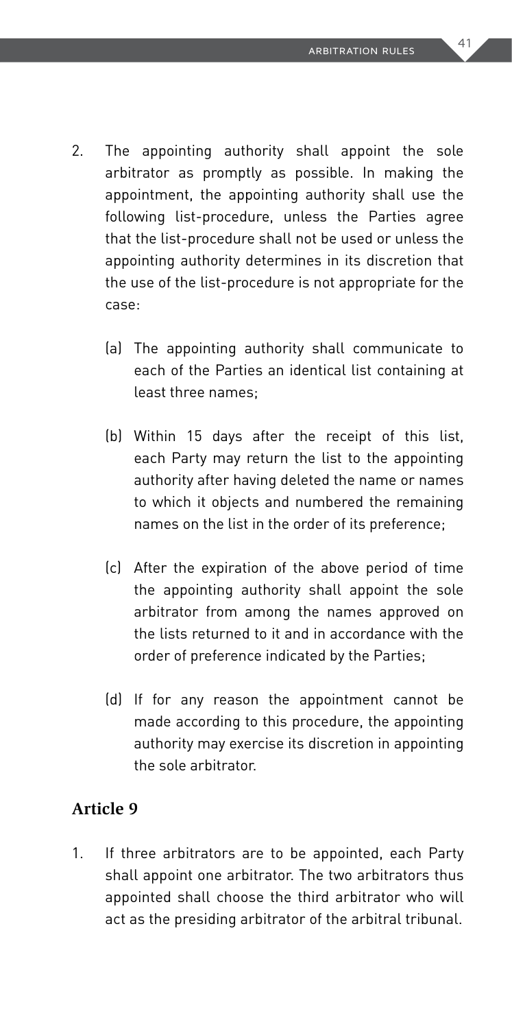2. The appointing authority shall appoint the sole arbitrator as promptly as possible. In making the appointment, the appointing authority shall use the following list-procedure, unless the Parties agree that the list-procedure shall not be used or unless the appointing authority determines in its discretion that the use of the list-procedure is not appropriate for the case:

    (a) The appointing authority shall communicate to each of the Parties an identical list containing at least three names;

    (b) Within 15 days after the receipt of this list, each Party may return the list to the appointing authority after having deleted the name or names to which it objects and numbered the remaining names on the list in the order of its preference;

    (c) After the expiration of the above period of time the appointing authority shall appoint the sole arbitrator from among the names approved on the lists returned to it and in accordance with the order of preference indicated by the Parties;

    (d) If for any reason the appointment cannot be made according to this procedure, the appointing authority may exercise its discretion in appointing the sole arbitrator.

## Article 9

1. If three arbitrators are to be appointed, each Party shall appoint one arbitrator. The two arbitrators thus appointed shall choose the third arbitrator who will act as the presiding arbitrator of the arbitral tribunal.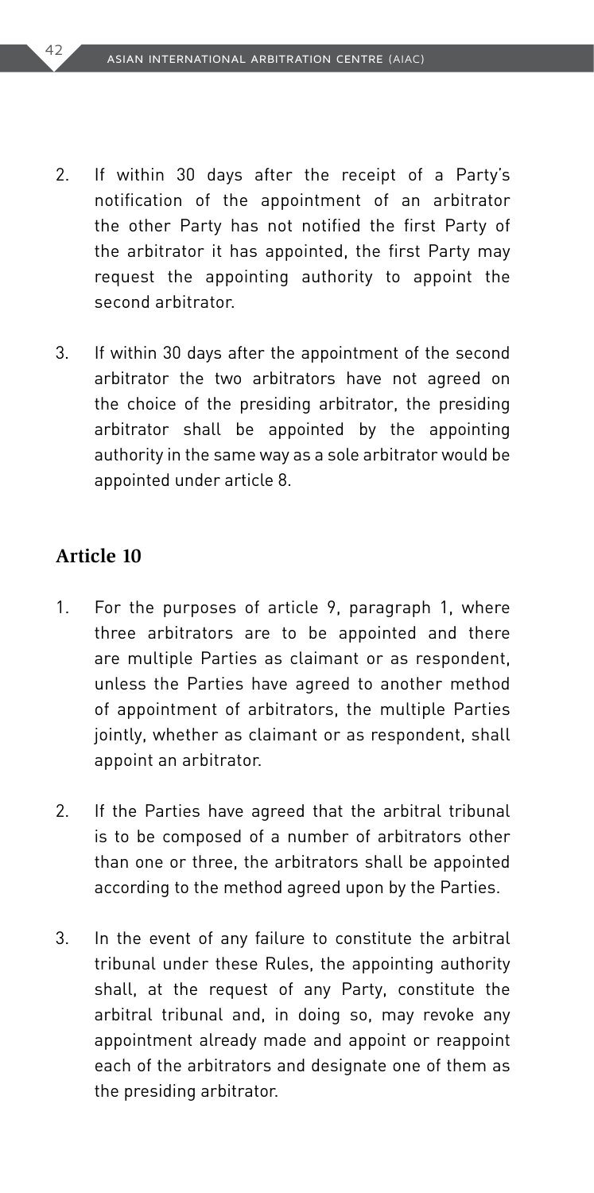2. If within 30 days after the receipt of a Party's notification of the appointment of an arbitrator the other Party has not notified the first Party of the arbitrator it has appointed, the first Party may request the appointing authority to appoint the second arbitrator.

3. If within 30 days after the appointment of the second arbitrator the two arbitrators have not agreed on the choice of the presiding arbitrator, the presiding arbitrator shall be appointed by the appointing authority in the same way as a sole arbitrator would be appointed under article 8.

## Article 10

1. For the purposes of article 9, paragraph 1, where three arbitrators are to be appointed and there are multiple Parties as claimant or as respondent, unless the Parties have agreed to another method of appointment of arbitrators, the multiple Parties jointly, whether as claimant or as respondent, shall appoint an arbitrator.

2. If the Parties have agreed that the arbitral tribunal is to be composed of a number of arbitrators other than one or three, the arbitrators shall be appointed according to the method agreed upon by the Parties.

3. In the event of any failure to constitute the arbitral tribunal under these Rules, the appointing authority shall, at the request of any Party, constitute the arbitral tribunal and, in doing so, may revoke any appointment already made and appoint or reappoint each of the arbitrators and designate one of them as the presiding arbitrator.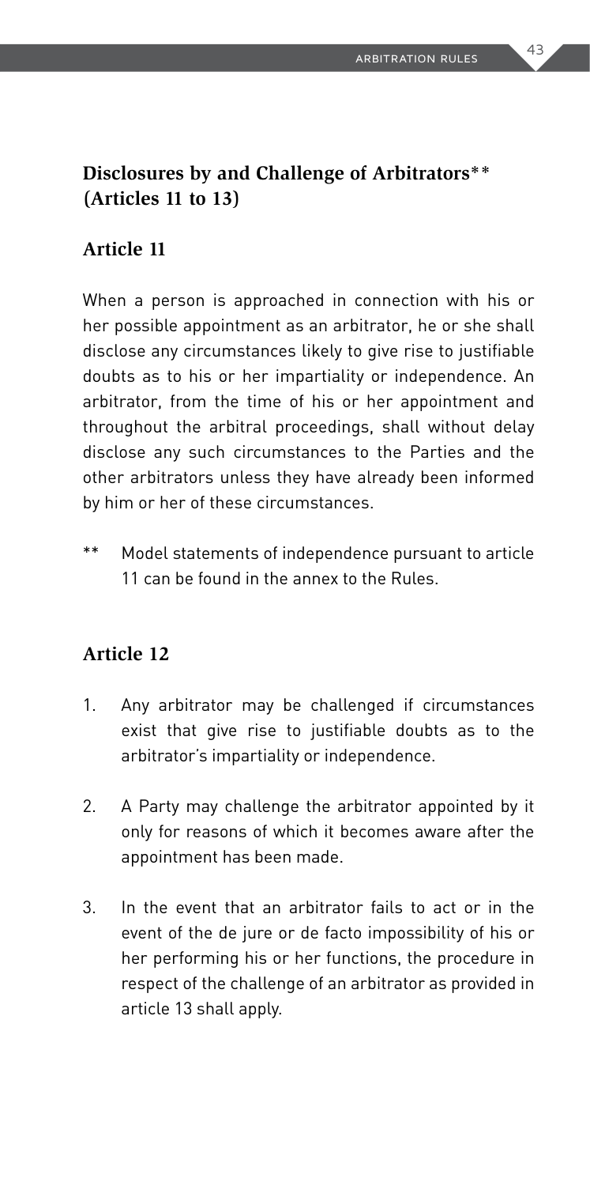## Disclosures by and Challenge of Arbitrators** (Articles 11 to 13)

### Article 11

When a person is approached in connection with his or her possible appointment as an arbitrator, he or she shall disclose any circumstances likely to give rise to justifiable doubts as to his or her impartiality or independence. An arbitrator, from the time of his or her appointment and throughout the arbitral proceedings, shall without delay disclose any such circumstances to the Parties and the other arbitrators unless they have already been informed by him or her of these circumstances.

** Model statements of independence pursuant to article 11 can be found in the annex to the Rules.

### Article 12

1. Any arbitrator may be challenged if circumstances exist that give rise to justifiable doubts as to the arbitrator's impartiality or independence.

2. A Party may challenge the arbitrator appointed by it only for reasons of which it becomes aware after the appointment has been made.

3. In the event that an arbitrator fails to act or in the event of the de jure or de facto impossibility of his or her performing his or her functions, the procedure in respect of the challenge of an arbitrator as provided in article 13 shall apply.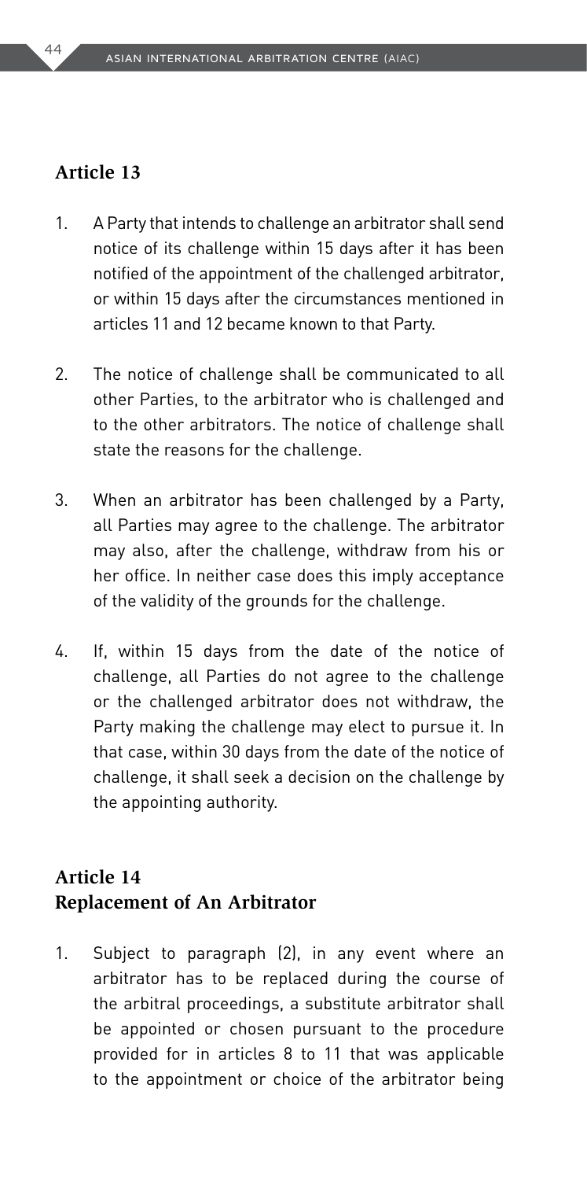## Article 13

1. A Party that intends to challenge an arbitrator shall send notice of its challenge within 15 days after it has been notified of the appointment of the challenged arbitrator, or within 15 days after the circumstances mentioned in articles 11 and 12 became known to that Party.

2. The notice of challenge shall be communicated to all other Parties, to the arbitrator who is challenged and to the other arbitrators. The notice of challenge shall state the reasons for the challenge.

3. When an arbitrator has been challenged by a Party, all Parties may agree to the challenge. The arbitrator may also, after the challenge, withdraw from his or her office. In neither case does this imply acceptance of the validity of the grounds for the challenge.

4. If, within 15 days from the date of the notice of challenge, all Parties do not agree to the challenge or the challenged arbitrator does not withdraw, the Party making the challenge may elect to pursue it. In that case, within 30 days from the date of the notice of challenge, it shall seek a decision on the challenge by the appointing authority.

## Article 14
## Replacement of An Arbitrator

1. Subject to paragraph (2), in any event where an arbitrator has to be replaced during the course of the arbitral proceedings, a substitute arbitrator shall be appointed or chosen pursuant to the procedure provided for in articles 8 to 11 that was applicable to the appointment or choice of the arbitrator being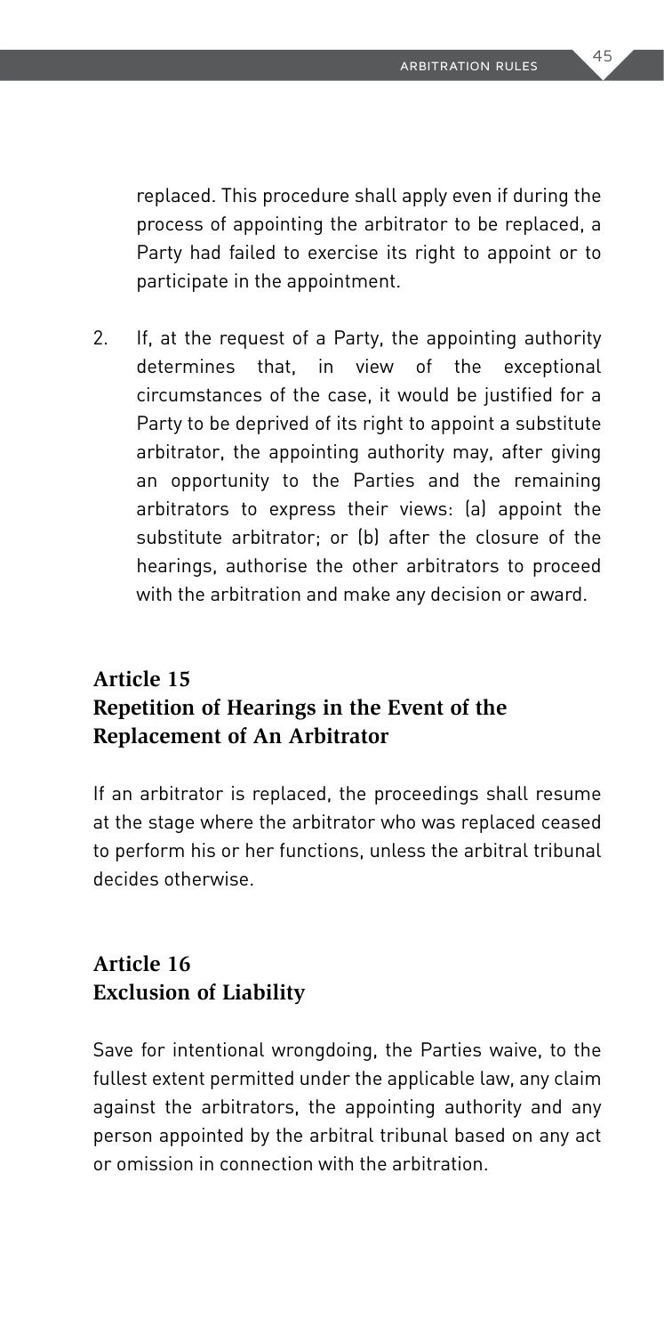replaced. This procedure shall apply even if during the process of appointing the arbitrator to be replaced, a Party had failed to exercise its right to appoint or to participate in the appointment.

2. If, at the request of a Party, the appointing authority determines that, in view of the exceptional circumstances of the case, it would be justified for a Party to be deprived of its right to appoint a substitute arbitrator, the appointing authority may, after giving an opportunity to the Parties and the remaining arbitrators to express their views: (a) appoint the substitute arbitrator; or (b) after the closure of the hearings, authorise the other arbitrators to proceed with the arbitration and make any decision or award.

## Article 15
## Repetition of Hearings in the Event of the Replacement of An Arbitrator

If an arbitrator is replaced, the proceedings shall resume at the stage where the arbitrator who was replaced ceased to perform his or her functions, unless the arbitral tribunal decides otherwise.

## Article 16
## Exclusion of Liability

Save for intentional wrongdoing, the Parties waive, to the fullest extent permitted under the applicable law, any claim against the arbitrators, the appointing authority and any person appointed by the arbitral tribunal based on any act or omission in connection with the arbitration.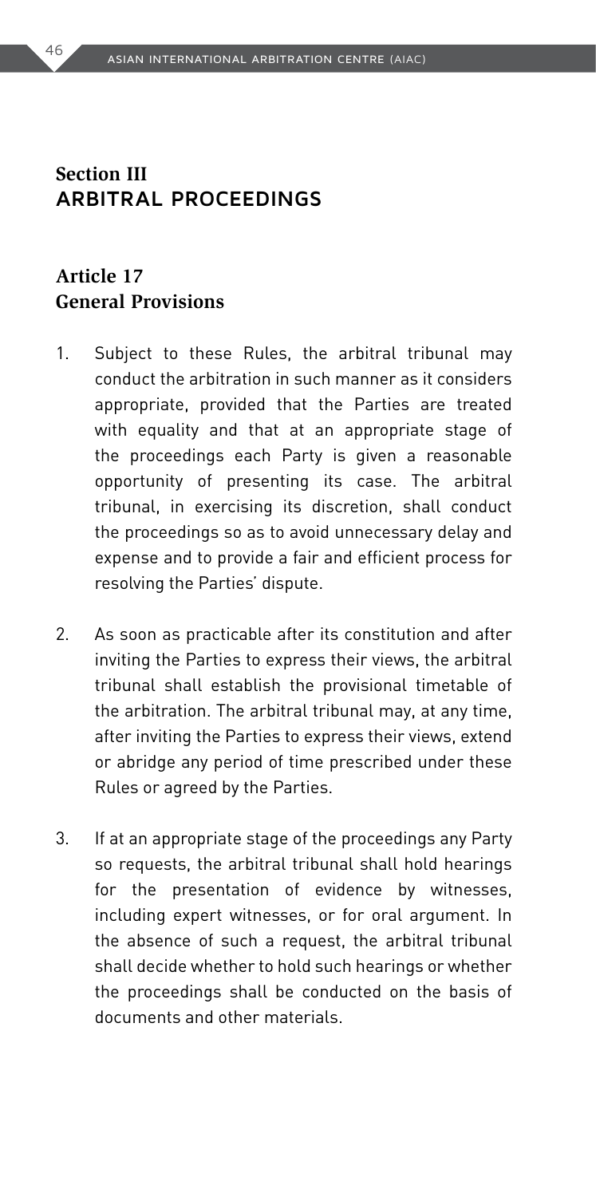## Section III
## ARBITRAL PROCEEDINGS

### Article 17
### General Provisions

1. Subject to these Rules, the arbitral tribunal may conduct the arbitration in such manner as it considers appropriate, provided that the Parties are treated with equality and that at an appropriate stage of the proceedings each Party is given a reasonable opportunity of presenting its case. The arbitral tribunal, in exercising its discretion, shall conduct the proceedings so as to avoid unnecessary delay and expense and to provide a fair and efficient process for resolving the Parties' dispute.

2. As soon as practicable after its constitution and after inviting the Parties to express their views, the arbitral tribunal shall establish the provisional timetable of the arbitration. The arbitral tribunal may, at any time, after inviting the Parties to express their views, extend or abridge any period of time prescribed under these Rules or agreed by the Parties.

3. If at an appropriate stage of the proceedings any Party so requests, the arbitral tribunal shall hold hearings for the presentation of evidence by witnesses, including expert witnesses, or for oral argument. In the absence of such a request, the arbitral tribunal shall decide whether to hold such hearings or whether the proceedings shall be conducted on the basis of documents and other materials.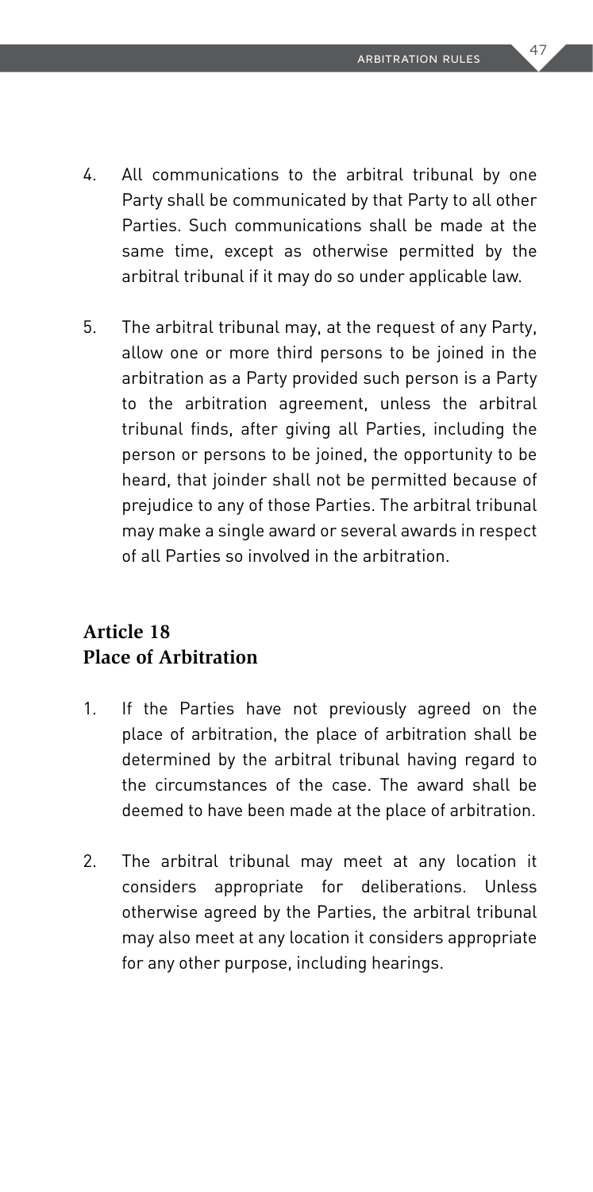4. All communications to the arbitral tribunal by one Party shall be communicated by that Party to all other Parties. Such communications shall be made at the same time, except as otherwise permitted by the arbitral tribunal if it may do so under applicable law.

5. The arbitral tribunal may, at the request of any Party, allow one or more third persons to be joined in the arbitration as a Party provided such person is a Party to the arbitration agreement, unless the arbitral tribunal finds, after giving all Parties, including the person or persons to be joined, the opportunity to be heard, that joinder shall not be permitted because of prejudice to any of those Parties. The arbitral tribunal may make a single award or several awards in respect of all Parties so involved in the arbitration.

## Article 18
## Place of Arbitration

1. If the Parties have not previously agreed on the place of arbitration, the place of arbitration shall be determined by the arbitral tribunal having regard to the circumstances of the case. The award shall be deemed to have been made at the place of arbitration.

2. The arbitral tribunal may meet at any location it considers appropriate for deliberations. Unless otherwise agreed by the Parties, the arbitral tribunal may also meet at any location it considers appropriate for any other purpose, including hearings.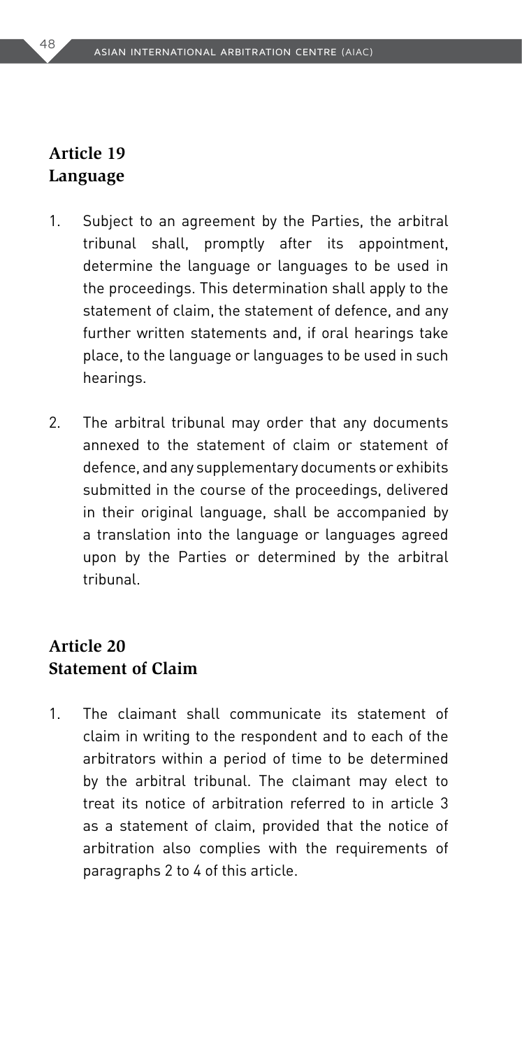## Article 19
## Language

1. Subject to an agreement by the Parties, the arbitral tribunal shall, promptly after its appointment, determine the language or languages to be used in the proceedings. This determination shall apply to the statement of claim, the statement of defence, and any further written statements and, if oral hearings take place, to the language or languages to be used in such hearings.

2. The arbitral tribunal may order that any documents annexed to the statement of claim or statement of defence, and any supplementary documents or exhibits submitted in the course of the proceedings, delivered in their original language, shall be accompanied by a translation into the language or languages agreed upon by the Parties or determined by the arbitral tribunal.

## Article 20
## Statement of Claim

1. The claimant shall communicate its statement of claim in writing to the respondent and to each of the arbitrators within a period of time to be determined by the arbitral tribunal. The claimant may elect to treat its notice of arbitration referred to in article 3 as a statement of claim, provided that the notice of arbitration also complies with the requirements of paragraphs 2 to 4 of this article.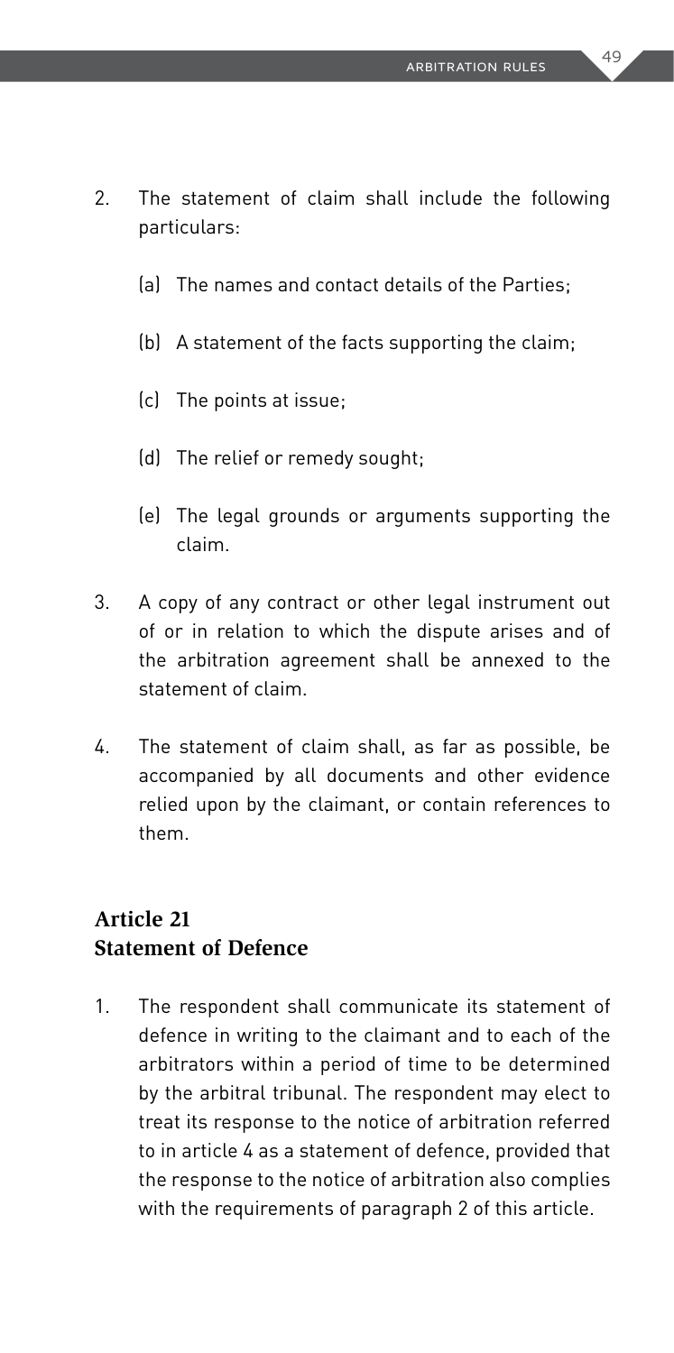2. The statement of claim shall include the following particulars:

   (a) The names and contact details of the Parties;

   (b) A statement of the facts supporting the claim;

   (c) The points at issue;

   (d) The relief or remedy sought;

   (e) The legal grounds or arguments supporting the claim.

3. A copy of any contract or other legal instrument out of or in relation to which the dispute arises and of the arbitration agreement shall be annexed to the statement of claim.

4. The statement of claim shall, as far as possible, be accompanied by all documents and other evidence relied upon by the claimant, or contain references to them.

## Article 21
## Statement of Defence

1. The respondent shall communicate its statement of defence in writing to the claimant and to each of the arbitrators within a period of time to be determined by the arbitral tribunal. The respondent may elect to treat its response to the notice of arbitration referred to in article 4 as a statement of defence, provided that the response to the notice of arbitration also complies with the requirements of paragraph 2 of this article.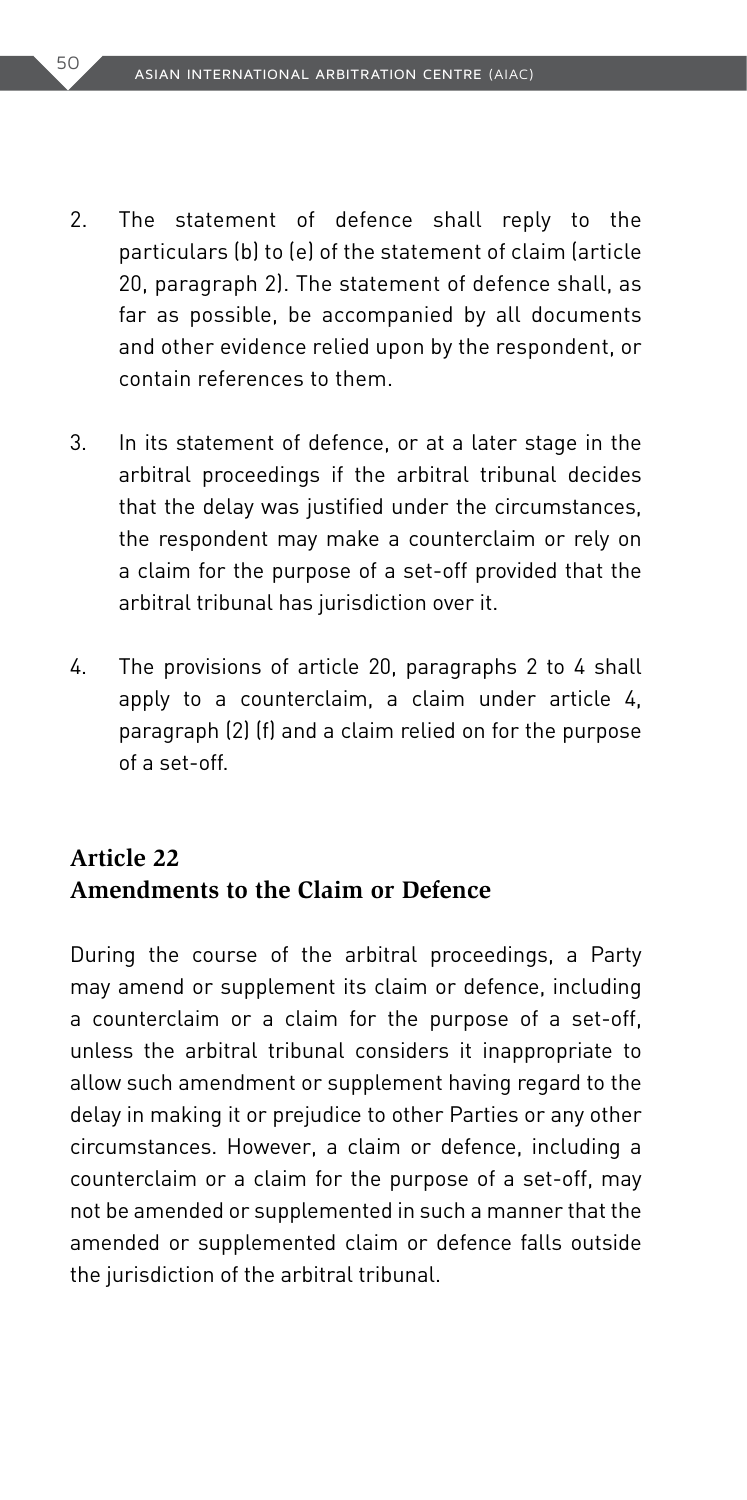2. The statement of defence shall reply to the particulars (b) to (e) of the statement of claim (article 20, paragraph 2). The statement of defence shall, as far as possible, be accompanied by all documents and other evidence relied upon by the respondent, or contain references to them.

3. In its statement of defence, or at a later stage in the arbitral proceedings if the arbitral tribunal decides that the delay was justified under the circumstances, the respondent may make a counterclaim or rely on a claim for the purpose of a set-off provided that the arbitral tribunal has jurisdiction over it.

4. The provisions of article 20, paragraphs 2 to 4 shall apply to a counterclaim, a claim under article 4, paragraph (2) (f) and a claim relied on for the purpose of a set-off.

## Article 22
## Amendments to the Claim or Defence

During the course of the arbitral proceedings, a Party may amend or supplement its claim or defence, including a counterclaim or a claim for the purpose of a set-off, unless the arbitral tribunal considers it inappropriate to allow such amendment or supplement having regard to the delay in making it or prejudice to other Parties or any other circumstances. However, a claim or defence, including a counterclaim or a claim for the purpose of a set-off, may not be amended or supplemented in such a manner that the amended or supplemented claim or defence falls outside the jurisdiction of the arbitral tribunal.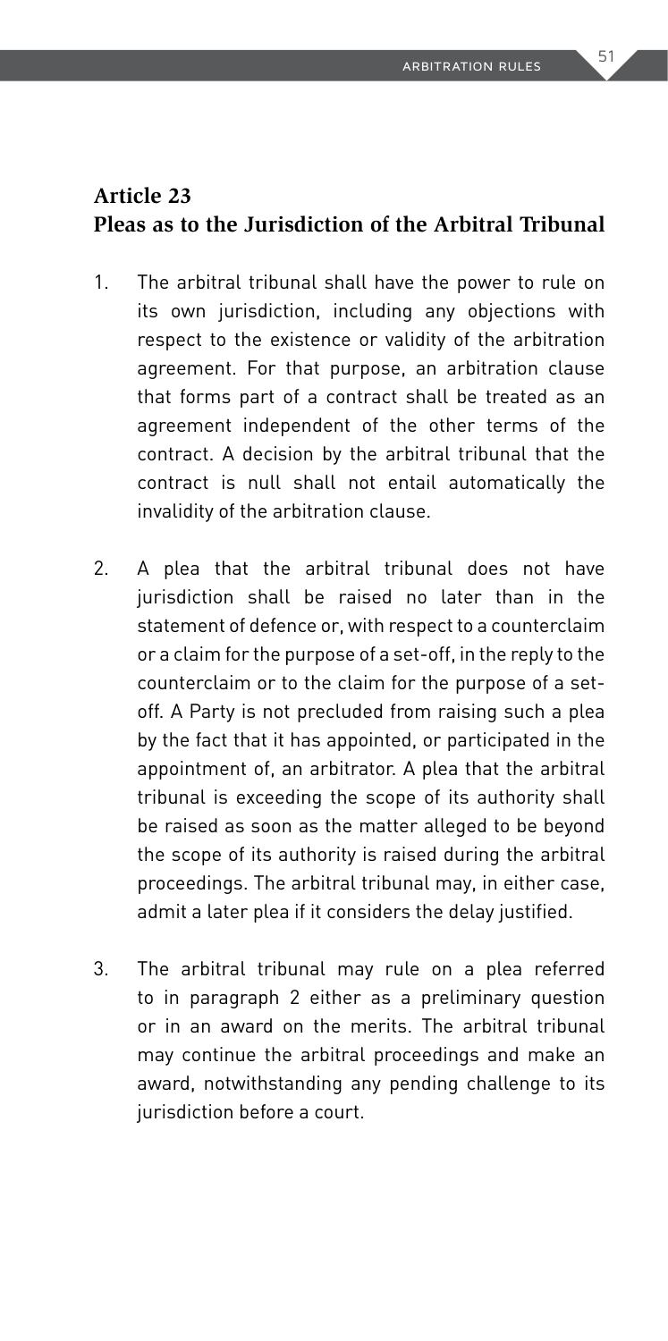## Article 23
## Pleas as to the Jurisdiction of the Arbitral Tribunal

1. The arbitral tribunal shall have the power to rule on its own jurisdiction, including any objections with respect to the existence or validity of the arbitration agreement. For that purpose, an arbitration clause that forms part of a contract shall be treated as an agreement independent of the other terms of the contract. A decision by the arbitral tribunal that the contract is null shall not entail automatically the invalidity of the arbitration clause.

2. A plea that the arbitral tribunal does not have jurisdiction shall be raised no later than in the statement of defence or, with respect to a counterclaim or a claim for the purpose of a set-off, in the reply to the counterclaim or to the claim for the purpose of a set-off. A Party is not precluded from raising such a plea by the fact that it has appointed, or participated in the appointment of, an arbitrator. A plea that the arbitral tribunal is exceeding the scope of its authority shall be raised as soon as the matter alleged to be beyond the scope of its authority is raised during the arbitral proceedings. The arbitral tribunal may, in either case, admit a later plea if it considers the delay justified.

3. The arbitral tribunal may rule on a plea referred to in paragraph 2 either as a preliminary question or in an award on the merits. The arbitral tribunal may continue the arbitral proceedings and make an award, notwithstanding any pending challenge to its jurisdiction before a court.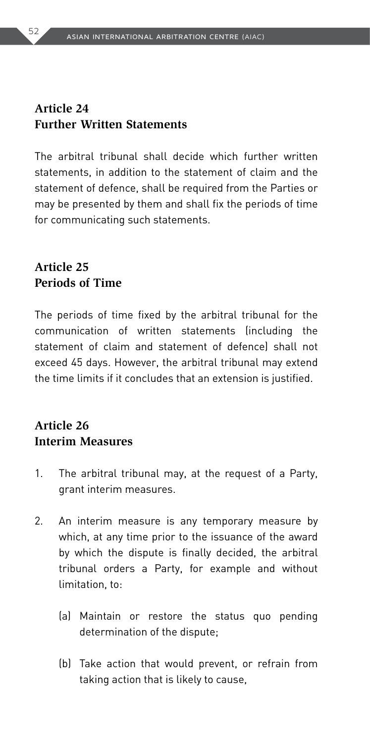## Article 24
## Further Written Statements

The arbitral tribunal shall decide which further written statements, in addition to the statement of claim and the statement of defence, shall be required from the Parties or may be presented by them and shall fix the periods of time for communicating such statements.

## Article 25
## Periods of Time

The periods of time fixed by the arbitral tribunal for the communication of written statements (including the statement of claim and statement of defence) shall not exceed 45 days. However, the arbitral tribunal may extend the time limits if it concludes that an extension is justified.

## Article 26
## Interim Measures

1. The arbitral tribunal may, at the request of a Party, grant interim measures.

2. An interim measure is any temporary measure by which, at any time prior to the issuance of the award by which the dispute is finally decided, the arbitral tribunal orders a Party, for example and without limitation, to:

   (a) Maintain or restore the status quo pending determination of the dispute;

   (b) Take action that would prevent, or refrain from taking action that is likely to cause,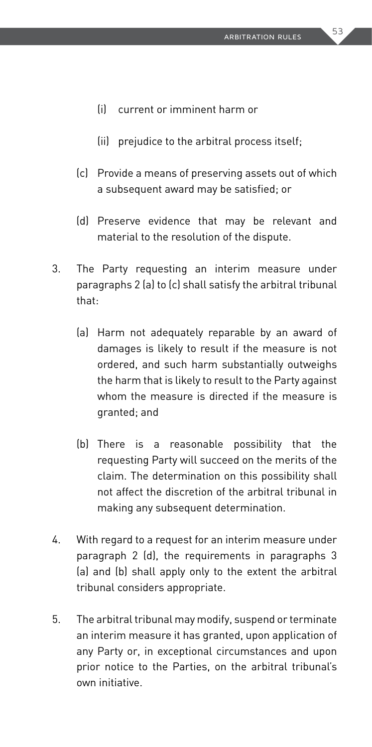(i) current or imminent harm or

   (ii) prejudice to the arbitral process itself;

(c) Provide a means of preserving assets out of which a subsequent award may be satisfied; or

(d) Preserve evidence that may be relevant and material to the resolution of the dispute.

3. The Party requesting an interim measure under paragraphs 2 (a) to (c) shall satisfy the arbitral tribunal that:

   (a) Harm not adequately reparable by an award of damages is likely to result if the measure is not ordered, and such harm substantially outweighs the harm that is likely to result to the Party against whom the measure is directed if the measure is granted; and

   (b) There is a reasonable possibility that the requesting Party will succeed on the merits of the claim. The determination on this possibility shall not affect the discretion of the arbitral tribunal in making any subsequent determination.

4. With regard to a request for an interim measure under paragraph 2 (d), the requirements in paragraphs 3 (a) and (b) shall apply only to the extent the arbitral tribunal considers appropriate.

5. The arbitral tribunal may modify, suspend or terminate an interim measure it has granted, upon application of any Party or, in exceptional circumstances and upon prior notice to the Parties, on the arbitral tribunal's own initiative.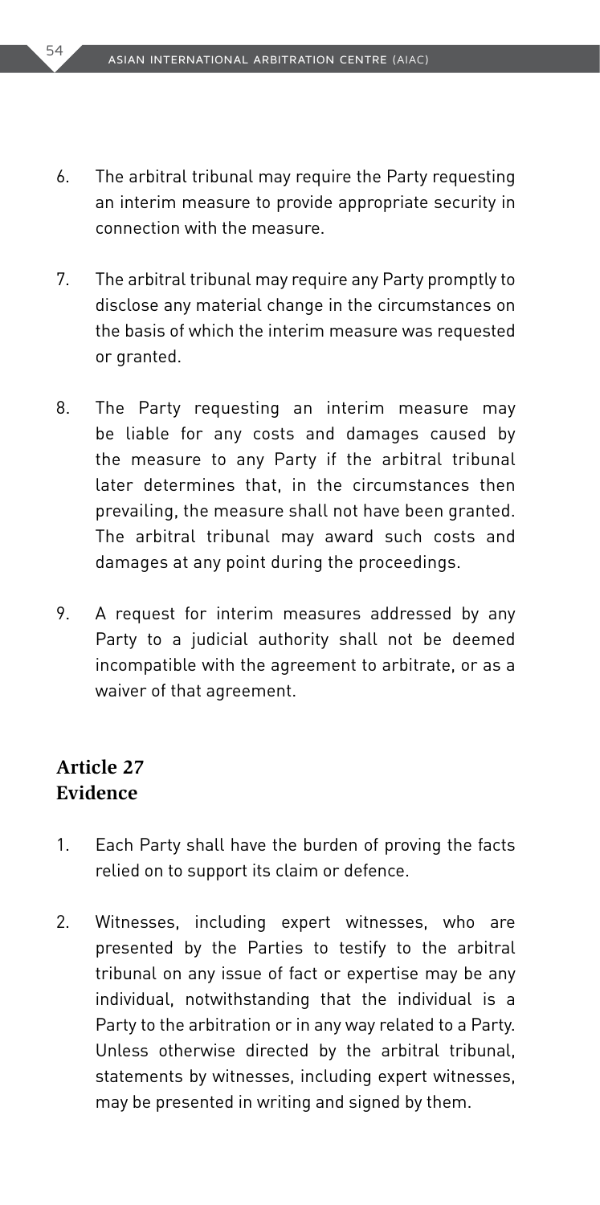6. The arbitral tribunal may require the Party requesting an interim measure to provide appropriate security in connection with the measure.

7. The arbitral tribunal may require any Party promptly to disclose any material change in the circumstances on the basis of which the interim measure was requested or granted.

8. The Party requesting an interim measure may be liable for any costs and damages caused by the measure to any Party if the arbitral tribunal later determines that, in the circumstances then prevailing, the measure shall not have been granted. The arbitral tribunal may award such costs and damages at any point during the proceedings.

9. A request for interim measures addressed by any Party to a judicial authority shall not be deemed incompatible with the agreement to arbitrate, or as a waiver of that agreement.

## Article 27
## Evidence

1. Each Party shall have the burden of proving the facts relied on to support its claim or defence.

2. Witnesses, including expert witnesses, who are presented by the Parties to testify to the arbitral tribunal on any issue of fact or expertise may be any individual, notwithstanding that the individual is a Party to the arbitration or in any way related to a Party. Unless otherwise directed by the arbitral tribunal, statements by witnesses, including expert witnesses, may be presented in writing and signed by them.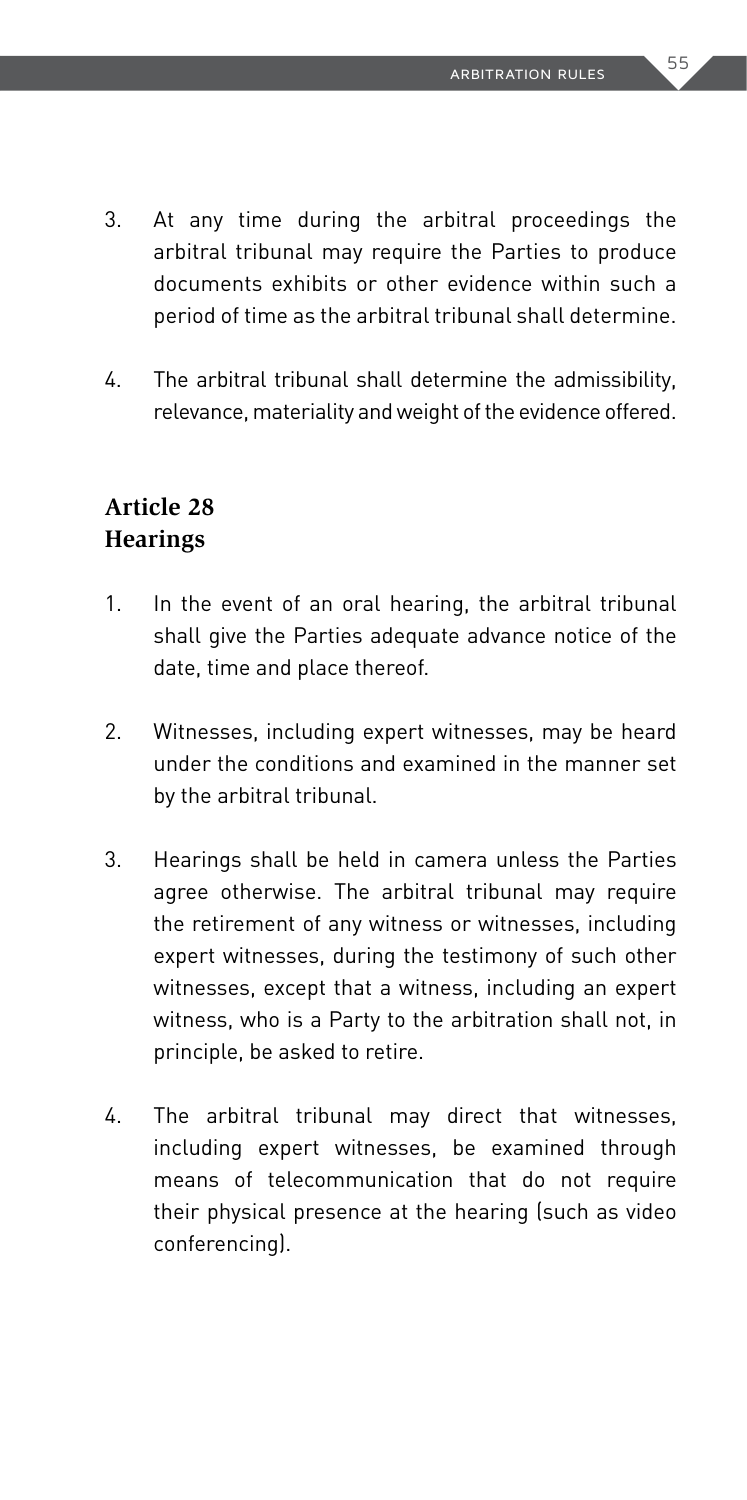3. At any time during the arbitral proceedings the arbitral tribunal may require the Parties to produce documents exhibits or other evidence within such a period of time as the arbitral tribunal shall determine.

4. The arbitral tribunal shall determine the admissibility, relevance, materiality and weight of the evidence offered.

## Article 28
## Hearings

1. In the event of an oral hearing, the arbitral tribunal shall give the Parties adequate advance notice of the date, time and place thereof.

2. Witnesses, including expert witnesses, may be heard under the conditions and examined in the manner set by the arbitral tribunal.

3. Hearings shall be held in camera unless the Parties agree otherwise. The arbitral tribunal may require the retirement of any witness or witnesses, including expert witnesses, during the testimony of such other witnesses, except that a witness, including an expert witness, who is a Party to the arbitration shall not, in principle, be asked to retire.

4. The arbitral tribunal may direct that witnesses, including expert witnesses, be examined through means of telecommunication that do not require their physical presence at the hearing (such as video conferencing).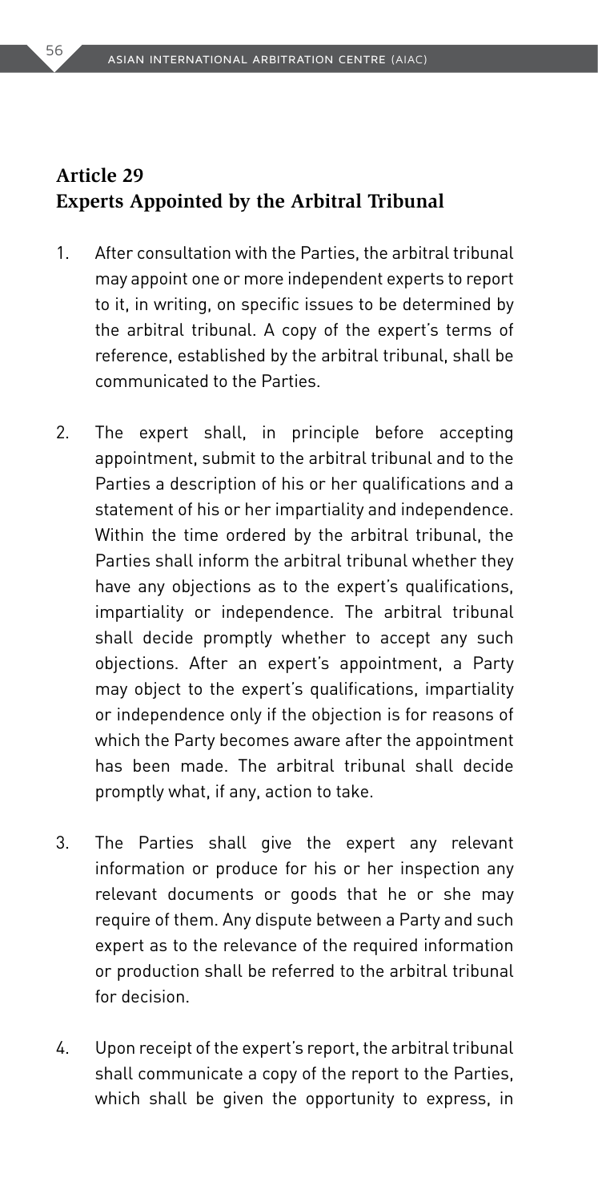## Article 29
## Experts Appointed by the Arbitral Tribunal

1. After consultation with the Parties, the arbitral tribunal may appoint one or more independent experts to report to it, in writing, on specific issues to be determined by the arbitral tribunal. A copy of the expert's terms of reference, established by the arbitral tribunal, shall be communicated to the Parties.

2. The expert shall, in principle before accepting appointment, submit to the arbitral tribunal and to the Parties a description of his or her qualifications and a statement of his or her impartiality and independence. Within the time ordered by the arbitral tribunal, the Parties shall inform the arbitral tribunal whether they have any objections as to the expert's qualifications, impartiality or independence. The arbitral tribunal shall decide promptly whether to accept any such objections. After an expert's appointment, a Party may object to the expert's qualifications, impartiality or independence only if the objection is for reasons of which the Party becomes aware after the appointment has been made. The arbitral tribunal shall decide promptly what, if any, action to take.

3. The Parties shall give the expert any relevant information or produce for his or her inspection any relevant documents or goods that he or she may require of them. Any dispute between a Party and such expert as to the relevance of the required information or production shall be referred to the arbitral tribunal for decision.

4. Upon receipt of the expert's report, the arbitral tribunal shall communicate a copy of the report to the Parties, which shall be given the opportunity to express, in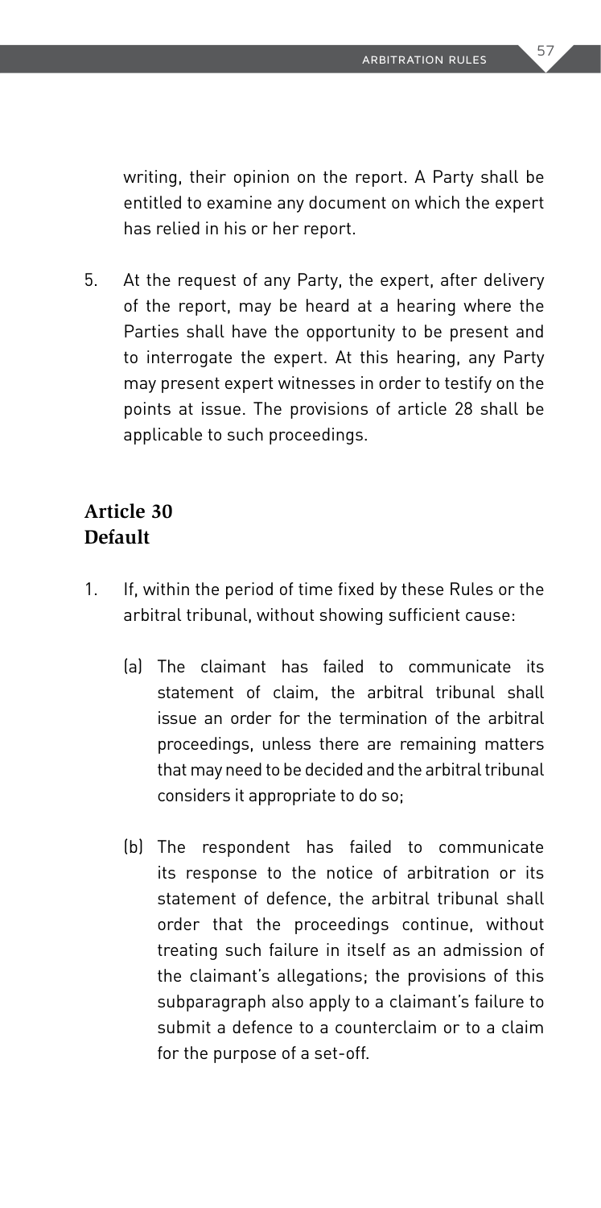writing, their opinion on the report. A Party shall be entitled to examine any document on which the expert has relied in his or her report.

5. At the request of any Party, the expert, after delivery of the report, may be heard at a hearing where the Parties shall have the opportunity to be present and to interrogate the expert. At this hearing, any Party may present expert witnesses in order to testify on the points at issue. The provisions of article 28 shall be applicable to such proceedings.

## Article 30
## Default

1. If, within the period of time fixed by these Rules or the arbitral tribunal, without showing sufficient cause:

   (a) The claimant has failed to communicate its statement of claim, the arbitral tribunal shall issue an order for the termination of the arbitral proceedings, unless there are remaining matters that may need to be decided and the arbitral tribunal considers it appropriate to do so;

   (b) The respondent has failed to communicate its response to the notice of arbitration or its statement of defence, the arbitral tribunal shall order that the proceedings continue, without treating such failure in itself as an admission of the claimant's allegations; the provisions of this subparagraph also apply to a claimant's failure to submit a defence to a counterclaim or to a claim for the purpose of a set-off.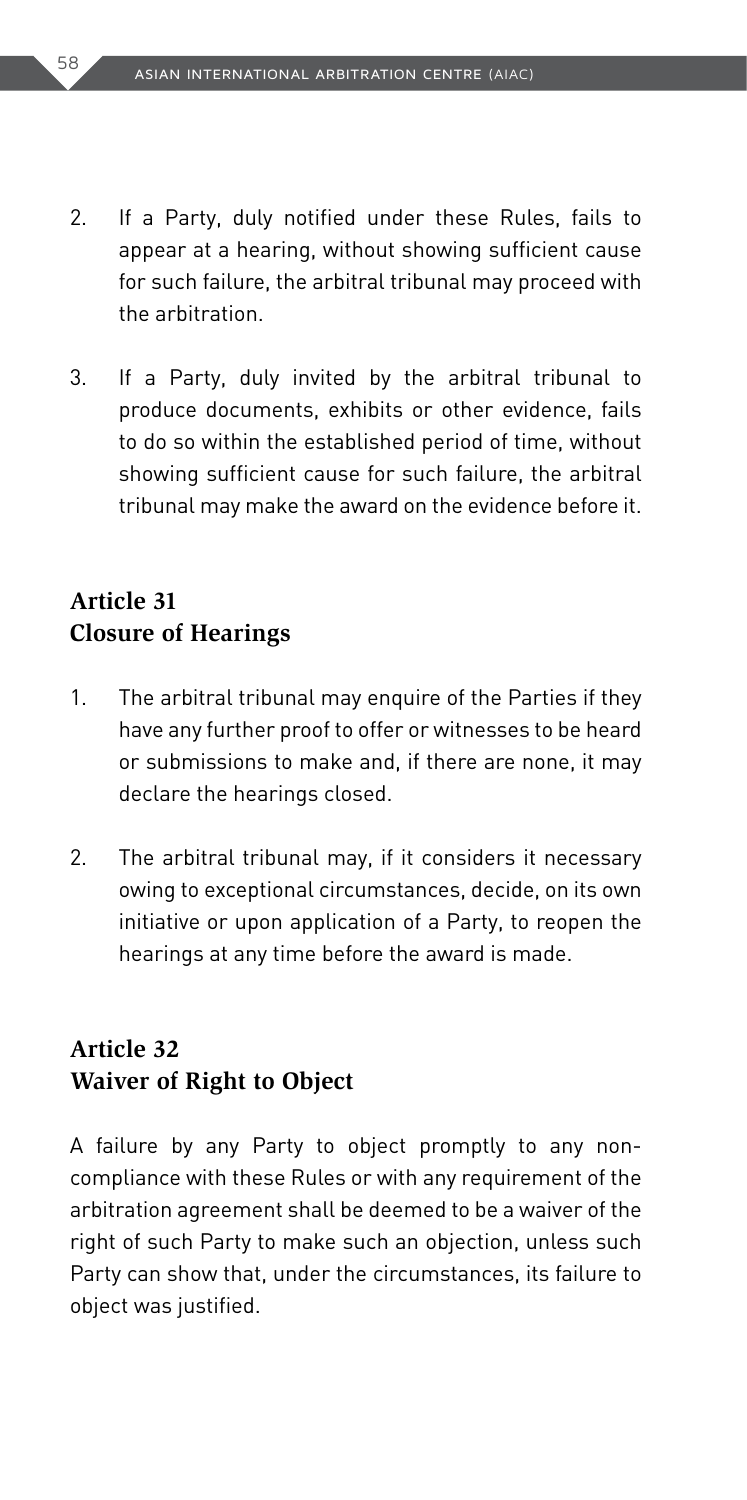2. If a Party, duly notified under these Rules, fails to appear at a hearing, without showing sufficient cause for such failure, the arbitral tribunal may proceed with the arbitration.

3. If a Party, duly invited by the arbitral tribunal to produce documents, exhibits or other evidence, fails to do so within the established period of time, without showing sufficient cause for such failure, the arbitral tribunal may make the award on the evidence before it.

## Article 31
## Closure of Hearings

1. The arbitral tribunal may enquire of the Parties if they have any further proof to offer or witnesses to be heard or submissions to make and, if there are none, it may declare the hearings closed.

2. The arbitral tribunal may, if it considers it necessary owing to exceptional circumstances, decide, on its own initiative or upon application of a Party, to reopen the hearings at any time before the award is made.

## Article 32
## Waiver of Right to Object

A failure by any Party to object promptly to any non-compliance with these Rules or with any requirement of the arbitration agreement shall be deemed to be a waiver of the right of such Party to make such an objection, unless such Party can show that, under the circumstances, its failure to object was justified.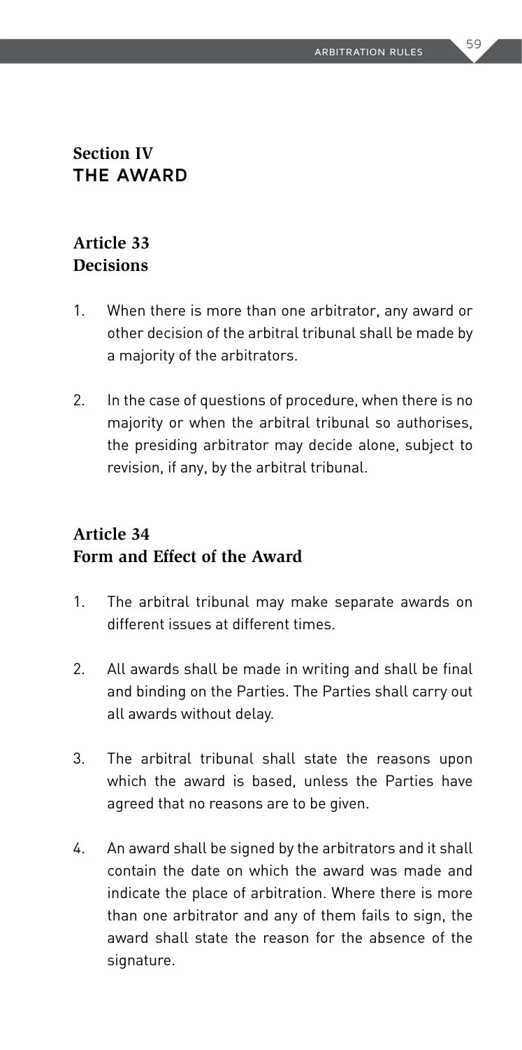## Section IV
## THE AWARD

### Article 33
### Decisions

1. When there is more than one arbitrator, any award or other decision of the arbitral tribunal shall be made by a majority of the arbitrators.

2. In the case of questions of procedure, when there is no majority or when the arbitral tribunal so authorises, the presiding arbitrator may decide alone, subject to revision, if any, by the arbitral tribunal.

### Article 34
### Form and Effect of the Award

1. The arbitral tribunal may make separate awards on different issues at different times.

2. All awards shall be made in writing and shall be final and binding on the Parties. The Parties shall carry out all awards without delay.

3. The arbitral tribunal shall state the reasons upon which the award is based, unless the Parties have agreed that no reasons are to be given.

4. An award shall be signed by the arbitrators and it shall contain the date on which the award was made and indicate the place of arbitration. Where there is more than one arbitrator and any of them fails to sign, the award shall state the reason for the absence of the signature.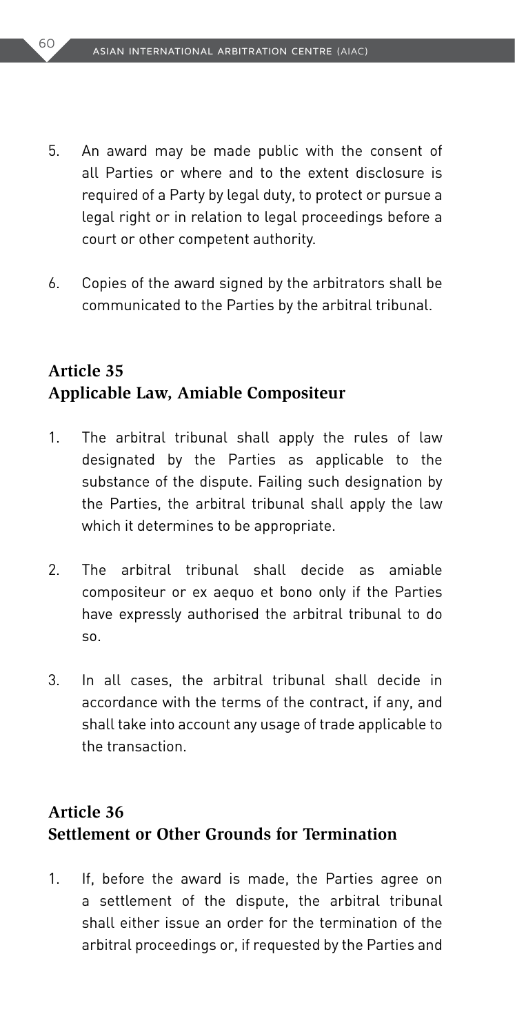5. An award may be made public with the consent of all Parties or where and to the extent disclosure is required of a Party by legal duty, to protect or pursue a legal right or in relation to legal proceedings before a court or other competent authority.

6. Copies of the award signed by the arbitrators shall be communicated to the Parties by the arbitral tribunal.

## Article 35
## Applicable Law, Amiable Compositeur

1. The arbitral tribunal shall apply the rules of law designated by the Parties as applicable to the substance of the dispute. Failing such designation by the Parties, the arbitral tribunal shall apply the law which it determines to be appropriate.

2. The arbitral tribunal shall decide as amiable compositeur or ex aequo et bono only if the Parties have expressly authorised the arbitral tribunal to do so.

3. In all cases, the arbitral tribunal shall decide in accordance with the terms of the contract, if any, and shall take into account any usage of trade applicable to the transaction.

## Article 36
## Settlement or Other Grounds for Termination

1. If, before the award is made, the Parties agree on a settlement of the dispute, the arbitral tribunal shall either issue an order for the termination of the arbitral proceedings or, if requested by the Parties and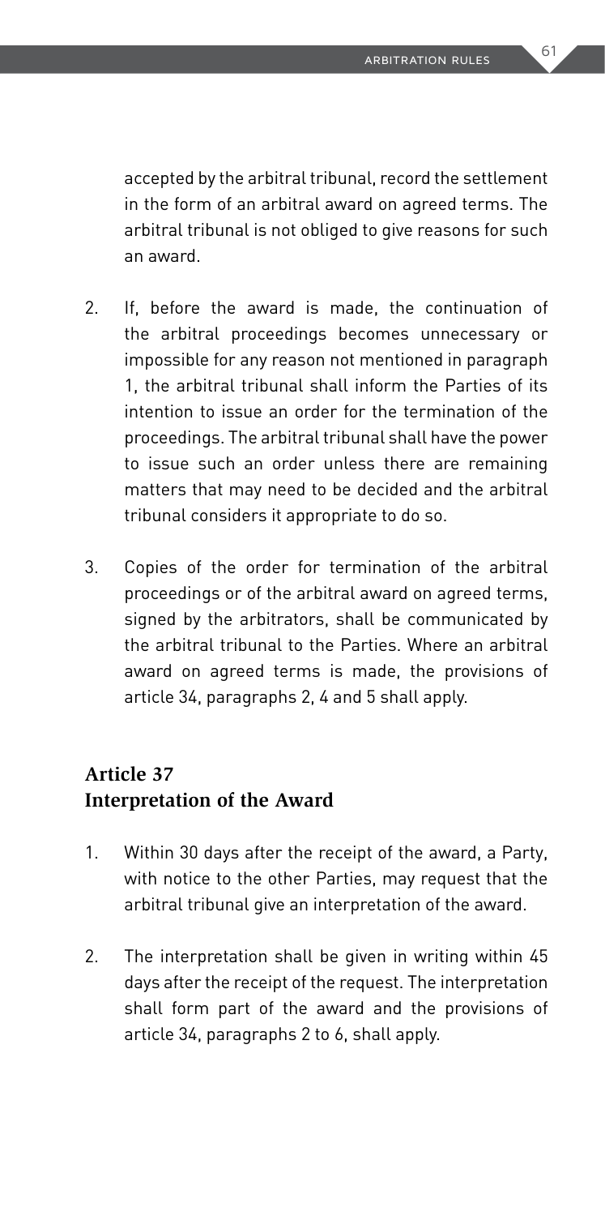accepted by the arbitral tribunal, record the settlement in the form of an arbitral award on agreed terms. The arbitral tribunal is not obliged to give reasons for such an award.

2. If, before the award is made, the continuation of the arbitral proceedings becomes unnecessary or impossible for any reason not mentioned in paragraph 1, the arbitral tribunal shall inform the Parties of its intention to issue an order for the termination of the proceedings. The arbitral tribunal shall have the power to issue such an order unless there are remaining matters that may need to be decided and the arbitral tribunal considers it appropriate to do so.

3. Copies of the order for termination of the arbitral proceedings or of the arbitral award on agreed terms, signed by the arbitrators, shall be communicated by the arbitral tribunal to the Parties. Where an arbitral award on agreed terms is made, the provisions of article 34, paragraphs 2, 4 and 5 shall apply.

## Article 37
## Interpretation of the Award

1. Within 30 days after the receipt of the award, a Party, with notice to the other Parties, may request that the arbitral tribunal give an interpretation of the award.

2. The interpretation shall be given in writing within 45 days after the receipt of the request. The interpretation shall form part of the award and the provisions of article 34, paragraphs 2 to 6, shall apply.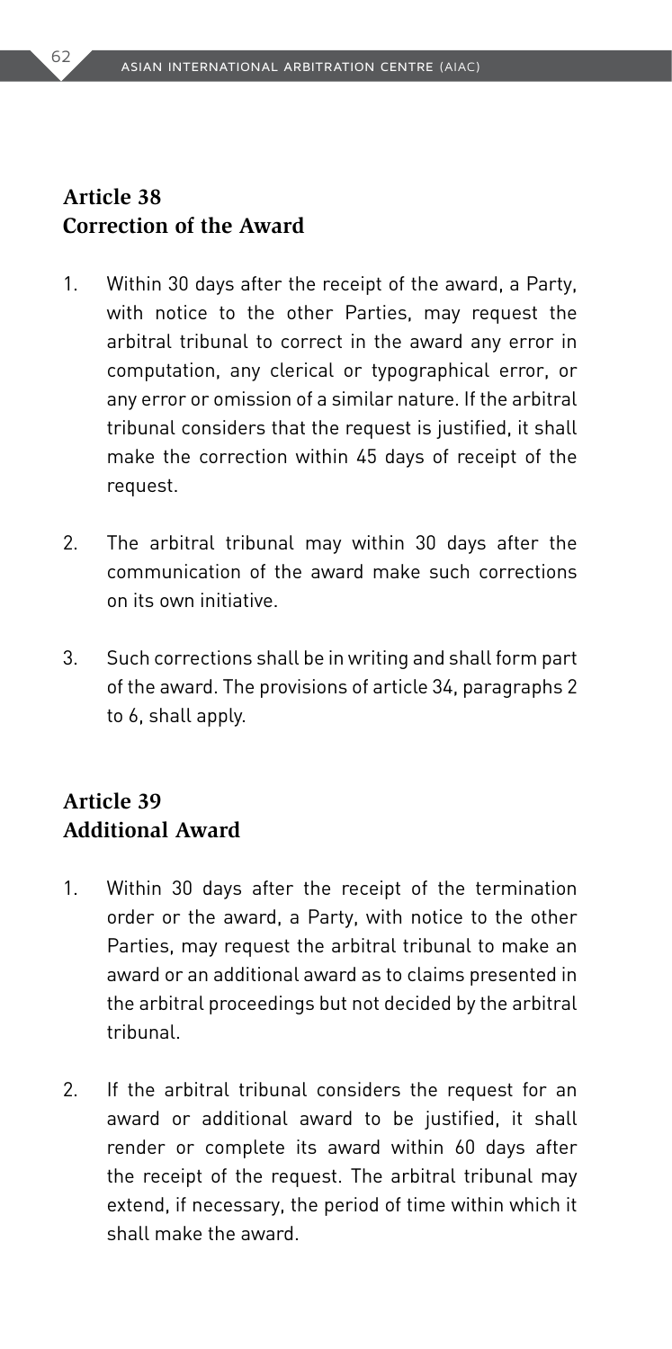## Article 38
## Correction of the Award

1. Within 30 days after the receipt of the award, a Party, with notice to the other Parties, may request the arbitral tribunal to correct in the award any error in computation, any clerical or typographical error, or any error or omission of a similar nature. If the arbitral tribunal considers that the request is justified, it shall make the correction within 45 days of receipt of the request.

2. The arbitral tribunal may within 30 days after the communication of the award make such corrections on its own initiative.

3. Such corrections shall be in writing and shall form part of the award. The provisions of article 34, paragraphs 2 to 6, shall apply.

## Article 39
## Additional Award

1. Within 30 days after the receipt of the termination order or the award, a Party, with notice to the other Parties, may request the arbitral tribunal to make an award or an additional award as to claims presented in the arbitral proceedings but not decided by the arbitral tribunal.

2. If the arbitral tribunal considers the request for an award or additional award to be justified, it shall render or complete its award within 60 days after the receipt of the request. The arbitral tribunal may extend, if necessary, the period of time within which it shall make the award.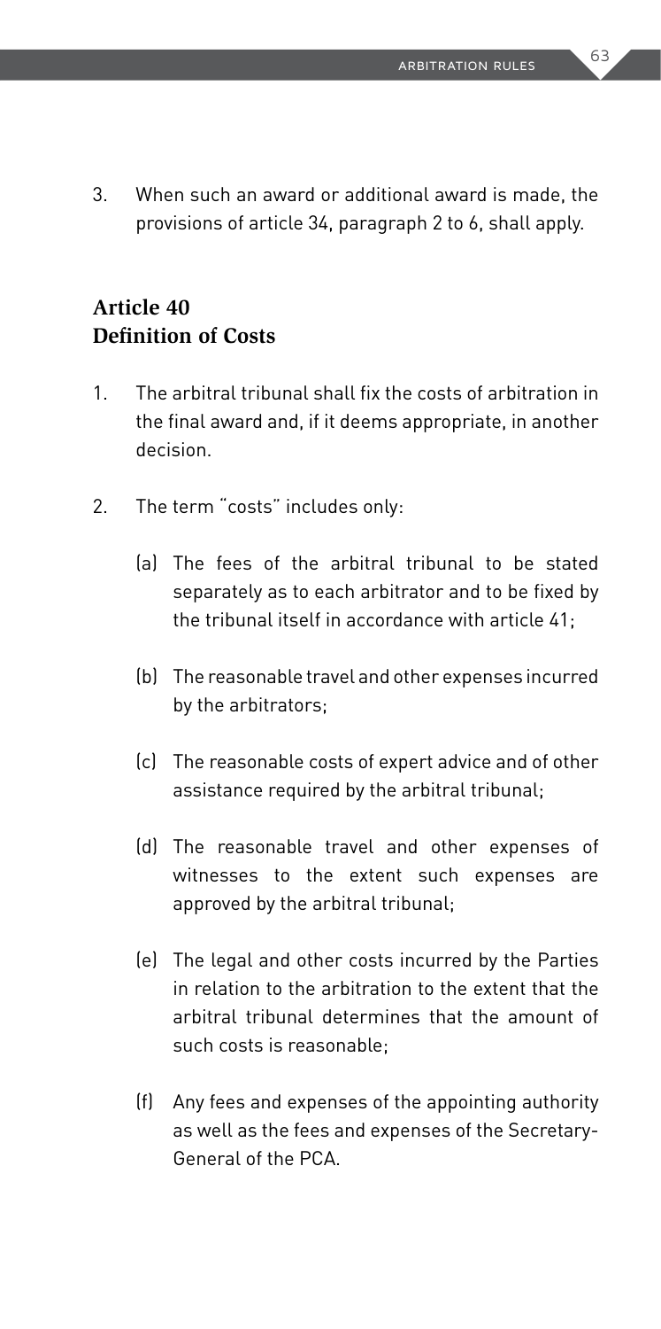3. When such an award or additional award is made, the provisions of article 34, paragraph 2 to 6, shall apply.

## Article 40
## Definition of Costs

1. The arbitral tribunal shall fix the costs of arbitration in the final award and, if it deems appropriate, in another decision.

2. The term "costs" includes only:

   (a) The fees of the arbitral tribunal to be stated separately as to each arbitrator and to be fixed by the tribunal itself in accordance with article 41;

   (b) The reasonable travel and other expenses incurred by the arbitrators;

   (c) The reasonable costs of expert advice and of other assistance required by the arbitral tribunal;

   (d) The reasonable travel and other expenses of witnesses to the extent such expenses are approved by the arbitral tribunal;

   (e) The legal and other costs incurred by the Parties in relation to the arbitration to the extent that the arbitral tribunal determines that the amount of such costs is reasonable;

   (f) Any fees and expenses of the appointing authority as well as the fees and expenses of the Secretary-General of the PCA.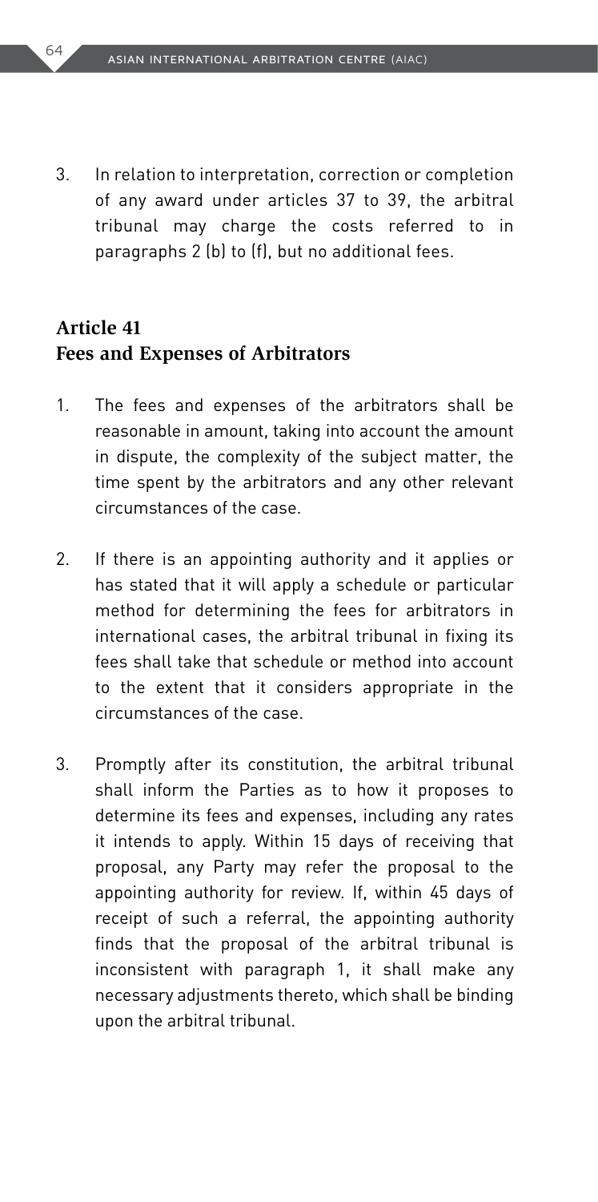3. In relation to interpretation, correction or completion of any award under articles 37 to 39, the arbitral tribunal may charge the costs referred to in paragraphs 2 (b) to (f), but no additional fees.

## Article 41
## Fees and Expenses of Arbitrators

1. The fees and expenses of the arbitrators shall be reasonable in amount, taking into account the amount in dispute, the complexity of the subject matter, the time spent by the arbitrators and any other relevant circumstances of the case.

2. If there is an appointing authority and it applies or has stated that it will apply a schedule or particular method for determining the fees for arbitrators in international cases, the arbitral tribunal in fixing its fees shall take that schedule or method into account to the extent that it considers appropriate in the circumstances of the case.

3. Promptly after its constitution, the arbitral tribunal shall inform the Parties as to how it proposes to determine its fees and expenses, including any rates it intends to apply. Within 15 days of receiving that proposal, any Party may refer the proposal to the appointing authority for review. If, within 45 days of receipt of such a referral, the appointing authority finds that the proposal of the arbitral tribunal is inconsistent with paragraph 1, it shall make any necessary adjustments thereto, which shall be binding upon the arbitral tribunal.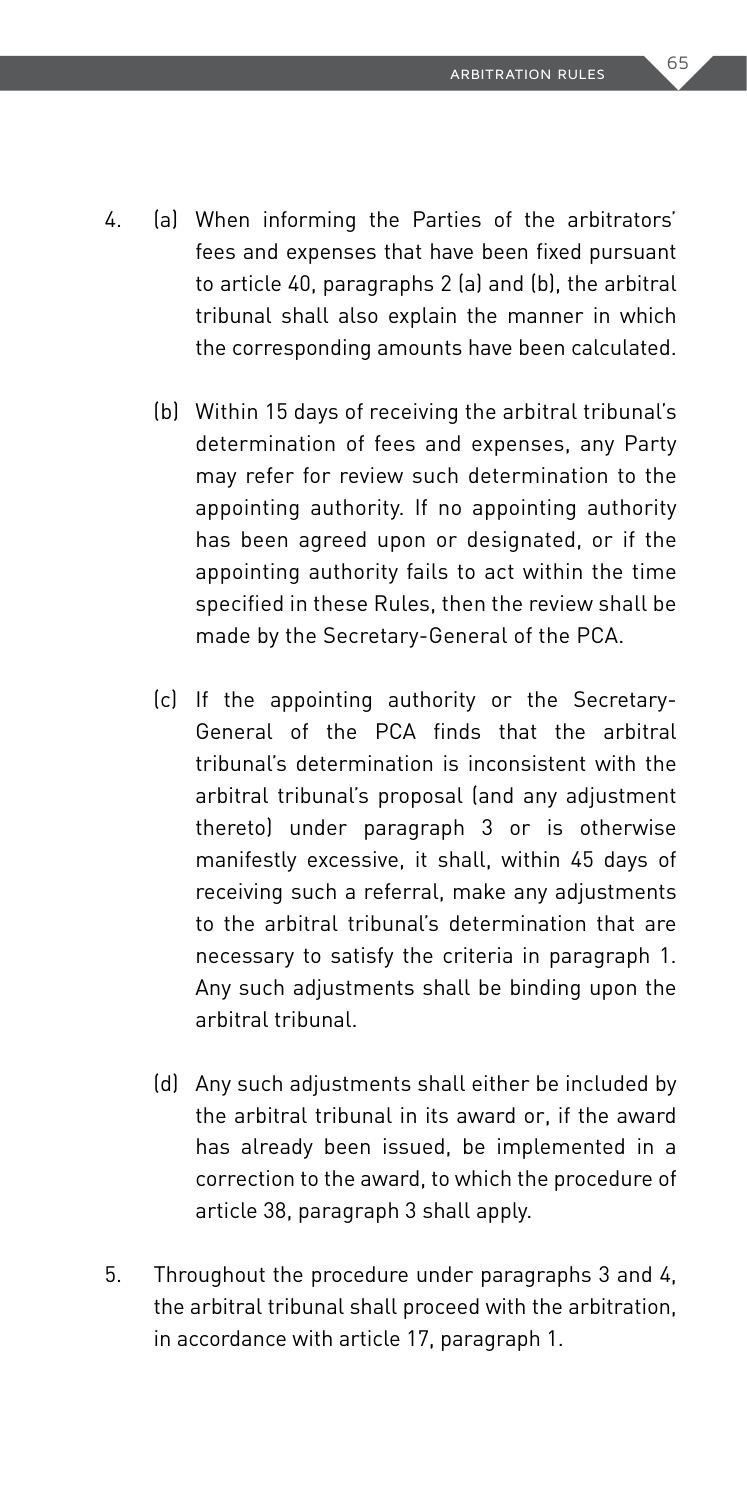4. (a) When informing the Parties of the arbitrators' fees and expenses that have been fixed pursuant to article 40, paragraphs 2 (a) and (b), the arbitral tribunal shall also explain the manner in which the corresponding amounts have been calculated.

   (b) Within 15 days of receiving the arbitral tribunal's determination of fees and expenses, any Party may refer for review such determination to the appointing authority. If no appointing authority has been agreed upon or designated, or if the appointing authority fails to act within the time specified in these Rules, then the review shall be made by the Secretary-General of the PCA.

   (c) If the appointing authority or the Secretary-General of the PCA finds that the arbitral tribunal's determination is inconsistent with the arbitral tribunal's proposal (and any adjustment thereto) under paragraph 3 or is otherwise manifestly excessive, it shall, within 45 days of receiving such a referral, make any adjustments to the arbitral tribunal's determination that are necessary to satisfy the criteria in paragraph 1. Any such adjustments shall be binding upon the arbitral tribunal.

   (d) Any such adjustments shall either be included by the arbitral tribunal in its award or, if the award has already been issued, be implemented in a correction to the award, to which the procedure of article 38, paragraph 3 shall apply.

5. Throughout the procedure under paragraphs 3 and 4, the arbitral tribunal shall proceed with the arbitration, in accordance with article 17, paragraph 1.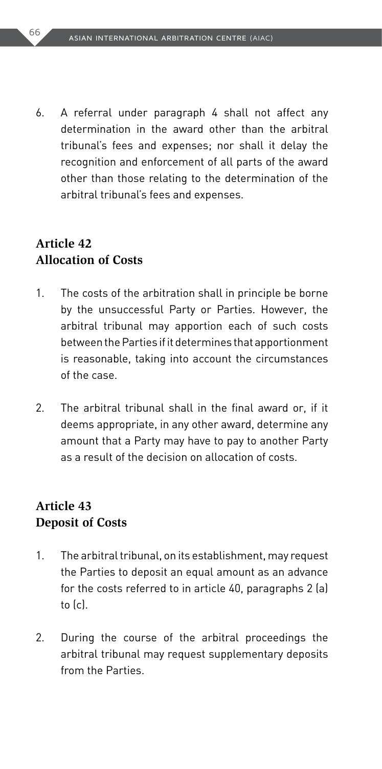6. A referral under paragraph 4 shall not affect any determination in the award other than the arbitral tribunal's fees and expenses; nor shall it delay the recognition and enforcement of all parts of the award other than those relating to the determination of the arbitral tribunal's fees and expenses.

## Article 42
## Allocation of Costs

1. The costs of the arbitration shall in principle be borne by the unsuccessful Party or Parties. However, the arbitral tribunal may apportion each of such costs between the Parties if it determines that apportionment is reasonable, taking into account the circumstances of the case.

2. The arbitral tribunal shall in the final award or, if it deems appropriate, in any other award, determine any amount that a Party may have to pay to another Party as a result of the decision on allocation of costs.

## Article 43
## Deposit of Costs

1. The arbitral tribunal, on its establishment, may request the Parties to deposit an equal amount as an advance for the costs referred to in article 40, paragraphs 2 (a) to (c).

2. During the course of the arbitral proceedings the arbitral tribunal may request supplementary deposits from the Parties.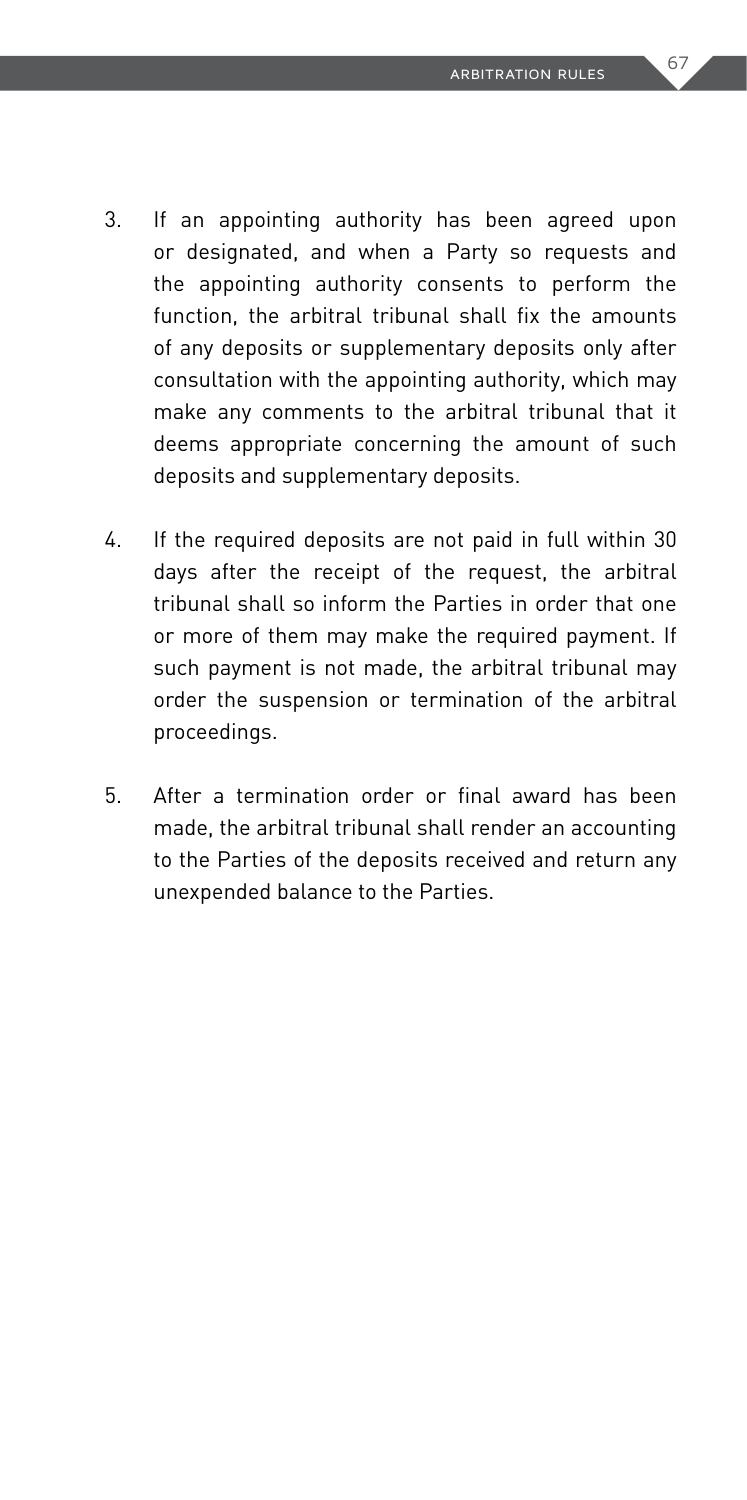3. If an appointing authority has been agreed upon or designated, and when a Party so requests and the appointing authority consents to perform the function, the arbitral tribunal shall fix the amounts of any deposits or supplementary deposits only after consultation with the appointing authority, which may make any comments to the arbitral tribunal that it deems appropriate concerning the amount of such deposits and supplementary deposits.

4. If the required deposits are not paid in full within 30 days after the receipt of the request, the arbitral tribunal shall so inform the Parties in order that one or more of them may make the required payment. If such payment is not made, the arbitral tribunal may order the suspension or termination of the arbitral proceedings.

5. After a termination order or final award has been made, the arbitral tribunal shall render an accounting to the Parties of the deposits received and return any unexpended balance to the Parties.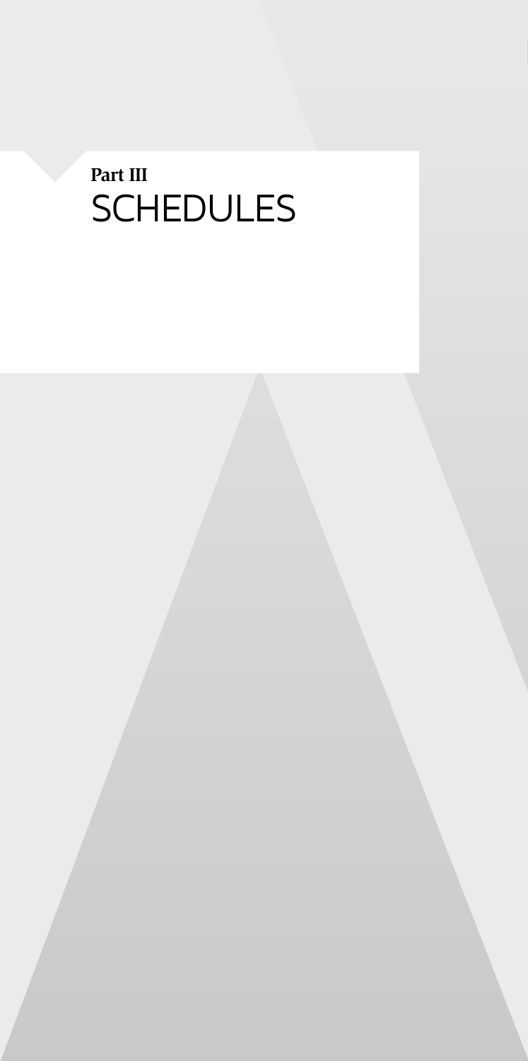**Part III**

# SCHEDULES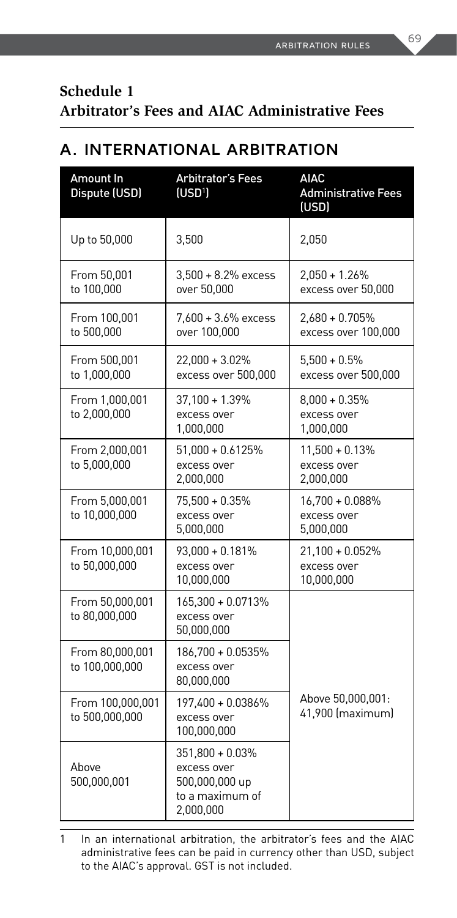## Schedule 1
## Arbitrator's Fees and AIAC Administrative Fees

## A. INTERNATIONAL ARBITRATION

| Amount In Dispute (USD) | Arbitrator's Fees (USD[1]) | AIAC Administrative Fees (USD) |
|---|---|---|
| Up to 50,000 | 3,500 | 2,050 |
| From 50,001 to 100,000 | 3,500 + 8.2% excess over 50,000 | 2,050 + 1.26% excess over 50,000 |
| From 100,001 to 500,000 | 7,600 + 3.6% excess over 100,000 | 2,680 + 0.705% excess over 100,000 |
| From 500,001 to 1,000,000 | 22,000 + 3.02% excess over 500,000 | 5,500 + 0.5% excess over 500,000 |
| From 1,000,001 to 2,000,000 | 37,100 + 1.39% excess over 1,000,000 | 8,000 + 0.35% excess over 1,000,000 |
| From 2,000,001 to 5,000,000 | 51,000 + 0.6125% excess over 2,000,000 | 11,500 + 0.13% excess over 2,000,000 |
| From 5,000,001 to 10,000,000 | 75,500 + 0.35% excess over 5,000,000 | 16,700 + 0.088% excess over 5,000,000 |
| From 10,000,001 to 50,000,000 | 93,000 + 0.181% excess over 10,000,000 | 21,100 + 0.052% excess over 10,000,000 |
| From 50,000,001 to 80,000,000 | 165,300 + 0.0713% excess over 50,000,000 | Above 50,000,001: 41,900 (maximum) |
| From 80,000,001 to 100,000,000 | 186,700 + 0.0535% excess over 80,000,000 | |
| From 100,000,001 to 500,000,000 | 197,400 + 0.0386% excess over 100,000,000 | |
| Above 500,000,001 | 351,800 + 0.03% excess over 500,000,000 up to a maximum of 2,000,000 | |

1 In an international arbitration, the arbitrator's fees and the AIAC administrative fees can be paid in currency other than USD, subject to the AIAC's approval. GST is not included.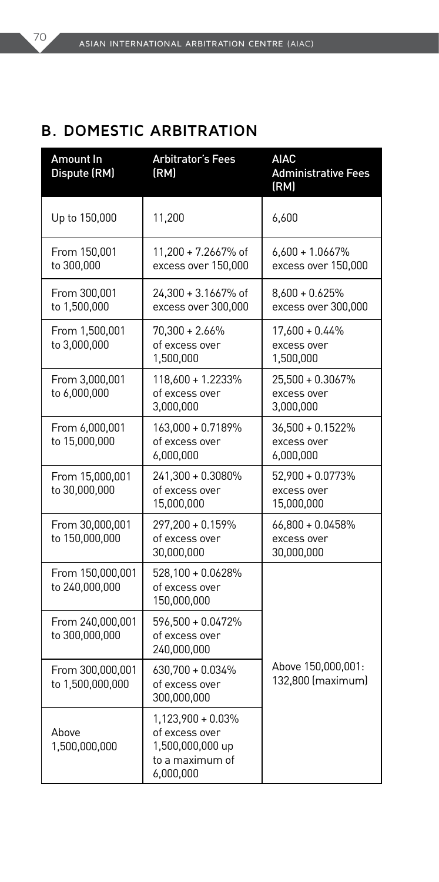## B. DOMESTIC ARBITRATION

| Amount In Dispute (RM) | Arbitrator's Fees (RM) | AIAC Administrative Fees (RM) |
|---|---|---|
| Up to 150,000 | 11,200 | 6,600 |
| From 150,001 to 300,000 | 11,200 + 7.2667% of excess over 150,000 | 6,600 + 1.0667% excess over 150,000 |
| From 300,001 to 1,500,000 | 24,300 + 3.1667% of excess over 300,000 | 8,600 + 0.625% excess over 300,000 |
| From 1,500,001 to 3,000,000 | 70,300 + 2.66% of excess over 1,500,000 | 17,600 + 0.44% excess over 1,500,000 |
| From 3,000,001 to 6,000,000 | 118,600 + 1.2233% of excess over 3,000,000 | 25,500 + 0.3067% excess over 3,000,000 |
| From 6,000,001 to 15,000,000 | 163,000 + 0.7189% of excess over 6,000,000 | 36,500 + 0.1522% excess over 6,000,000 |
| From 15,000,001 to 30,000,000 | 241,300 + 0.3080% of excess over 15,000,000 | 52,900 + 0.0773% excess over 15,000,000 |
| From 30,000,001 to 150,000,000 | 297,200 + 0.159% of excess over 30,000,000 | 66,800 + 0.0458% excess over 30,000,000 |
| From 150,000,001 to 240,000,000 | 528,100 + 0.0628% of excess over 150,000,000 | Above 150,000,001: 132,800 (maximum) |
| From 240,000,001 to 300,000,000 | 596,500 + 0.0472% of excess over 240,000,000 | |
| From 300,000,001 to 1,500,000,000 | 630,700 + 0.034% of excess over 300,000,000 | |
| Above 1,500,000,000 | 1,123,900 + 0.03% of excess over 1,500,000,000 up to a maximum of 6,000,000 | |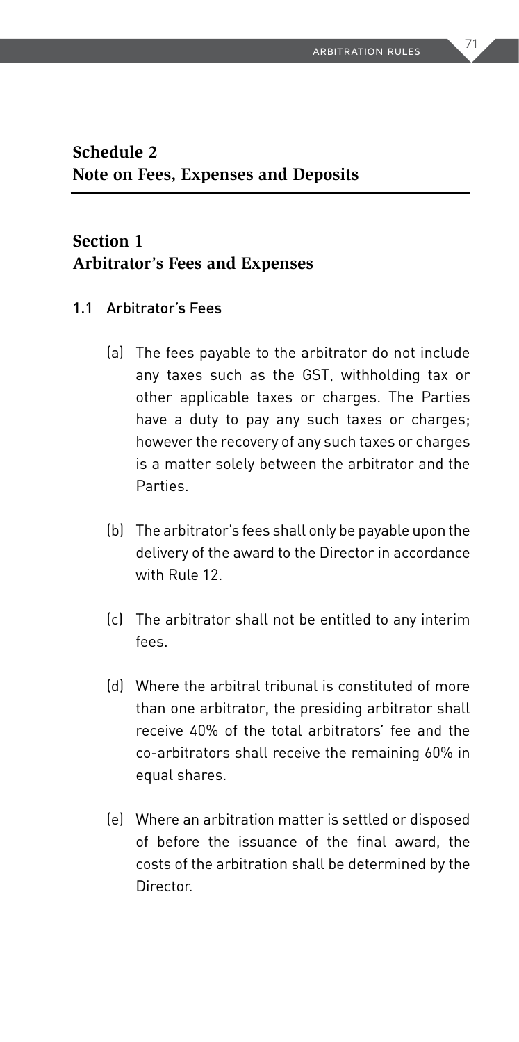## Schedule 2
## Note on Fees, Expenses and Deposits

## Section 1
## Arbitrator's Fees and Expenses

### 1.1 Arbitrator's Fees

(a) The fees payable to the arbitrator do not include any taxes such as the GST, withholding tax or other applicable taxes or charges. The Parties have a duty to pay any such taxes or charges; however the recovery of any such taxes or charges is a matter solely between the arbitrator and the Parties.

(b) The arbitrator's fees shall only be payable upon the delivery of the award to the Director in accordance with Rule 12.

(c) The arbitrator shall not be entitled to any interim fees.

(d) Where the arbitral tribunal is constituted of more than one arbitrator, the presiding arbitrator shall receive 40% of the total arbitrators' fee and the co-arbitrators shall receive the remaining 60% in equal shares.

(e) Where an arbitration matter is settled or disposed of before the issuance of the final award, the costs of the arbitration shall be determined by the Director.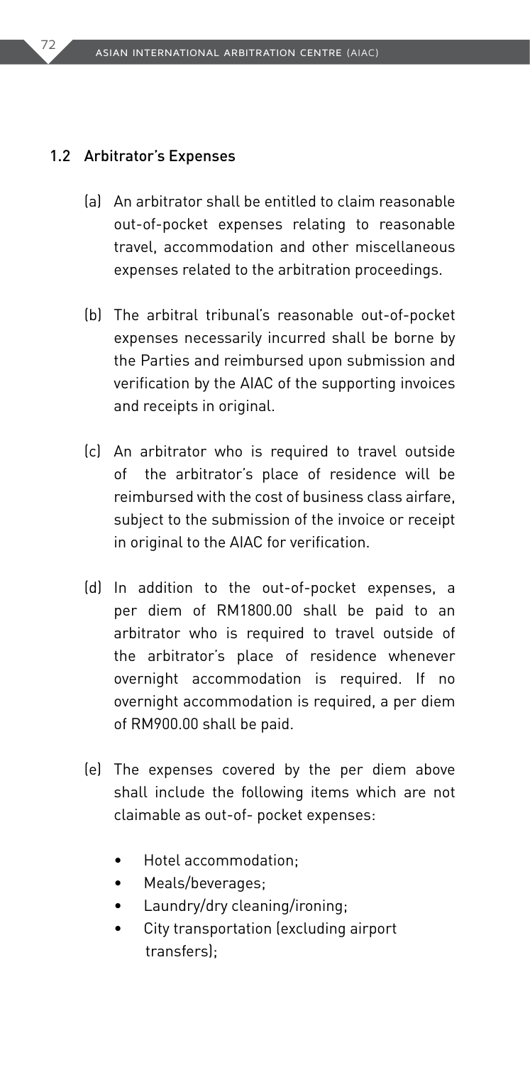### 1.2 Arbitrator's Expenses

(a) An arbitrator shall be entitled to claim reasonable out-of-pocket expenses relating to reasonable travel, accommodation and other miscellaneous expenses related to the arbitration proceedings.

(b) The arbitral tribunal's reasonable out-of-pocket expenses necessarily incurred shall be borne by the Parties and reimbursed upon submission and verification by the AIAC of the supporting invoices and receipts in original.

(c) An arbitrator who is required to travel outside of the arbitrator's place of residence will be reimbursed with the cost of business class airfare, subject to the submission of the invoice or receipt in original to the AIAC for verification.

(d) In addition to the out-of-pocket expenses, a per diem of RM1800.00 shall be paid to an arbitrator who is required to travel outside of the arbitrator's place of residence whenever overnight accommodation is required. If no overnight accommodation is required, a per diem of RM900.00 shall be paid.

(e) The expenses covered by the per diem above shall include the following items which are not claimable as out-of- pocket expenses:

- Hotel accommodation;
- Meals/beverages;
- Laundry/dry cleaning/ironing;
- City transportation (excluding airport transfers);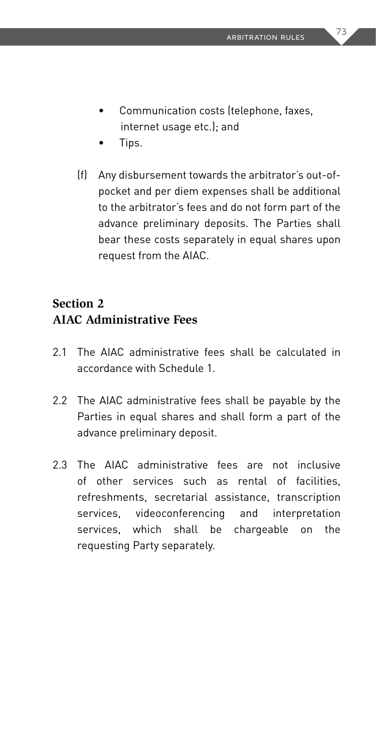- Communication costs (telephone, faxes, internet usage etc.); and
- Tips.

(f) Any disbursement towards the arbitrator's out-of-pocket and per diem expenses shall be additional to the arbitrator's fees and do not form part of the advance preliminary deposits. The Parties shall bear these costs separately in equal shares upon request from the AIAC.

## Section 2
## AIAC Administrative Fees

2.1 The AIAC administrative fees shall be calculated in accordance with Schedule 1.

2.2 The AIAC administrative fees shall be payable by the Parties in equal shares and shall form a part of the advance preliminary deposit.

2.3 The AIAC administrative fees are not inclusive of other services such as rental of facilities, refreshments, secretarial assistance, transcription services, videoconferencing and interpretation services, which shall be chargeable on the requesting Party separately.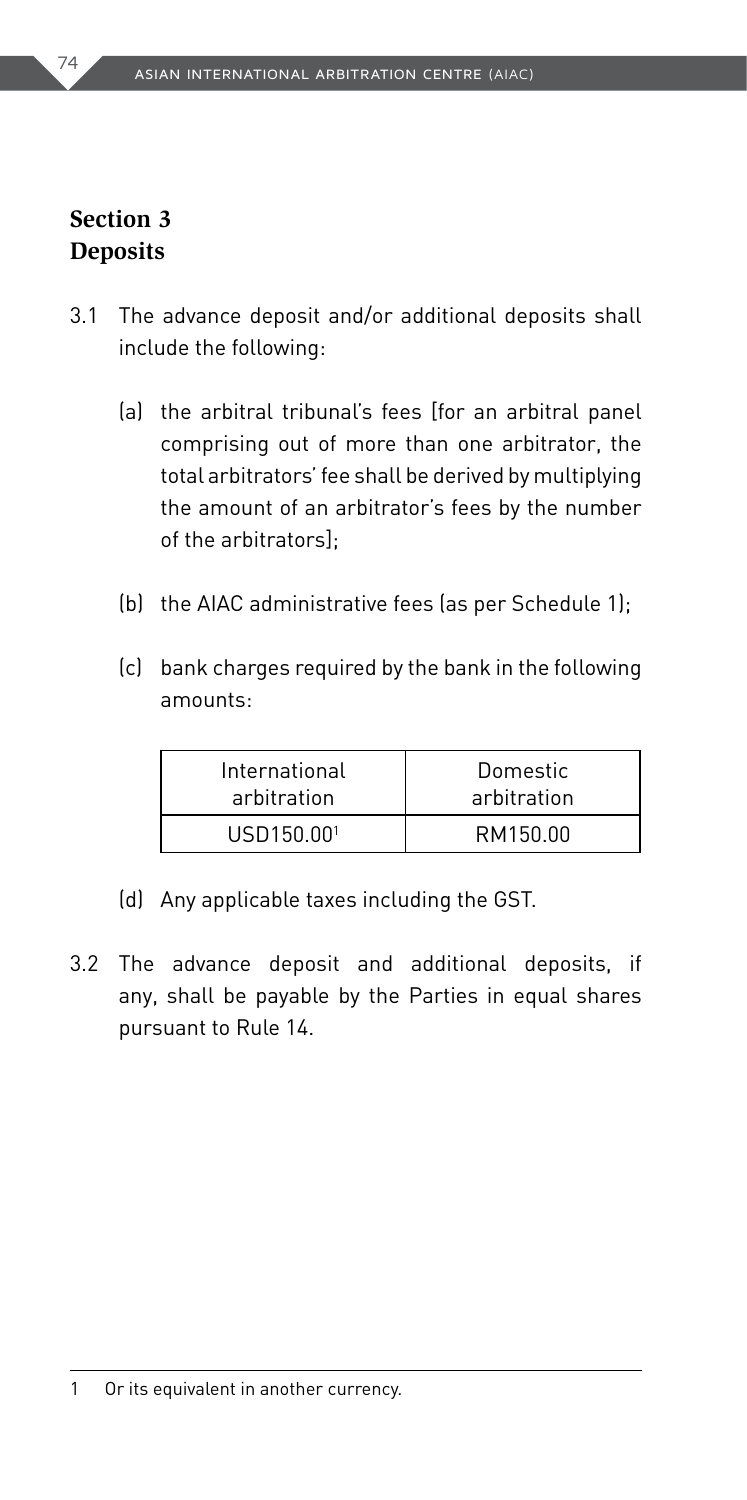## Section 3
## Deposits

3.1 The advance deposit and/or additional deposits shall include the following:

(a) the arbitral tribunal's fees [for an arbitral panel comprising out of more than one arbitrator, the total arbitrators' fee shall be derived by multiplying the amount of an arbitrator's fees by the number of the arbitrators];

(b) the AIAC administrative fees (as per Schedule 1);

(c) bank charges required by the bank in the following amounts:

| International arbitration | Domestic arbitration |
|---|---|
| USD150.00[1] | RM150.00 |

(d) Any applicable taxes including the GST.

3.2 The advance deposit and additional deposits, if any, shall be payable by the Parties in equal shares pursuant to Rule 14.

---

1 Or its equivalent in another currency.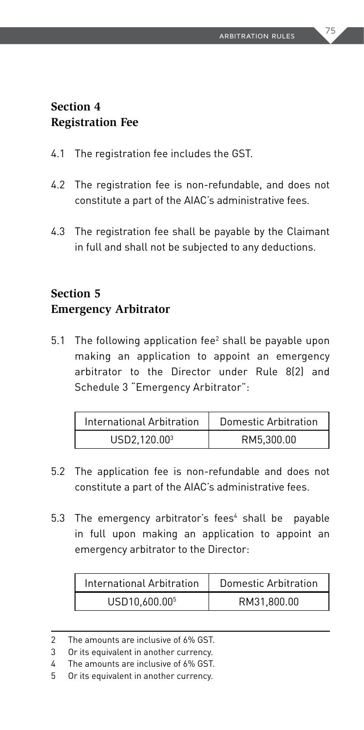## Section 4
## Registration Fee

4.1 The registration fee includes the GST.

4.2 The registration fee is non-refundable, and does not constitute a part of the AIAC's administrative fees.

4.3 The registration fee shall be payable by the Claimant in full and shall not be subjected to any deductions.

## Section 5
## Emergency Arbitrator

5.1 The following application fee[2] shall be payable upon making an application to appoint an emergency arbitrator to the Director under Rule 8(2) and Schedule 3 "Emergency Arbitrator":

| International Arbitration | Domestic Arbitration |
|---|---|
| USD2,120.00[3] | RM5,300.00 |

5.2 The application fee is non-refundable and does not constitute a part of the AIAC's administrative fees.

5.3 The emergency arbitrator's fees[4] shall be payable in full upon making an application to appoint an emergency arbitrator to the Director:

| International Arbitration | Domestic Arbitration |
|---|---|
| USD10,600.00[5] | RM31,800.00 |

---

2 The amounts are inclusive of 6% GST.

3 Or its equivalent in another currency.

4 The amounts are inclusive of 6% GST.

5 Or its equivalent in another currency.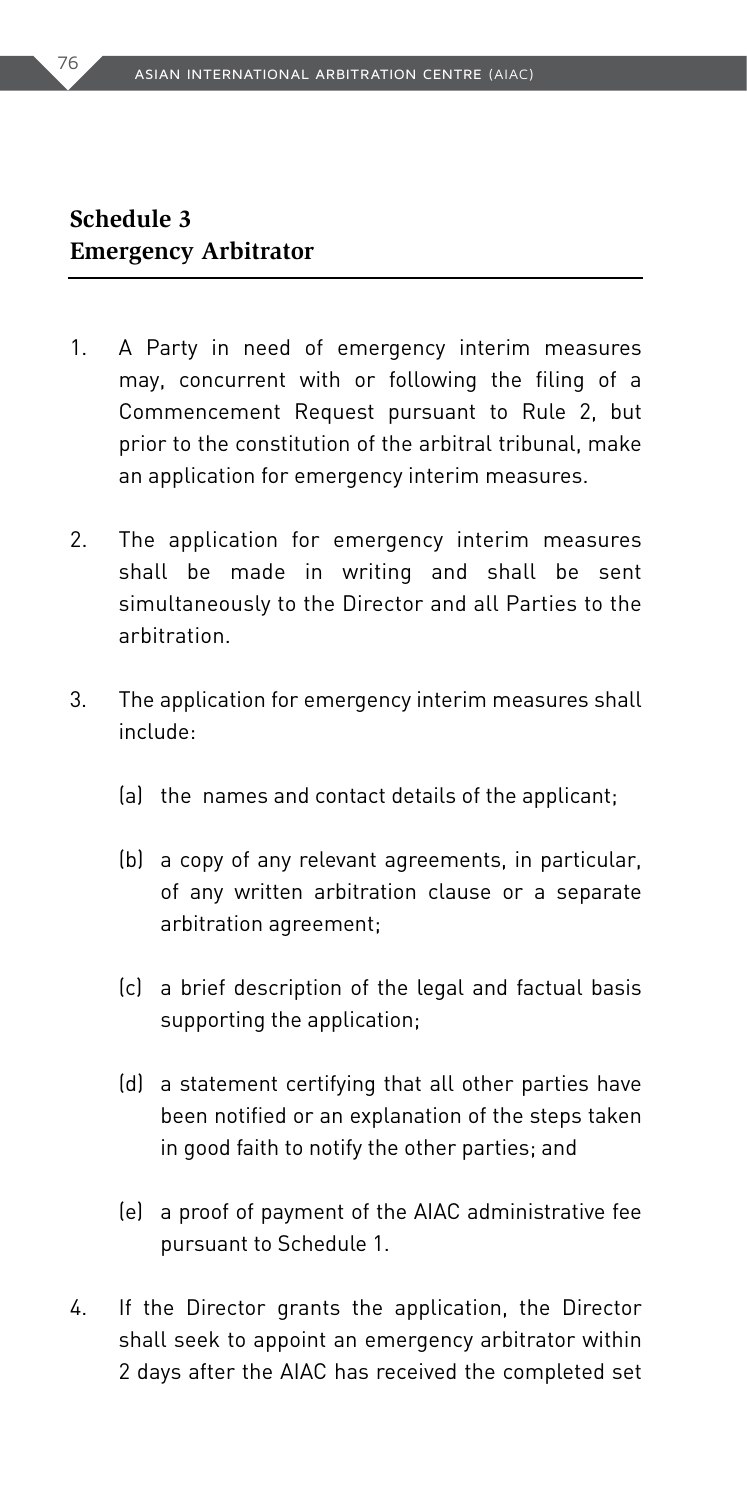## Schedule 3
## Emergency Arbitrator

1. A Party in need of emergency interim measures may, concurrent with or following the filing of a Commencement Request pursuant to Rule 2, but prior to the constitution of the arbitral tribunal, make an application for emergency interim measures.

2. The application for emergency interim measures shall be made in writing and shall be sent simultaneously to the Director and all Parties to the arbitration.

3. The application for emergency interim measures shall include:

   (a) the names and contact details of the applicant;

   (b) a copy of any relevant agreements, in particular, of any written arbitration clause or a separate arbitration agreement;

   (c) a brief description of the legal and factual basis supporting the application;

   (d) a statement certifying that all other parties have been notified or an explanation of the steps taken in good faith to notify the other parties; and

   (e) a proof of payment of the AIAC administrative fee pursuant to Schedule 1.

4. If the Director grants the application, the Director shall seek to appoint an emergency arbitrator within 2 days after the AIAC has received the completed set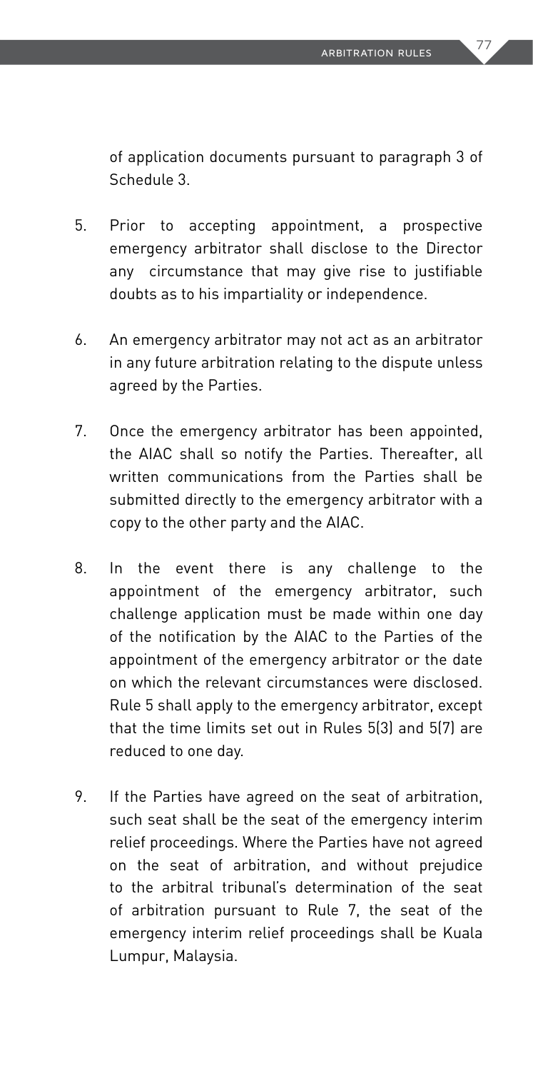of application documents pursuant to paragraph 3 of Schedule 3.

5. Prior to accepting appointment, a prospective emergency arbitrator shall disclose to the Director any circumstance that may give rise to justifiable doubts as to his impartiality or independence.

6. An emergency arbitrator may not act as an arbitrator in any future arbitration relating to the dispute unless agreed by the Parties.

7. Once the emergency arbitrator has been appointed, the AIAC shall so notify the Parties. Thereafter, all written communications from the Parties shall be submitted directly to the emergency arbitrator with a copy to the other party and the AIAC.

8. In the event there is any challenge to the appointment of the emergency arbitrator, such challenge application must be made within one day of the notification by the AIAC to the Parties of the appointment of the emergency arbitrator or the date on which the relevant circumstances were disclosed. Rule 5 shall apply to the emergency arbitrator, except that the time limits set out in Rules 5(3) and 5(7) are reduced to one day.

9. If the Parties have agreed on the seat of arbitration, such seat shall be the seat of the emergency interim relief proceedings. Where the Parties have not agreed on the seat of arbitration, and without prejudice to the arbitral tribunal's determination of the seat of arbitration pursuant to Rule 7, the seat of the emergency interim relief proceedings shall be Kuala Lumpur, Malaysia.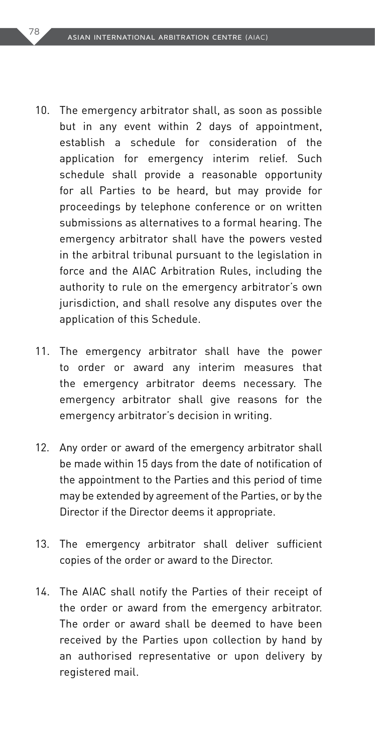10. The emergency arbitrator shall, as soon as possible but in any event within 2 days of appointment, establish a schedule for consideration of the application for emergency interim relief. Such schedule shall provide a reasonable opportunity for all Parties to be heard, but may provide for proceedings by telephone conference or on written submissions as alternatives to a formal hearing. The emergency arbitrator shall have the powers vested in the arbitral tribunal pursuant to the legislation in force and the AIAC Arbitration Rules, including the authority to rule on the emergency arbitrator's own jurisdiction, and shall resolve any disputes over the application of this Schedule.

11. The emergency arbitrator shall have the power to order or award any interim measures that the emergency arbitrator deems necessary. The emergency arbitrator shall give reasons for the emergency arbitrator's decision in writing.

12. Any order or award of the emergency arbitrator shall be made within 15 days from the date of notification of the appointment to the Parties and this period of time may be extended by agreement of the Parties, or by the Director if the Director deems it appropriate.

13. The emergency arbitrator shall deliver sufficient copies of the order or award to the Director.

14. The AIAC shall notify the Parties of their receipt of the order or award from the emergency arbitrator. The order or award shall be deemed to have been received by the Parties upon collection by hand by an authorised representative or upon delivery by registered mail.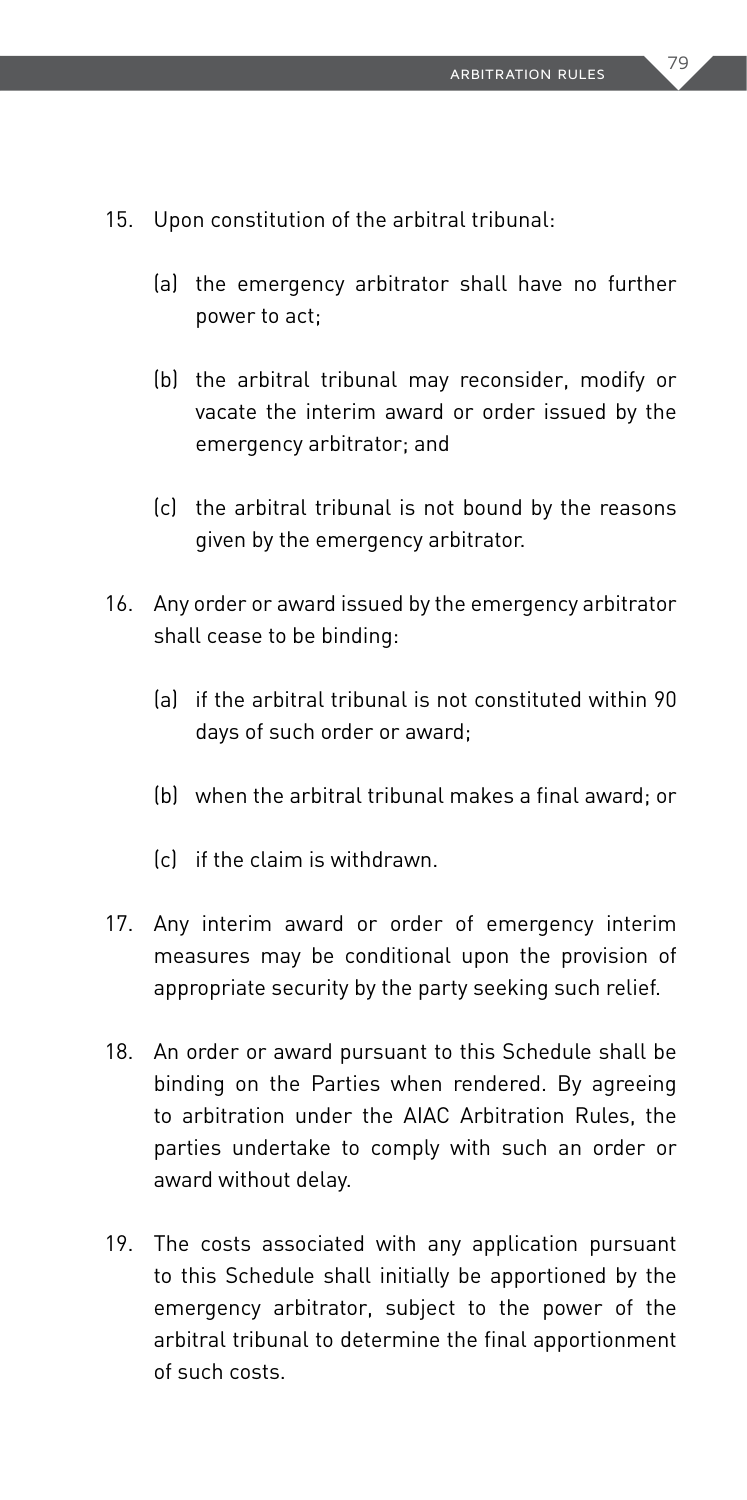15. Upon constitution of the arbitral tribunal:

    (a) the emergency arbitrator shall have no further power to act;

    (b) the arbitral tribunal may reconsider, modify or vacate the interim award or order issued by the emergency arbitrator; and

    (c) the arbitral tribunal is not bound by the reasons given by the emergency arbitrator.

16. Any order or award issued by the emergency arbitrator shall cease to be binding:

    (a) if the arbitral tribunal is not constituted within 90 days of such order or award;

    (b) when the arbitral tribunal makes a final award; or

    (c) if the claim is withdrawn.

17. Any interim award or order of emergency interim measures may be conditional upon the provision of appropriate security by the party seeking such relief.

18. An order or award pursuant to this Schedule shall be binding on the Parties when rendered. By agreeing to arbitration under the AIAC Arbitration Rules, the parties undertake to comply with such an order or award without delay.

19. The costs associated with any application pursuant to this Schedule shall initially be apportioned by the emergency arbitrator, subject to the power of the arbitral tribunal to determine the final apportionment of such costs.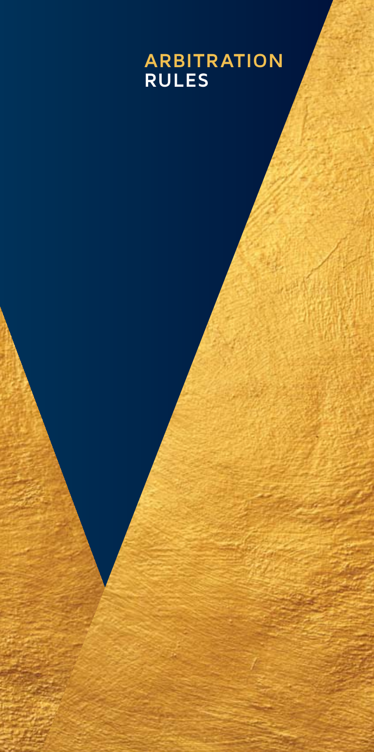# ARBITRATION RULES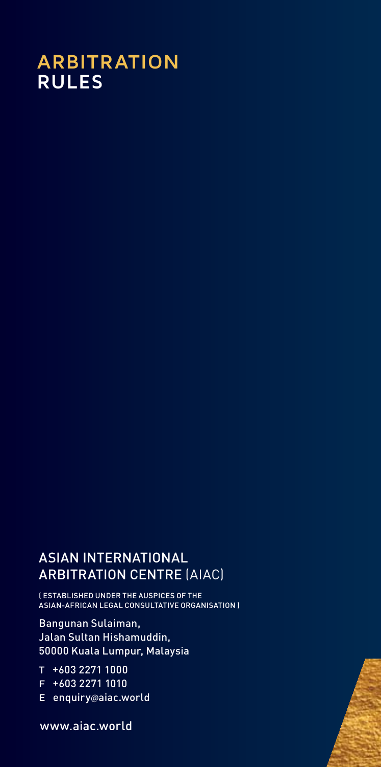# ARBITRATION RULES

## ASIAN INTERNATIONAL ARBITRATION CENTRE (AIAC)

( ESTABLISHED UNDER THE AUSPICES OF THE ASIAN-AFRICAN LEGAL CONSULTATIVE ORGANISATION )

Bangunan Sulaiman,
Jalan Sultan Hishamuddin,
50000 Kuala Lumpur, Malaysia

T +603 2271 1000
F +603 2271 1010
E enquiry@aiac.world

www.aiac.world